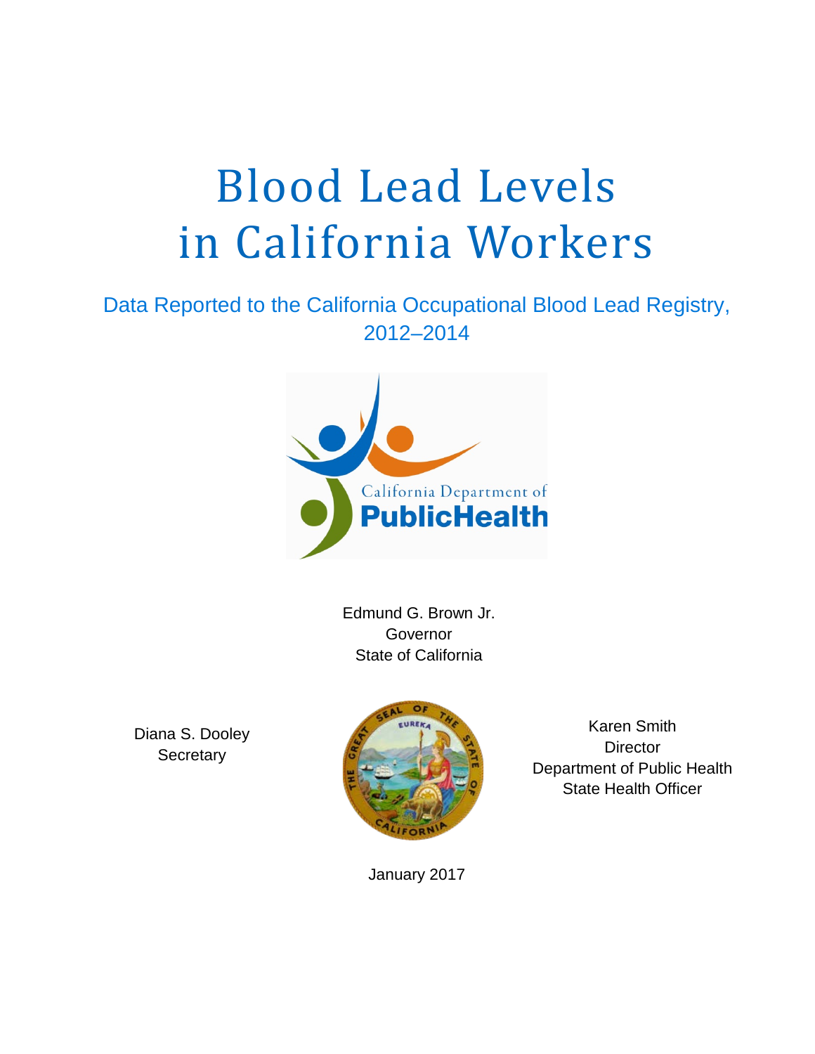# Blood Lead Levels in California Workers

## Data Reported to the California Occupational Blood Lead Registry, 2012–2014

California Department of Public Health

Edmund G. Brown Jr.
Governor
State of California

Diana S. Dooley
Secretary

Karen Smith
Director
Department of Public Health
State Health Officer

January 2017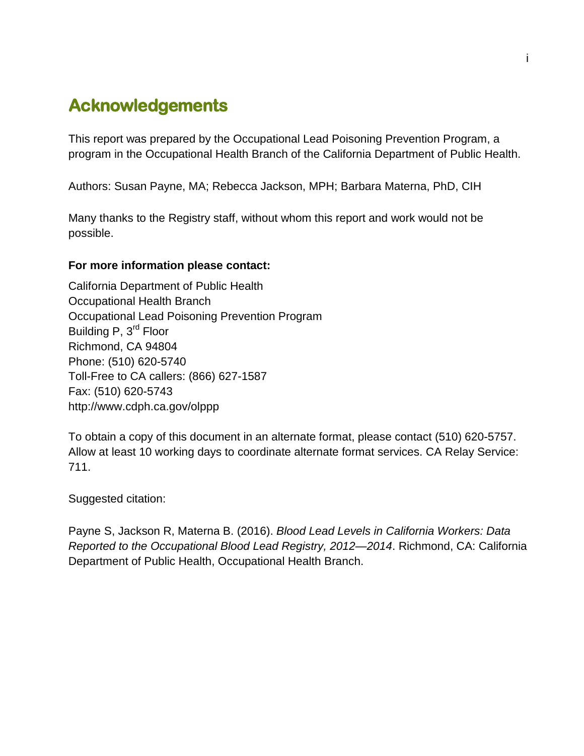# Acknowledgements

This report was prepared by the Occupational Lead Poisoning Prevention Program, a program in the Occupational Health Branch of the California Department of Public Health.

Authors: Susan Payne, MA; Rebecca Jackson, MPH; Barbara Materna, PhD, CIH

Many thanks to the Registry staff, without whom this report and work would not be possible.

**For more information please contact:**

California Department of Public Health
Occupational Health Branch
Occupational Lead Poisoning Prevention Program
Building P, 3rd Floor
Richmond, CA 94804
Phone: (510) 620-5740
Toll-Free to CA callers: (866) 627-1587
Fax: (510) 620-5743
http://www.cdph.ca.gov/olppp

To obtain a copy of this document in an alternate format, please contact (510) 620-5757. Allow at least 10 working days to coordinate alternate format services. CA Relay Service: 711.

Suggested citation:

Payne S, Jackson R, Materna B. (2016). *Blood Lead Levels in California Workers: Data Reported to the Occupational Blood Lead Registry, 2012—2014*. Richmond, CA: California Department of Public Health, Occupational Health Branch.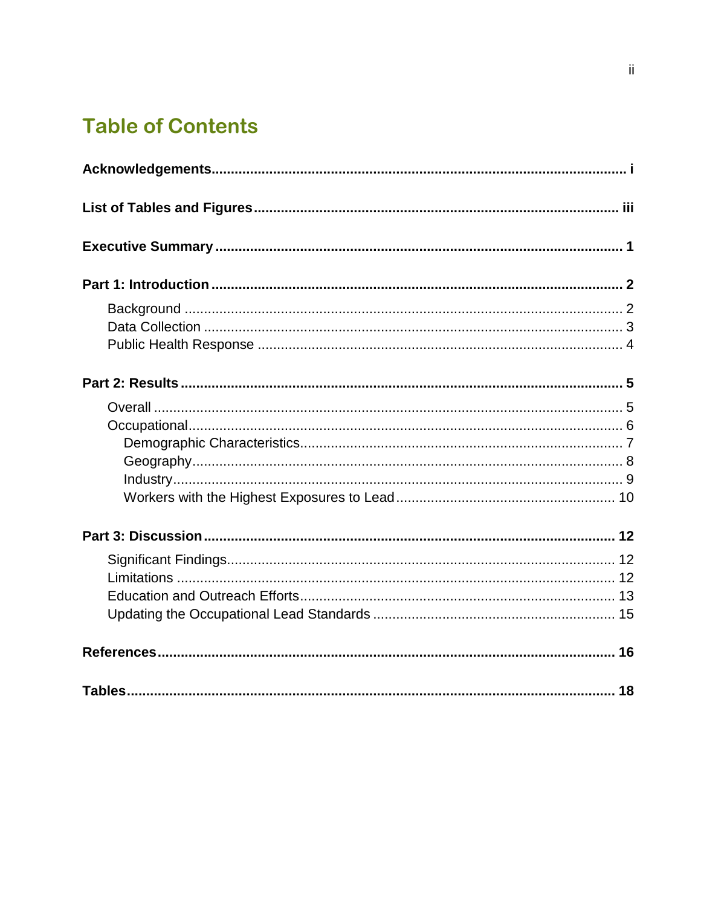# Table of Contents

**Acknowledgements** ........ i

**List of Tables and Figures** ........ iii

**Executive Summary** ........ 1

**Part 1: Introduction** ........ 2

- Background ........ 2
- Data Collection ........ 3
- Public Health Response ........ 4

**Part 2: Results** ........ 5

- Overall ........ 5
- Occupational ........ 6
  - Demographic Characteristics ........ 7
  - Geography ........ 8
  - Industry ........ 9
  - Workers with the Highest Exposures to Lead ........ 10

**Part 3: Discussion** ........ 12

- Significant Findings ........ 12
- Limitations ........ 12
- Education and Outreach Efforts ........ 13
- Updating the Occupational Lead Standards ........ 15

**References** ........ 16

**Tables** ........ 18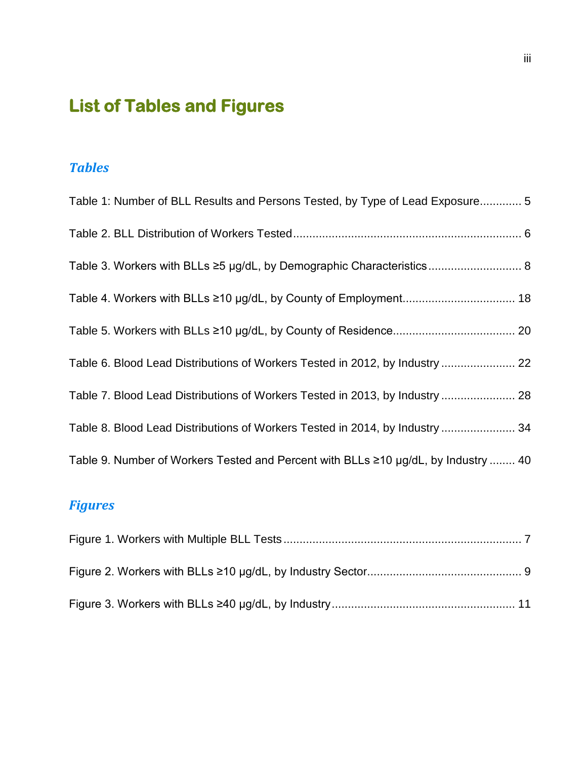# List of Tables and Figures

## *Tables*

Table 1: Number of BLL Results and Persons Tested, by Type of Lead Exposure............. 5

Table 2. BLL Distribution of Workers Tested...................................................................... 6

Table 3. Workers with BLLs ≥5 µg/dL, by Demographic Characteristics............................. 8

Table 4. Workers with BLLs ≥10 µg/dL, by County of Employment.................................. 18

Table 5. Workers with BLLs ≥10 µg/dL, by County of Residence..................................... 20

Table 6. Blood Lead Distributions of Workers Tested in 2012, by Industry ....................... 22

Table 7. Blood Lead Distributions of Workers Tested in 2013, by Industry ....................... 28

Table 8. Blood Lead Distributions of Workers Tested in 2014, by Industry ....................... 34

Table 9. Number of Workers Tested and Percent with BLLs ≥10 µg/dL, by Industry ........ 40

## *Figures*

Figure 1. Workers with Multiple BLL Tests.......................................................................... 7

Figure 2. Workers with BLLs ≥10 µg/dL, by Industry Sector............................................... 9

Figure 3. Workers with BLLs ≥40 µg/dL, by Industry........................................................ 11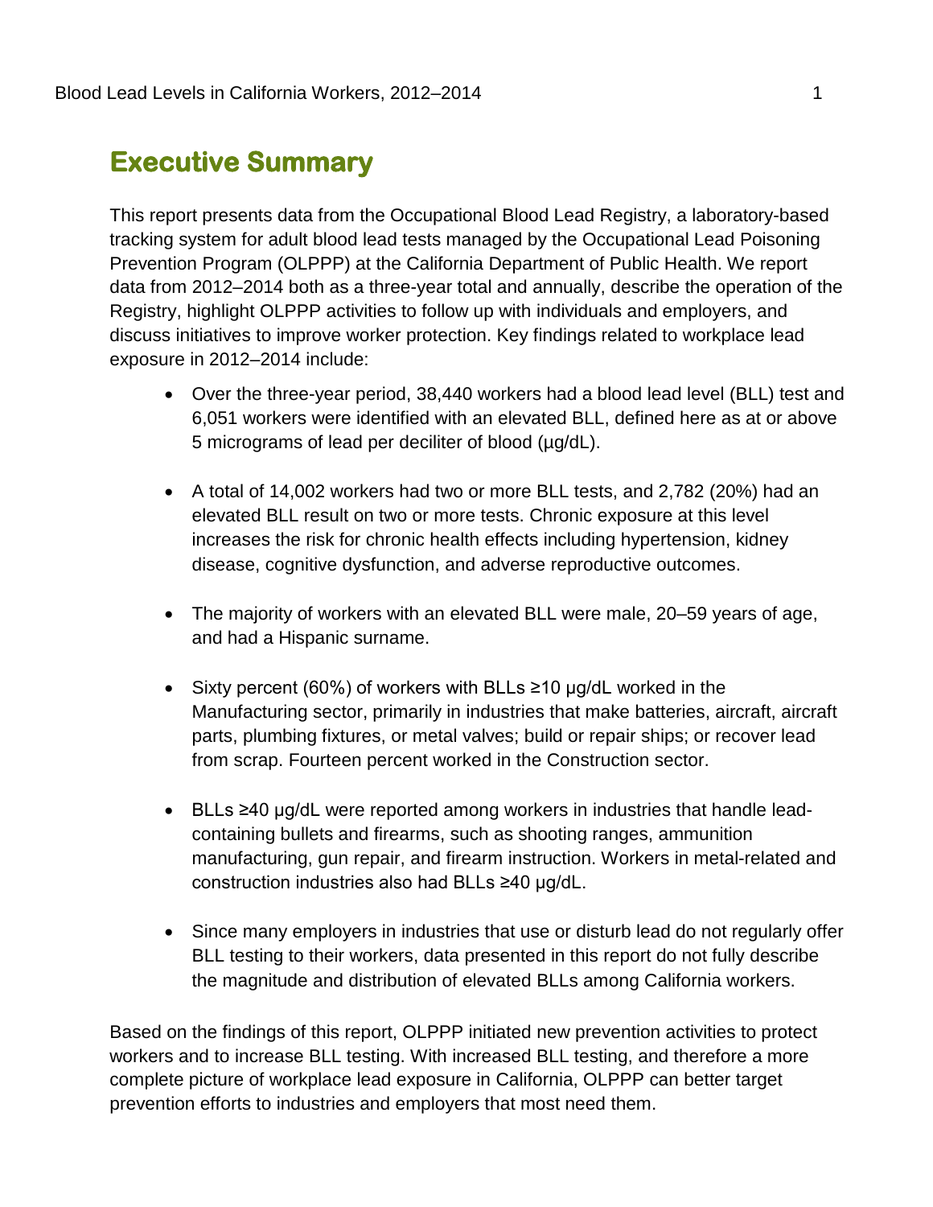# Executive Summary

This report presents data from the Occupational Blood Lead Registry, a laboratory-based tracking system for adult blood lead tests managed by the Occupational Lead Poisoning Prevention Program (OLPPP) at the California Department of Public Health. We report data from 2012–2014 both as a three-year total and annually, describe the operation of the Registry, highlight OLPPP activities to follow up with individuals and employers, and discuss initiatives to improve worker protection. Key findings related to workplace lead exposure in 2012–2014 include:

- Over the three-year period, 38,440 workers had a blood lead level (BLL) test and 6,051 workers were identified with an elevated BLL, defined here as at or above 5 micrograms of lead per deciliter of blood (µg/dL).
- A total of 14,002 workers had two or more BLL tests, and 2,782 (20%) had an elevated BLL result on two or more tests. Chronic exposure at this level increases the risk for chronic health effects including hypertension, kidney disease, cognitive dysfunction, and adverse reproductive outcomes.
- The majority of workers with an elevated BLL were male, 20–59 years of age, and had a Hispanic surname.
- Sixty percent (60%) of workers with BLLs ≥10 µg/dL worked in the Manufacturing sector, primarily in industries that make batteries, aircraft, aircraft parts, plumbing fixtures, or metal valves; build or repair ships; or recover lead from scrap. Fourteen percent worked in the Construction sector.
- BLLs ≥40 µg/dL were reported among workers in industries that handle lead-containing bullets and firearms, such as shooting ranges, ammunition manufacturing, gun repair, and firearm instruction. Workers in metal-related and construction industries also had BLLs ≥40 µg/dL.
- Since many employers in industries that use or disturb lead do not regularly offer BLL testing to their workers, data presented in this report do not fully describe the magnitude and distribution of elevated BLLs among California workers.

Based on the findings of this report, OLPPP initiated new prevention activities to protect workers and to increase BLL testing. With increased BLL testing, and therefore a more complete picture of workplace lead exposure in California, OLPPP can better target prevention efforts to industries and employers that most need them.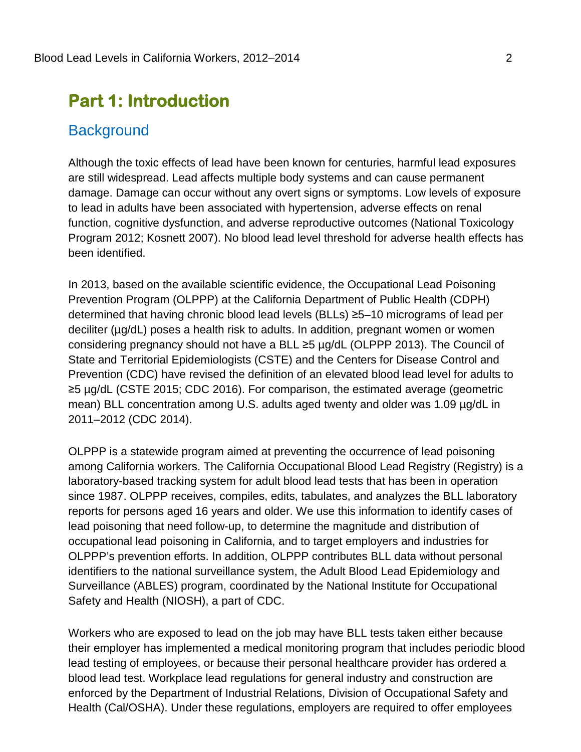# Part 1: Introduction

## Background

Although the toxic effects of lead have been known for centuries, harmful lead exposures are still widespread. Lead affects multiple body systems and can cause permanent damage. Damage can occur without any overt signs or symptoms. Low levels of exposure to lead in adults have been associated with hypertension, adverse effects on renal function, cognitive dysfunction, and adverse reproductive outcomes (National Toxicology Program 2012; Kosnett 2007). No blood lead level threshold for adverse health effects has been identified.

In 2013, based on the available scientific evidence, the Occupational Lead Poisoning Prevention Program (OLPPP) at the California Department of Public Health (CDPH) determined that having chronic blood lead levels (BLLs) ≥5–10 micrograms of lead per deciliter (µg/dL) poses a health risk to adults. In addition, pregnant women or women considering pregnancy should not have a BLL ≥5 µg/dL (OLPPP 2013). The Council of State and Territorial Epidemiologists (CSTE) and the Centers for Disease Control and Prevention (CDC) have revised the definition of an elevated blood lead level for adults to ≥5 µg/dL (CSTE 2015; CDC 2016). For comparison, the estimated average (geometric mean) BLL concentration among U.S. adults aged twenty and older was 1.09 µg/dL in 2011–2012 (CDC 2014).

OLPPP is a statewide program aimed at preventing the occurrence of lead poisoning among California workers. The California Occupational Blood Lead Registry (Registry) is a laboratory-based tracking system for adult blood lead tests that has been in operation since 1987. OLPPP receives, compiles, edits, tabulates, and analyzes the BLL laboratory reports for persons aged 16 years and older. We use this information to identify cases of lead poisoning that need follow-up, to determine the magnitude and distribution of occupational lead poisoning in California, and to target employers and industries for OLPPP's prevention efforts. In addition, OLPPP contributes BLL data without personal identifiers to the national surveillance system, the Adult Blood Lead Epidemiology and Surveillance (ABLES) program, coordinated by the National Institute for Occupational Safety and Health (NIOSH), a part of CDC.

Workers who are exposed to lead on the job may have BLL tests taken either because their employer has implemented a medical monitoring program that includes periodic blood lead testing of employees, or because their personal healthcare provider has ordered a blood lead test. Workplace lead regulations for general industry and construction are enforced by the Department of Industrial Relations, Division of Occupational Safety and Health (Cal/OSHA). Under these regulations, employers are required to offer employees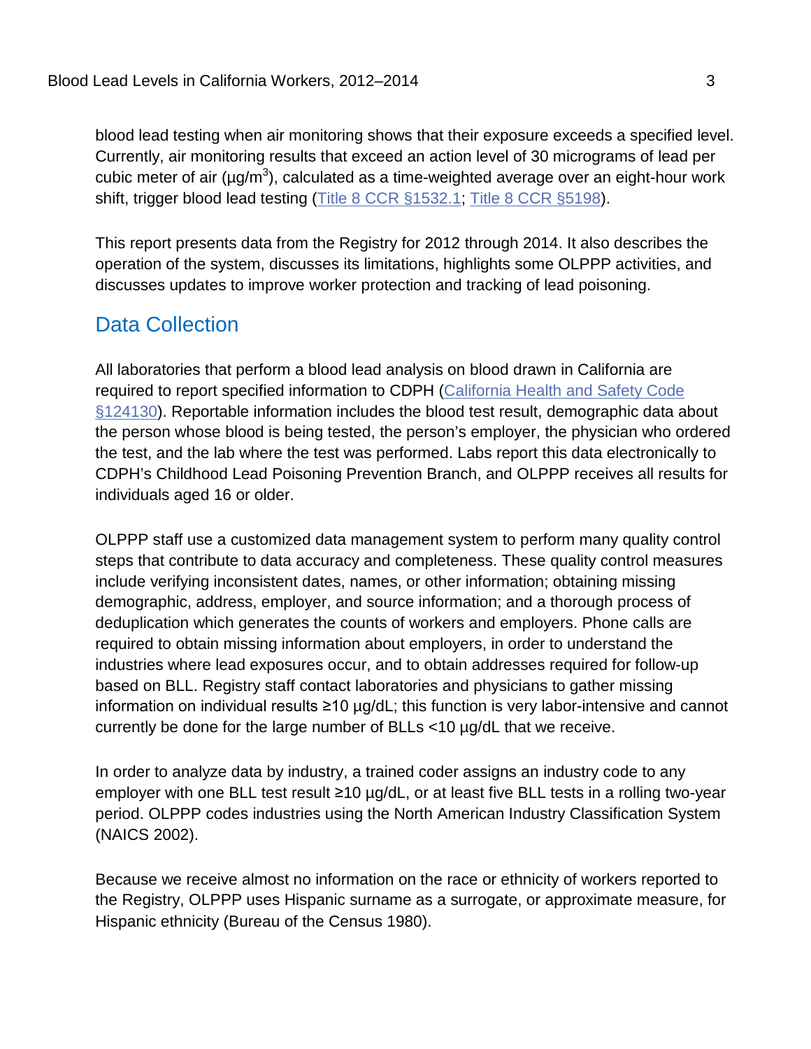blood lead testing when air monitoring shows that their exposure exceeds a specified level. Currently, air monitoring results that exceed an action level of 30 micrograms of lead per cubic meter of air (µg/m$^3$), calculated as a time-weighted average over an eight-hour work shift, trigger blood lead testing (Title 8 CCR §1532.1; Title 8 CCR §5198).

This report presents data from the Registry for 2012 through 2014. It also describes the operation of the system, discusses its limitations, highlights some OLPPP activities, and discusses updates to improve worker protection and tracking of lead poisoning.

## Data Collection

All laboratories that perform a blood lead analysis on blood drawn in California are required to report specified information to CDPH (California Health and Safety Code §124130). Reportable information includes the blood test result, demographic data about the person whose blood is being tested, the person's employer, the physician who ordered the test, and the lab where the test was performed. Labs report this data electronically to CDPH's Childhood Lead Poisoning Prevention Branch, and OLPPP receives all results for individuals aged 16 or older.

OLPPP staff use a customized data management system to perform many quality control steps that contribute to data accuracy and completeness. These quality control measures include verifying inconsistent dates, names, or other information; obtaining missing demographic, address, employer, and source information; and a thorough process of deduplication which generates the counts of workers and employers. Phone calls are required to obtain missing information about employers, in order to understand the industries where lead exposures occur, and to obtain addresses required for follow-up based on BLL. Registry staff contact laboratories and physicians to gather missing information on individual results ≥10 µg/dL; this function is very labor-intensive and cannot currently be done for the large number of BLLs <10 µg/dL that we receive.

In order to analyze data by industry, a trained coder assigns an industry code to any employer with one BLL test result ≥10 µg/dL, or at least five BLL tests in a rolling two-year period. OLPPP codes industries using the North American Industry Classification System (NAICS 2002).

Because we receive almost no information on the race or ethnicity of workers reported to the Registry, OLPPP uses Hispanic surname as a surrogate, or approximate measure, for Hispanic ethnicity (Bureau of the Census 1980).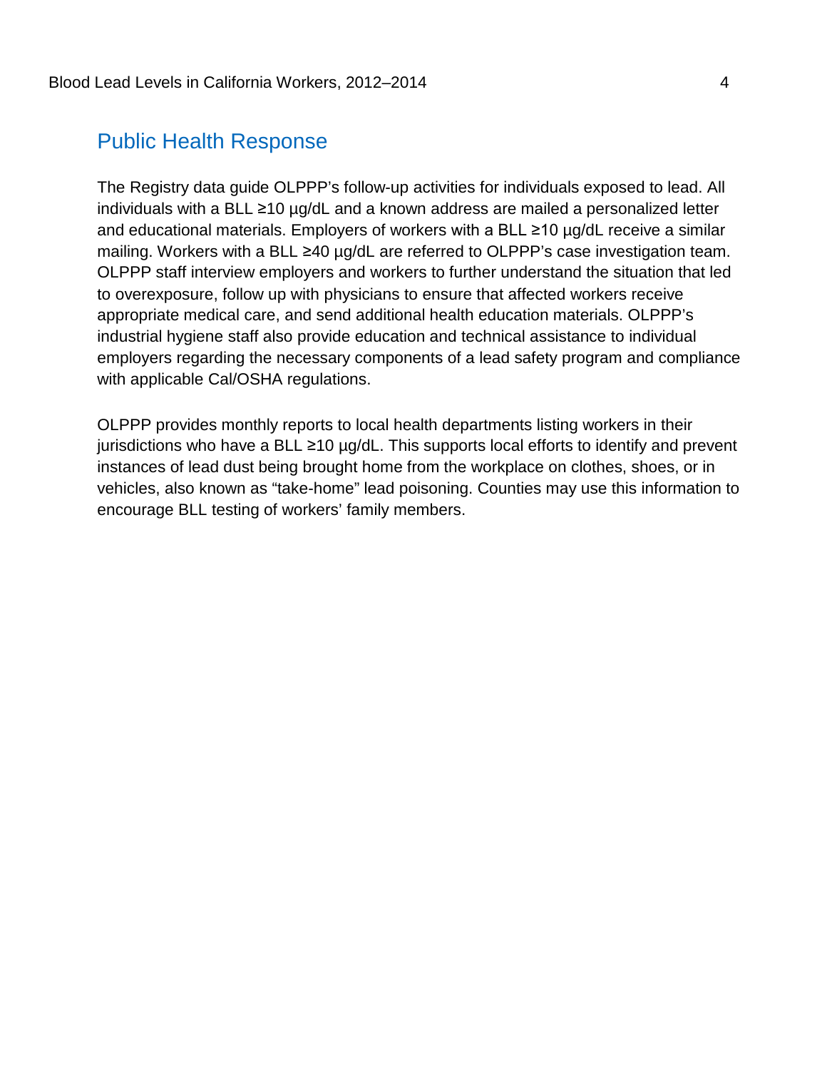## Public Health Response

The Registry data guide OLPPP's follow-up activities for individuals exposed to lead. All individuals with a BLL ≥10 µg/dL and a known address are mailed a personalized letter and educational materials. Employers of workers with a BLL ≥10 µg/dL receive a similar mailing. Workers with a BLL ≥40 µg/dL are referred to OLPPP's case investigation team. OLPPP staff interview employers and workers to further understand the situation that led to overexposure, follow up with physicians to ensure that affected workers receive appropriate medical care, and send additional health education materials. OLPPP's industrial hygiene staff also provide education and technical assistance to individual employers regarding the necessary components of a lead safety program and compliance with applicable Cal/OSHA regulations.

OLPPP provides monthly reports to local health departments listing workers in their jurisdictions who have a BLL ≥10 µg/dL. This supports local efforts to identify and prevent instances of lead dust being brought home from the workplace on clothes, shoes, or in vehicles, also known as "take-home" lead poisoning. Counties may use this information to encourage BLL testing of workers' family members.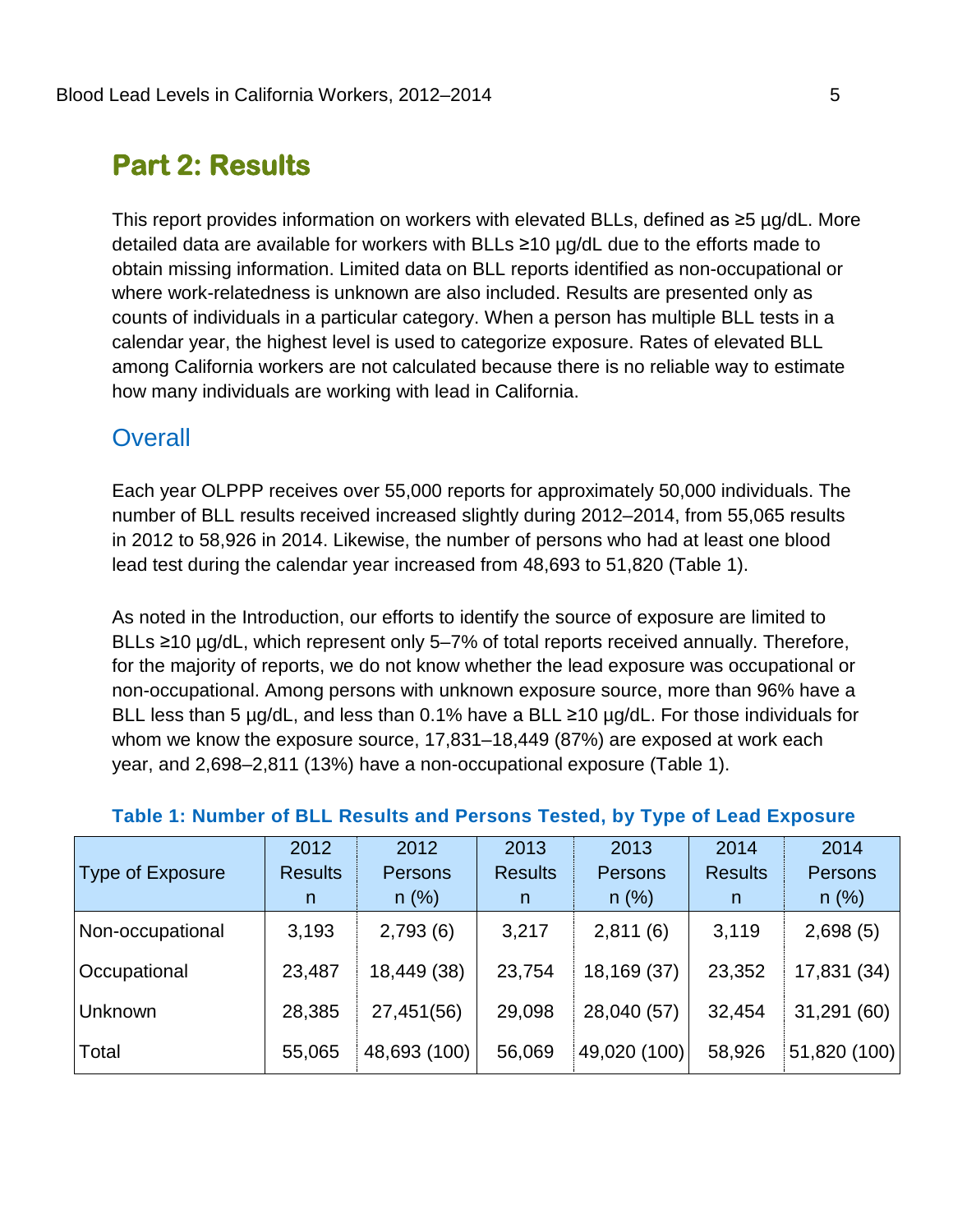# Part 2: Results

This report provides information on workers with elevated BLLs, defined as ≥5 µg/dL. More detailed data are available for workers with BLLs ≥10 µg/dL due to the efforts made to obtain missing information. Limited data on BLL reports identified as non-occupational or where work-relatedness is unknown are also included. Results are presented only as counts of individuals in a particular category. When a person has multiple BLL tests in a calendar year, the highest level is used to categorize exposure. Rates of elevated BLL among California workers are not calculated because there is no reliable way to estimate how many individuals are working with lead in California.

## Overall

Each year OLPPP receives over 55,000 reports for approximately 50,000 individuals. The number of BLL results received increased slightly during 2012–2014, from 55,065 results in 2012 to 58,926 in 2014. Likewise, the number of persons who had at least one blood lead test during the calendar year increased from 48,693 to 51,820 (Table 1).

As noted in the Introduction, our efforts to identify the source of exposure are limited to BLLs ≥10 µg/dL, which represent only 5–7% of total reports received annually. Therefore, for the majority of reports, we do not know whether the lead exposure was occupational or non-occupational. Among persons with unknown exposure source, more than 96% have a BLL less than 5 µg/dL, and less than 0.1% have a BLL ≥10 µg/dL. For those individuals for whom we know the exposure source, 17,831–18,449 (87%) are exposed at work each year, and 2,698–2,811 (13%) have a non-occupational exposure (Table 1).

**Table 1: Number of BLL Results and Persons Tested, by Type of Lead Exposure**

| Type of Exposure | 2012 Results n | 2012 Persons n (%) | 2013 Results n | 2013 Persons n (%) | 2014 Results n | 2014 Persons n (%) |
|---|---|---|---|---|---|---|
| Non-occupational | 3,193 | 2,793 (6) | 3,217 | 2,811 (6) | 3,119 | 2,698 (5) |
| Occupational | 23,487 | 18,449 (38) | 23,754 | 18,169 (37) | 23,352 | 17,831 (34) |
| Unknown | 28,385 | 27,451(56) | 29,098 | 28,040 (57) | 32,454 | 31,291 (60) |
| Total | 55,065 | 48,693 (100) | 56,069 | 49,020 (100) | 58,926 | 51,820 (100) |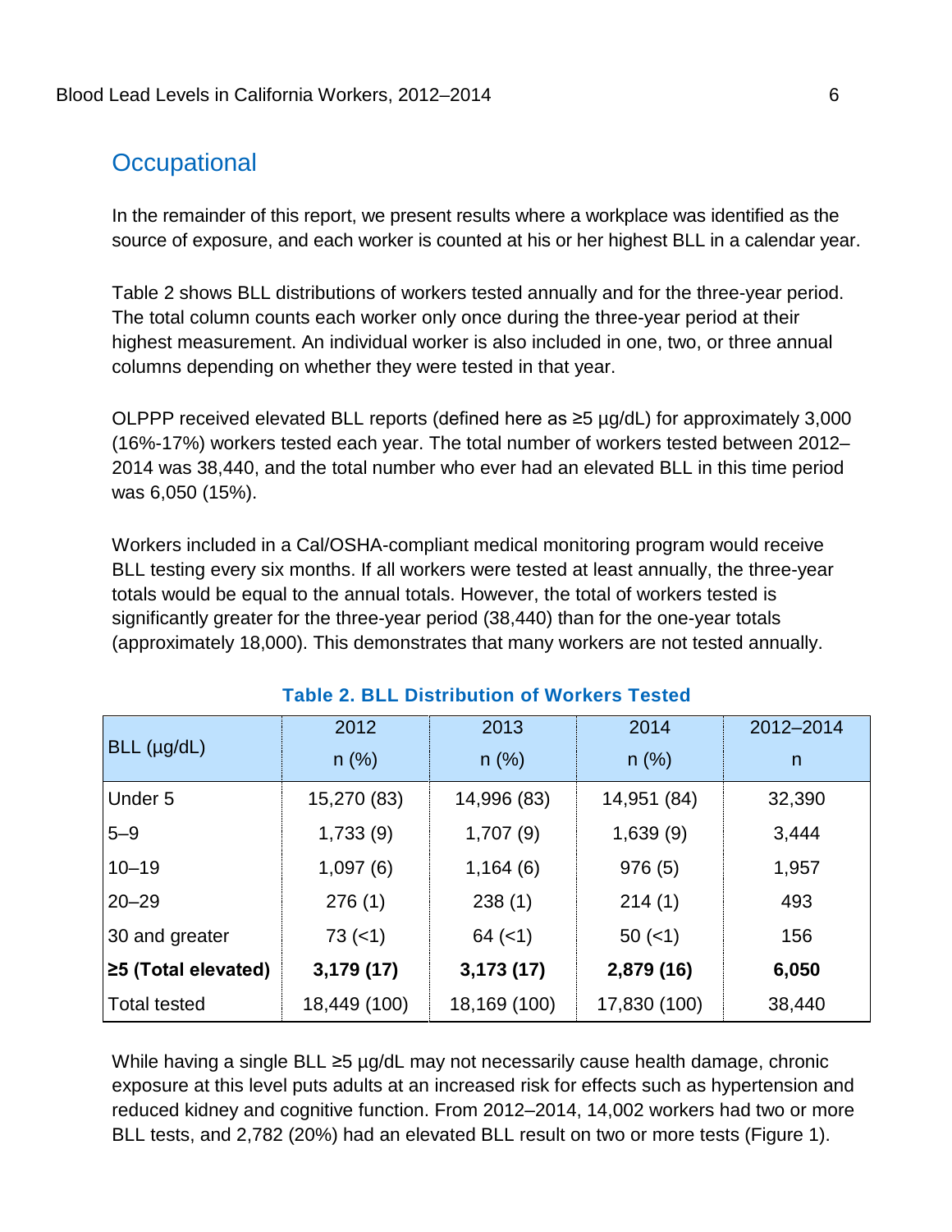## Occupational

In the remainder of this report, we present results where a workplace was identified as the source of exposure, and each worker is counted at his or her highest BLL in a calendar year.

Table 2 shows BLL distributions of workers tested annually and for the three-year period. The total column counts each worker only once during the three-year period at their highest measurement. An individual worker is also included in one, two, or three annual columns depending on whether they were tested in that year.

OLPPP received elevated BLL reports (defined here as ≥5 µg/dL) for approximately 3,000 (16%-17%) workers tested each year. The total number of workers tested between 2012–2014 was 38,440, and the total number who ever had an elevated BLL in this time period was 6,050 (15%).

Workers included in a Cal/OSHA-compliant medical monitoring program would receive BLL testing every six months. If all workers were tested at least annually, the three-year totals would be equal to the annual totals. However, the total of workers tested is significantly greater for the three-year period (38,440) than for the one-year totals (approximately 18,000). This demonstrates that many workers are not tested annually.

**Table 2. BLL Distribution of Workers Tested**

| BLL (µg/dL) | 2012<br>n (%) | 2013<br>n (%) | 2014<br>n (%) | 2012–2014<br>n |
|---|---|---|---|---|
| Under 5 | 15,270 (83) | 14,996 (83) | 14,951 (84) | 32,390 |
| 5–9 | 1,733 (9) | 1,707 (9) | 1,639 (9) | 3,444 |
| 10–19 | 1,097 (6) | 1,164 (6) | 976 (5) | 1,957 |
| 20–29 | 276 (1) | 238 (1) | 214 (1) | 493 |
| 30 and greater | 73 (<1) | 64 (<1) | 50 (<1) | 156 |
| **≥5 (Total elevated)** | **3,179 (17)** | **3,173 (17)** | **2,879 (16)** | **6,050** |
| Total tested | 18,449 (100) | 18,169 (100) | 17,830 (100) | 38,440 |

While having a single BLL ≥5 µg/dL may not necessarily cause health damage, chronic exposure at this level puts adults at an increased risk for effects such as hypertension and reduced kidney and cognitive function. From 2012–2014, 14,002 workers had two or more BLL tests, and 2,782 (20%) had an elevated BLL result on two or more tests (Figure 1).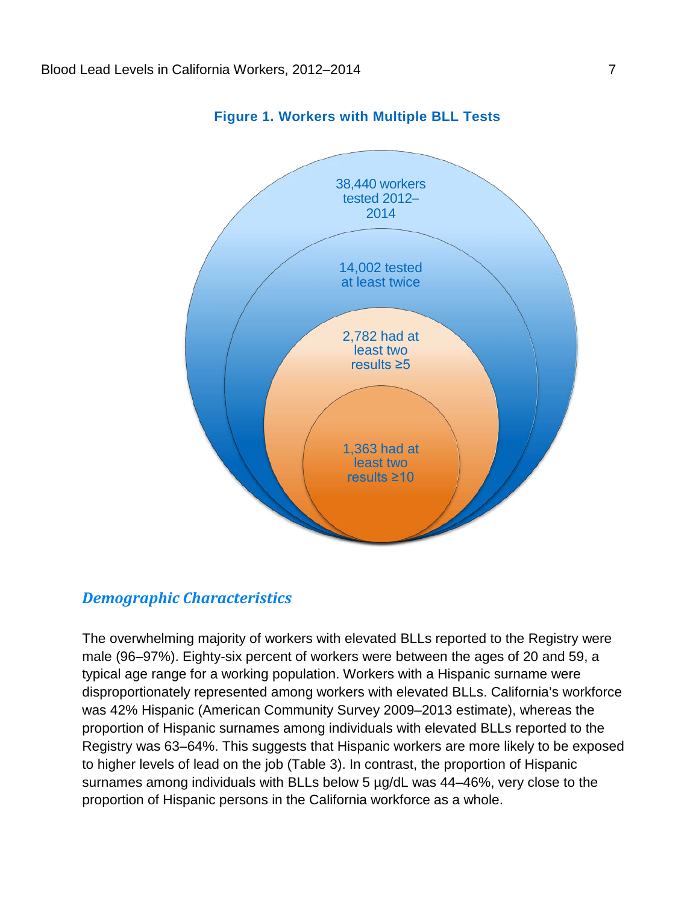**Figure 1. Workers with Multiple BLL Tests**

38,440 workers tested 2012–2014

14,002 tested at least twice

2,782 had at least two results ≥5

1,363 had at least two results ≥10

### *Demographic Characteristics*

The overwhelming majority of workers with elevated BLLs reported to the Registry were male (96–97%). Eighty-six percent of workers were between the ages of 20 and 59, a typical age range for a working population. Workers with a Hispanic surname were disproportionately represented among workers with elevated BLLs. California's workforce was 42% Hispanic (American Community Survey 2009–2013 estimate), whereas the proportion of Hispanic surnames among individuals with elevated BLLs reported to the Registry was 63–64%. This suggests that Hispanic workers are more likely to be exposed to higher levels of lead on the job (Table 3). In contrast, the proportion of Hispanic surnames among individuals with BLLs below 5 µg/dL was 44–46%, very close to the proportion of Hispanic persons in the California workforce as a whole.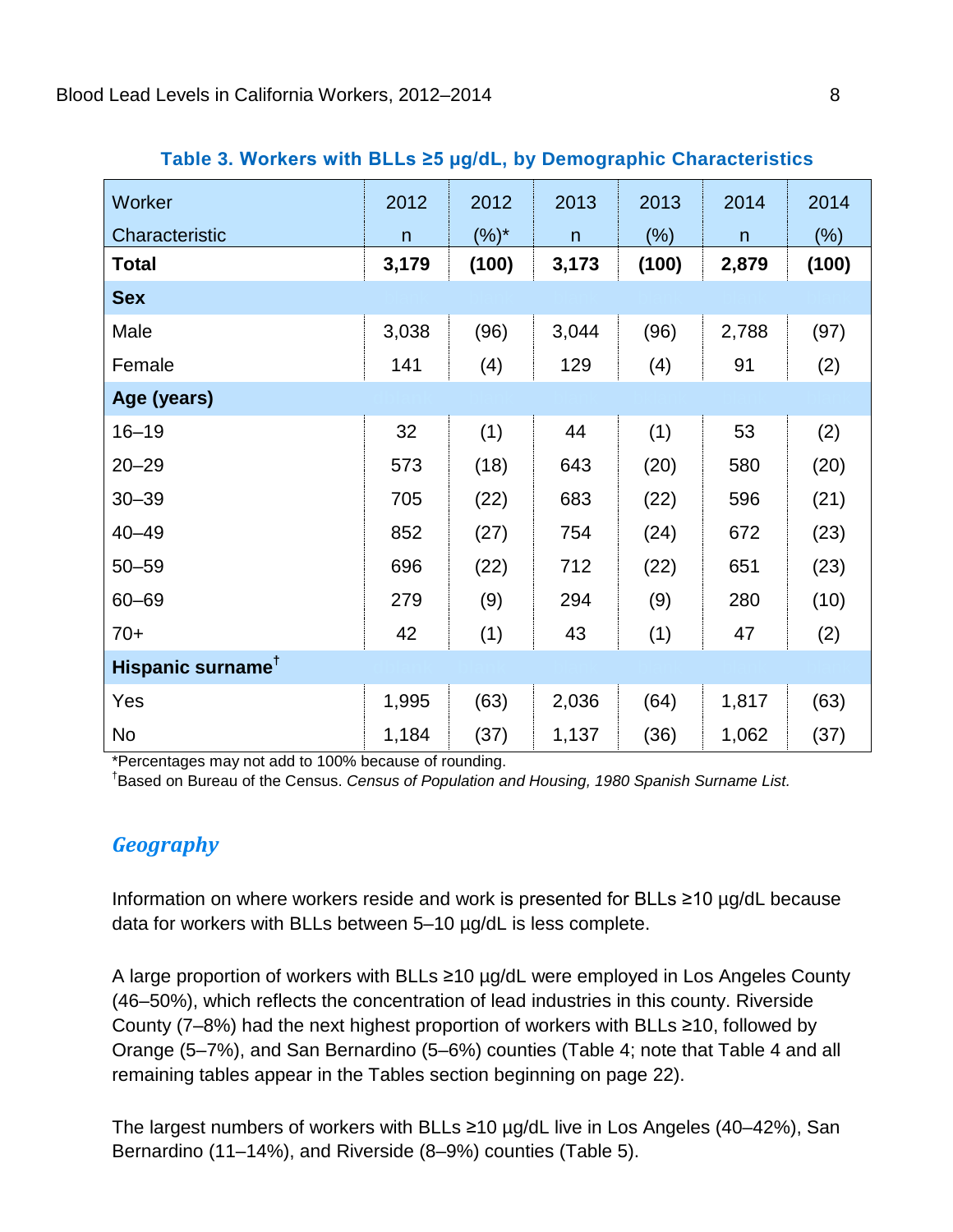**Table 3. Workers with BLLs ≥5 µg/dL, by Demographic Characteristics**

| Worker Characteristic | 2012 n | 2012 (%)* | 2013 n | 2013 (%) | 2014 n | 2014 (%) |
|---|---|---|---|---|---|---|
| **Total** | **3,179** | **(100)** | **3,173** | **(100)** | **2,879** | **(100)** |
| **Sex** | | | | | | |
| Male | 3,038 | (96) | 3,044 | (96) | 2,788 | (97) |
| Female | 141 | (4) | 129 | (4) | 91 | (2) |
| **Age (years)** | | | | | | |
| 16–19 | 32 | (1) | 44 | (1) | 53 | (2) |
| 20–29 | 573 | (18) | 643 | (20) | 580 | (20) |
| 30–39 | 705 | (22) | 683 | (22) | 596 | (21) |
| 40–49 | 852 | (27) | 754 | (24) | 672 | (23) |
| 50–59 | 696 | (22) | 712 | (22) | 651 | (23) |
| 60–69 | 279 | (9) | 294 | (9) | 280 | (10) |
| 70+ | 42 | (1) | 43 | (1) | 47 | (2) |
| **Hispanic surname**† | | | | | | |
| Yes | 1,995 | (63) | 2,036 | (64) | 1,817 | (63) |
| No | 1,184 | (37) | 1,137 | (36) | 1,062 | (37) |

*Percentages may not add to 100% because of rounding.
†Based on Bureau of the Census. *Census of Population and Housing, 1980 Spanish Surname List.*

## *Geography*

Information on where workers reside and work is presented for BLLs ≥10 µg/dL because data for workers with BLLs between 5–10 µg/dL is less complete.

A large proportion of workers with BLLs ≥10 µg/dL were employed in Los Angeles County (46–50%), which reflects the concentration of lead industries in this county. Riverside County (7–8%) had the next highest proportion of workers with BLLs ≥10, followed by Orange (5–7%), and San Bernardino (5–6%) counties (Table 4; note that Table 4 and all remaining tables appear in the Tables section beginning on page 22).

The largest numbers of workers with BLLs ≥10 µg/dL live in Los Angeles (40–42%), San Bernardino (11–14%), and Riverside (8–9%) counties (Table 5).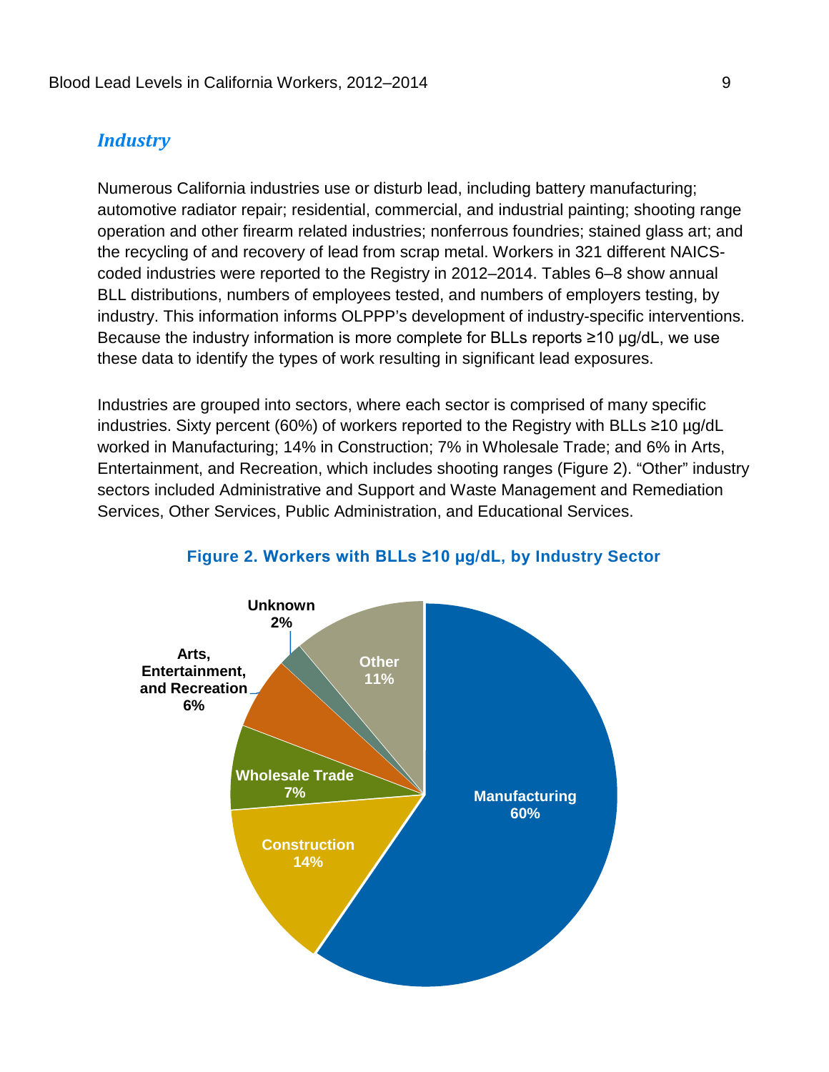## *Industry*

Numerous California industries use or disturb lead, including battery manufacturing; automotive radiator repair; residential, commercial, and industrial painting; shooting range operation and other firearm related industries; nonferrous foundries; stained glass art; and the recycling of and recovery of lead from scrap metal. Workers in 321 different NAICS-coded industries were reported to the Registry in 2012–2014. Tables 6–8 show annual BLL distributions, numbers of employees tested, and numbers of employers testing, by industry. This information informs OLPPP's development of industry-specific interventions. Because the industry information is more complete for BLLs reports ≥10 µg/dL, we use these data to identify the types of work resulting in significant lead exposures.

Industries are grouped into sectors, where each sector is comprised of many specific industries. Sixty percent (60%) of workers reported to the Registry with BLLs ≥10 µg/dL worked in Manufacturing; 14% in Construction; 7% in Wholesale Trade; and 6% in Arts, Entertainment, and Recreation, which includes shooting ranges (Figure 2). "Other" industry sectors included Administrative and Support and Waste Management and Remediation Services, Other Services, Public Administration, and Educational Services.

**Figure 2. Workers with BLLs ≥10 µg/dL, by Industry Sector**

| Industry Sector | Percent |
|---|---|
| Manufacturing | 60% |
| Construction | 14% |
| Wholesale Trade | 7% |
| Arts, Entertainment, and Recreation | 6% |
| Unknown | 2% |
| Other | 11% |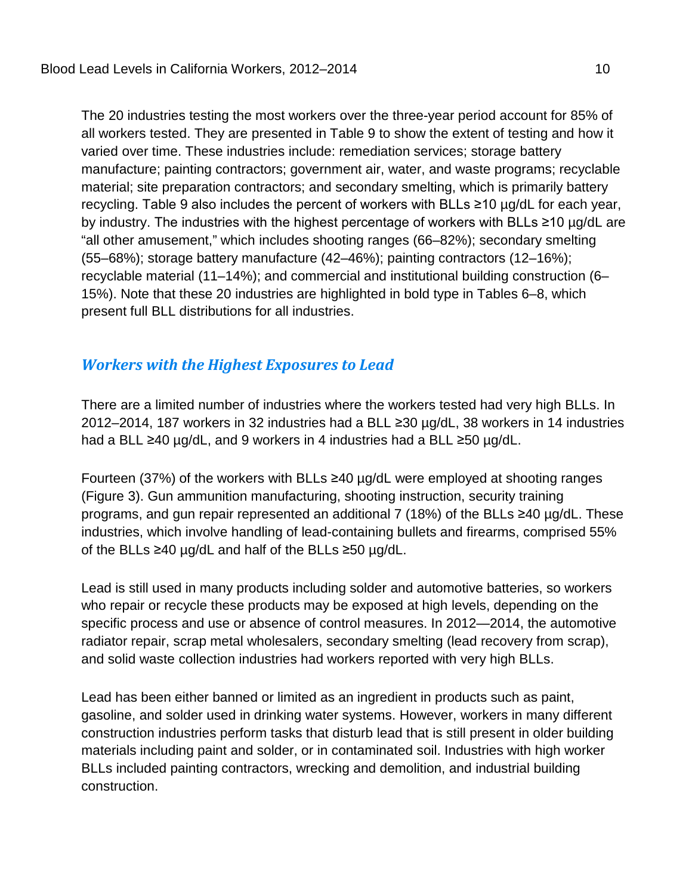The 20 industries testing the most workers over the three-year period account for 85% of all workers tested. They are presented in Table 9 to show the extent of testing and how it varied over time. These industries include: remediation services; storage battery manufacture; painting contractors; government air, water, and waste programs; recyclable material; site preparation contractors; and secondary smelting, which is primarily battery recycling. Table 9 also includes the percent of workers with BLLs ≥10 µg/dL for each year, by industry. The industries with the highest percentage of workers with BLLs ≥10 µg/dL are "all other amusement," which includes shooting ranges (66–82%); secondary smelting (55–68%); storage battery manufacture (42–46%); painting contractors (12–16%); recyclable material (11–14%); and commercial and institutional building construction (6–15%). Note that these 20 industries are highlighted in bold type in Tables 6–8, which present full BLL distributions for all industries.

## *Workers with the Highest Exposures to Lead*

There are a limited number of industries where the workers tested had very high BLLs. In 2012–2014, 187 workers in 32 industries had a BLL ≥30 µg/dL, 38 workers in 14 industries had a BLL ≥40 µg/dL, and 9 workers in 4 industries had a BLL ≥50 µg/dL.

Fourteen (37%) of the workers with BLLs ≥40 µg/dL were employed at shooting ranges (Figure 3). Gun ammunition manufacturing, shooting instruction, security training programs, and gun repair represented an additional 7 (18%) of the BLLs ≥40 µg/dL. These industries, which involve handling of lead-containing bullets and firearms, comprised 55% of the BLLs ≥40 µg/dL and half of the BLLs ≥50 µg/dL.

Lead is still used in many products including solder and automotive batteries, so workers who repair or recycle these products may be exposed at high levels, depending on the specific process and use or absence of control measures. In 2012—2014, the automotive radiator repair, scrap metal wholesalers, secondary smelting (lead recovery from scrap), and solid waste collection industries had workers reported with very high BLLs.

Lead has been either banned or limited as an ingredient in products such as paint, gasoline, and solder used in drinking water systems. However, workers in many different construction industries perform tasks that disturb lead that is still present in older building materials including paint and solder, or in contaminated soil. Industries with high worker BLLs included painting contractors, wrecking and demolition, and industrial building construction.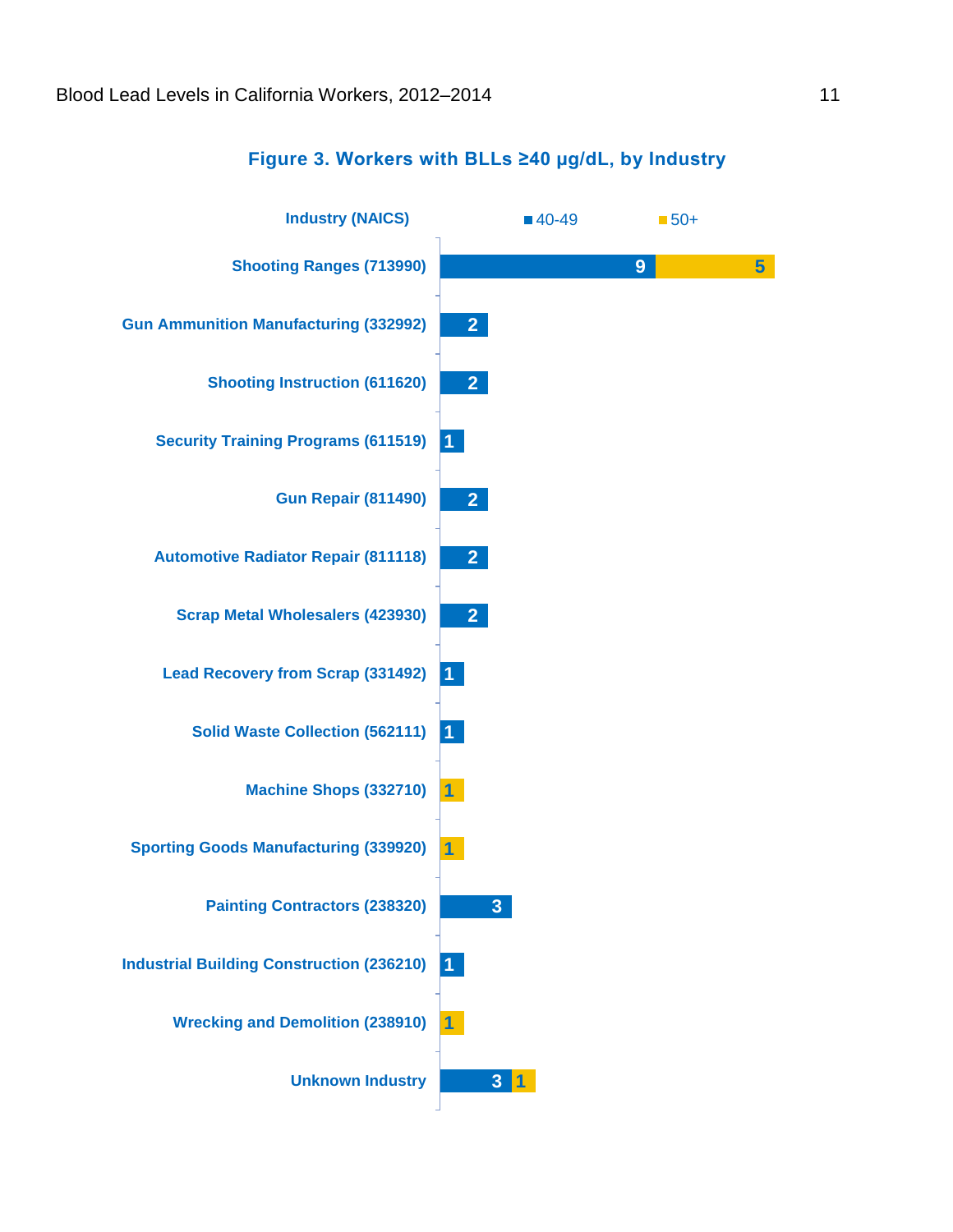### Figure 3. Workers with BLLs ≥40 μg/dL, by Industry

| Industry (NAICS) | 40-49 | 50+ |
|---|---|---|
| Shooting Ranges (713990) | 9 | 5 |
| Gun Ammunition Manufacturing (332992) | 2 | |
| Shooting Instruction (611620) | 2 | |
| Security Training Programs (611519) | 1 | |
| Gun Repair (811490) | 2 | |
| Automotive Radiator Repair (811118) | 2 | |
| Scrap Metal Wholesalers (423930) | 2 | |
| Lead Recovery from Scrap (331492) | 1 | |
| Solid Waste Collection (562111) | 1 | |
| Machine Shops (332710) | | 1 |
| Sporting Goods Manufacturing (339920) | | 1 |
| Painting Contractors (238320) | 3 | |
| Industrial Building Construction (236210) | 1 | |
| Wrecking and Demolition (238910) | | 1 |
| Unknown Industry | 3 | 1 |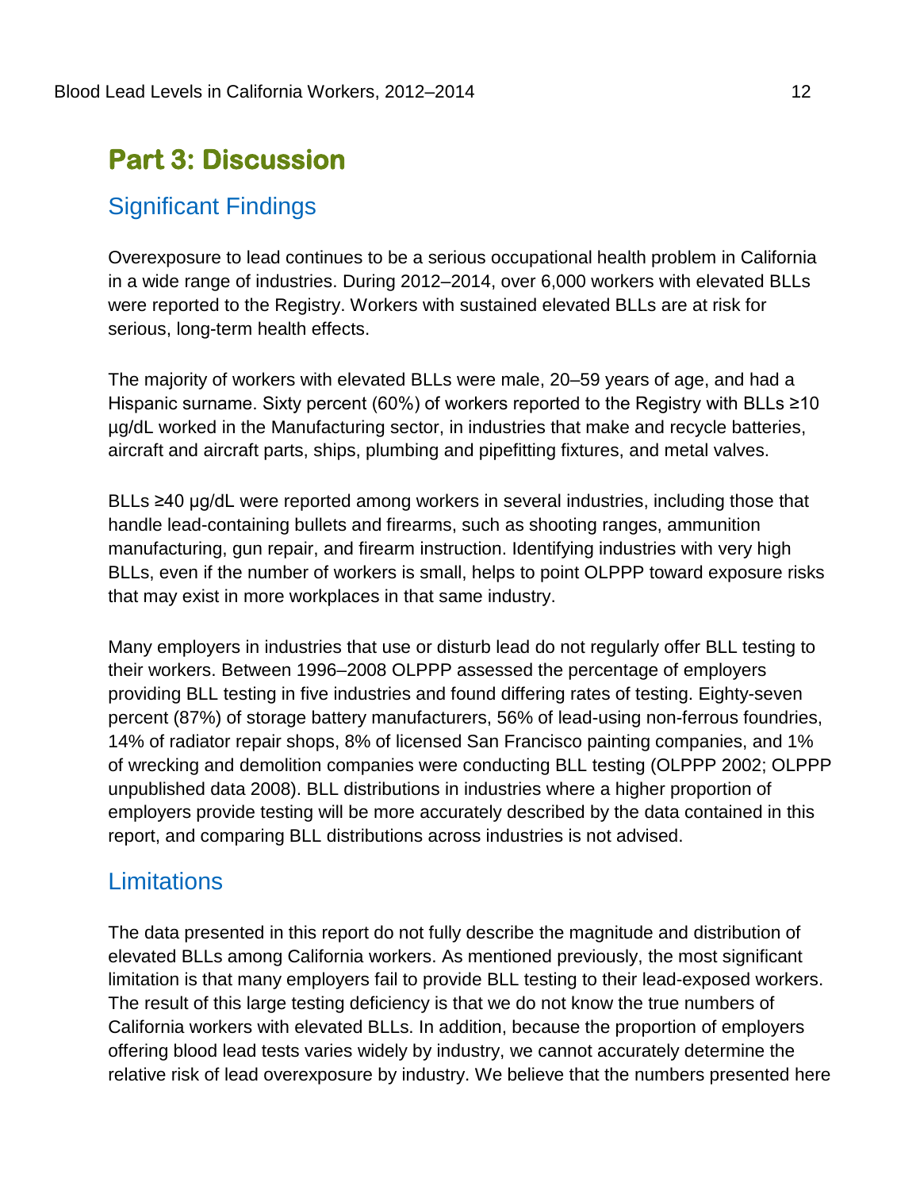# Part 3: Discussion

## Significant Findings

Overexposure to lead continues to be a serious occupational health problem in California in a wide range of industries. During 2012–2014, over 6,000 workers with elevated BLLs were reported to the Registry. Workers with sustained elevated BLLs are at risk for serious, long-term health effects.

The majority of workers with elevated BLLs were male, 20–59 years of age, and had a Hispanic surname. Sixty percent (60%) of workers reported to the Registry with BLLs ≥10 µg/dL worked in the Manufacturing sector, in industries that make and recycle batteries, aircraft and aircraft parts, ships, plumbing and pipefitting fixtures, and metal valves.

BLLs ≥40 µg/dL were reported among workers in several industries, including those that handle lead-containing bullets and firearms, such as shooting ranges, ammunition manufacturing, gun repair, and firearm instruction. Identifying industries with very high BLLs, even if the number of workers is small, helps to point OLPPP toward exposure risks that may exist in more workplaces in that same industry.

Many employers in industries that use or disturb lead do not regularly offer BLL testing to their workers. Between 1996–2008 OLPPP assessed the percentage of employers providing BLL testing in five industries and found differing rates of testing. Eighty-seven percent (87%) of storage battery manufacturers, 56% of lead-using non-ferrous foundries, 14% of radiator repair shops, 8% of licensed San Francisco painting companies, and 1% of wrecking and demolition companies were conducting BLL testing (OLPPP 2002; OLPPP unpublished data 2008). BLL distributions in industries where a higher proportion of employers provide testing will be more accurately described by the data contained in this report, and comparing BLL distributions across industries is not advised.

## Limitations

The data presented in this report do not fully describe the magnitude and distribution of elevated BLLs among California workers. As mentioned previously, the most significant limitation is that many employers fail to provide BLL testing to their lead-exposed workers. The result of this large testing deficiency is that we do not know the true numbers of California workers with elevated BLLs. In addition, because the proportion of employers offering blood lead tests varies widely by industry, we cannot accurately determine the relative risk of lead overexposure by industry. We believe that the numbers presented here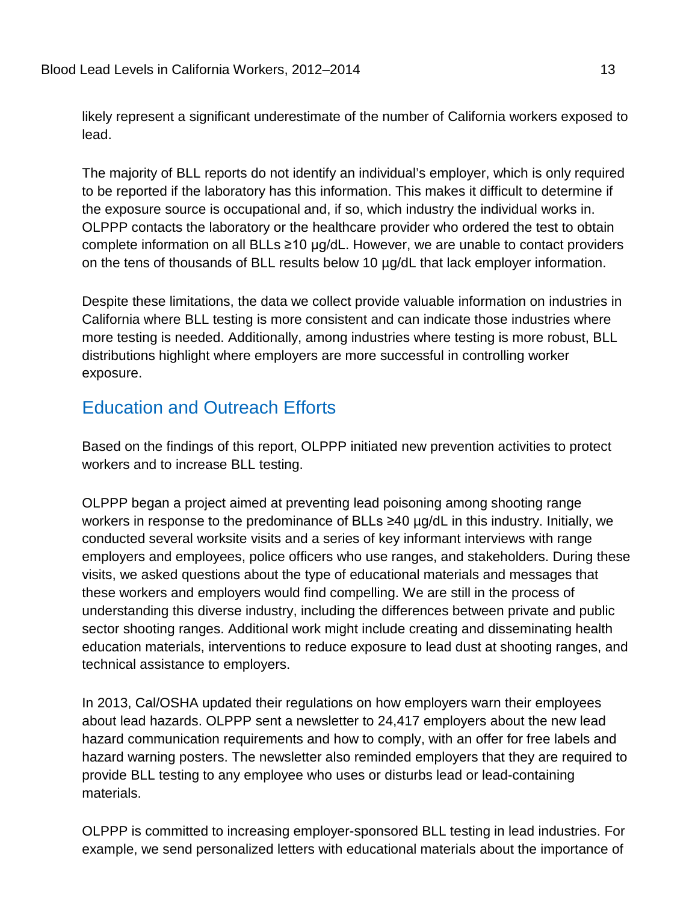likely represent a significant underestimate of the number of California workers exposed to lead.

The majority of BLL reports do not identify an individual's employer, which is only required to be reported if the laboratory has this information. This makes it difficult to determine if the exposure source is occupational and, if so, which industry the individual works in. OLPPP contacts the laboratory or the healthcare provider who ordered the test to obtain complete information on all BLLs ≥10 µg/dL. However, we are unable to contact providers on the tens of thousands of BLL results below 10 µg/dL that lack employer information.

Despite these limitations, the data we collect provide valuable information on industries in California where BLL testing is more consistent and can indicate those industries where more testing is needed. Additionally, among industries where testing is more robust, BLL distributions highlight where employers are more successful in controlling worker exposure.

## Education and Outreach Efforts

Based on the findings of this report, OLPPP initiated new prevention activities to protect workers and to increase BLL testing.

OLPPP began a project aimed at preventing lead poisoning among shooting range workers in response to the predominance of BLLs ≥40 µg/dL in this industry. Initially, we conducted several worksite visits and a series of key informant interviews with range employers and employees, police officers who use ranges, and stakeholders. During these visits, we asked questions about the type of educational materials and messages that these workers and employers would find compelling. We are still in the process of understanding this diverse industry, including the differences between private and public sector shooting ranges. Additional work might include creating and disseminating health education materials, interventions to reduce exposure to lead dust at shooting ranges, and technical assistance to employers.

In 2013, Cal/OSHA updated their regulations on how employers warn their employees about lead hazards. OLPPP sent a newsletter to 24,417 employers about the new lead hazard communication requirements and how to comply, with an offer for free labels and hazard warning posters. The newsletter also reminded employers that they are required to provide BLL testing to any employee who uses or disturbs lead or lead-containing materials.

OLPPP is committed to increasing employer-sponsored BLL testing in lead industries. For example, we send personalized letters with educational materials about the importance of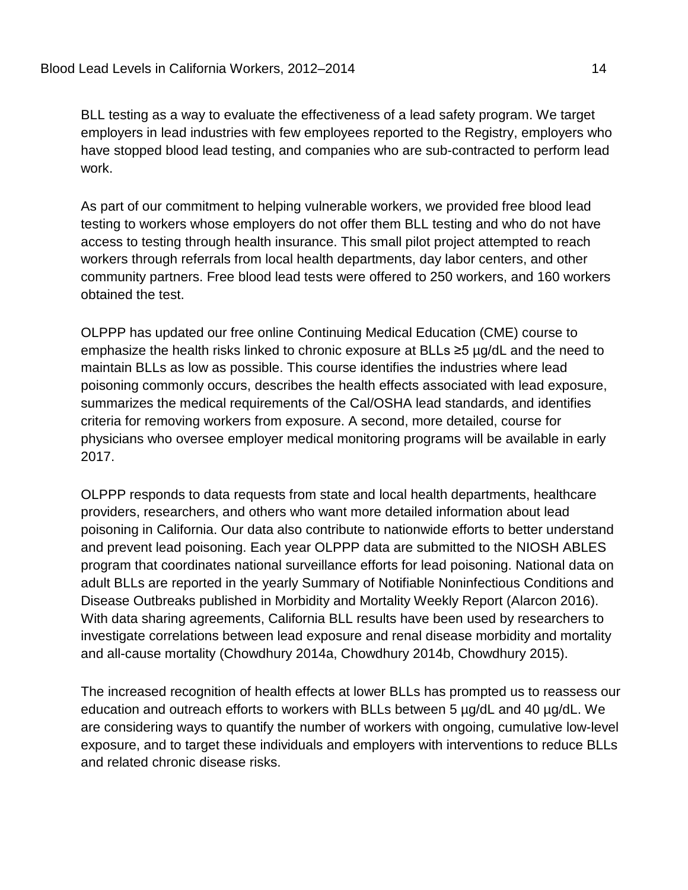BLL testing as a way to evaluate the effectiveness of a lead safety program. We target employers in lead industries with few employees reported to the Registry, employers who have stopped blood lead testing, and companies who are sub-contracted to perform lead work.

As part of our commitment to helping vulnerable workers, we provided free blood lead testing to workers whose employers do not offer them BLL testing and who do not have access to testing through health insurance. This small pilot project attempted to reach workers through referrals from local health departments, day labor centers, and other community partners. Free blood lead tests were offered to 250 workers, and 160 workers obtained the test.

OLPPP has updated our free online Continuing Medical Education (CME) course to emphasize the health risks linked to chronic exposure at BLLs ≥5 µg/dL and the need to maintain BLLs as low as possible. This course identifies the industries where lead poisoning commonly occurs, describes the health effects associated with lead exposure, summarizes the medical requirements of the Cal/OSHA lead standards, and identifies criteria for removing workers from exposure. A second, more detailed, course for physicians who oversee employer medical monitoring programs will be available in early 2017.

OLPPP responds to data requests from state and local health departments, healthcare providers, researchers, and others who want more detailed information about lead poisoning in California. Our data also contribute to nationwide efforts to better understand and prevent lead poisoning. Each year OLPPP data are submitted to the NIOSH ABLES program that coordinates national surveillance efforts for lead poisoning. National data on adult BLLs are reported in the yearly Summary of Notifiable Noninfectious Conditions and Disease Outbreaks published in Morbidity and Mortality Weekly Report (Alarcon 2016). With data sharing agreements, California BLL results have been used by researchers to investigate correlations between lead exposure and renal disease morbidity and mortality and all-cause mortality (Chowdhury 2014a, Chowdhury 2014b, Chowdhury 2015).

The increased recognition of health effects at lower BLLs has prompted us to reassess our education and outreach efforts to workers with BLLs between 5 µg/dL and 40 µg/dL. We are considering ways to quantify the number of workers with ongoing, cumulative low-level exposure, and to target these individuals and employers with interventions to reduce BLLs and related chronic disease risks.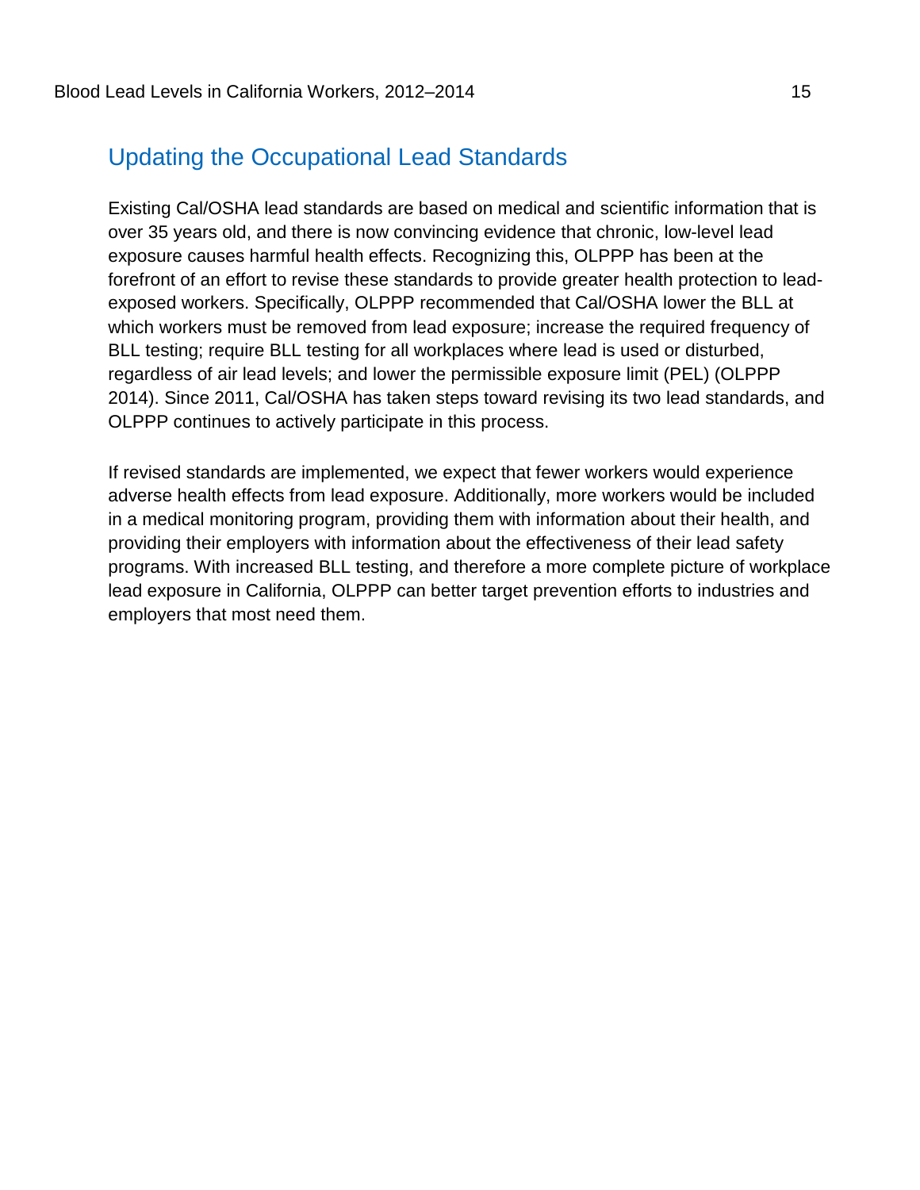## Updating the Occupational Lead Standards

Existing Cal/OSHA lead standards are based on medical and scientific information that is over 35 years old, and there is now convincing evidence that chronic, low-level lead exposure causes harmful health effects. Recognizing this, OLPPP has been at the forefront of an effort to revise these standards to provide greater health protection to lead-exposed workers. Specifically, OLPPP recommended that Cal/OSHA lower the BLL at which workers must be removed from lead exposure; increase the required frequency of BLL testing; require BLL testing for all workplaces where lead is used or disturbed, regardless of air lead levels; and lower the permissible exposure limit (PEL) (OLPPP 2014). Since 2011, Cal/OSHA has taken steps toward revising its two lead standards, and OLPPP continues to actively participate in this process.

If revised standards are implemented, we expect that fewer workers would experience adverse health effects from lead exposure. Additionally, more workers would be included in a medical monitoring program, providing them with information about their health, and providing their employers with information about the effectiveness of their lead safety programs. With increased BLL testing, and therefore a more complete picture of workplace lead exposure in California, OLPPP can better target prevention efforts to industries and employers that most need them.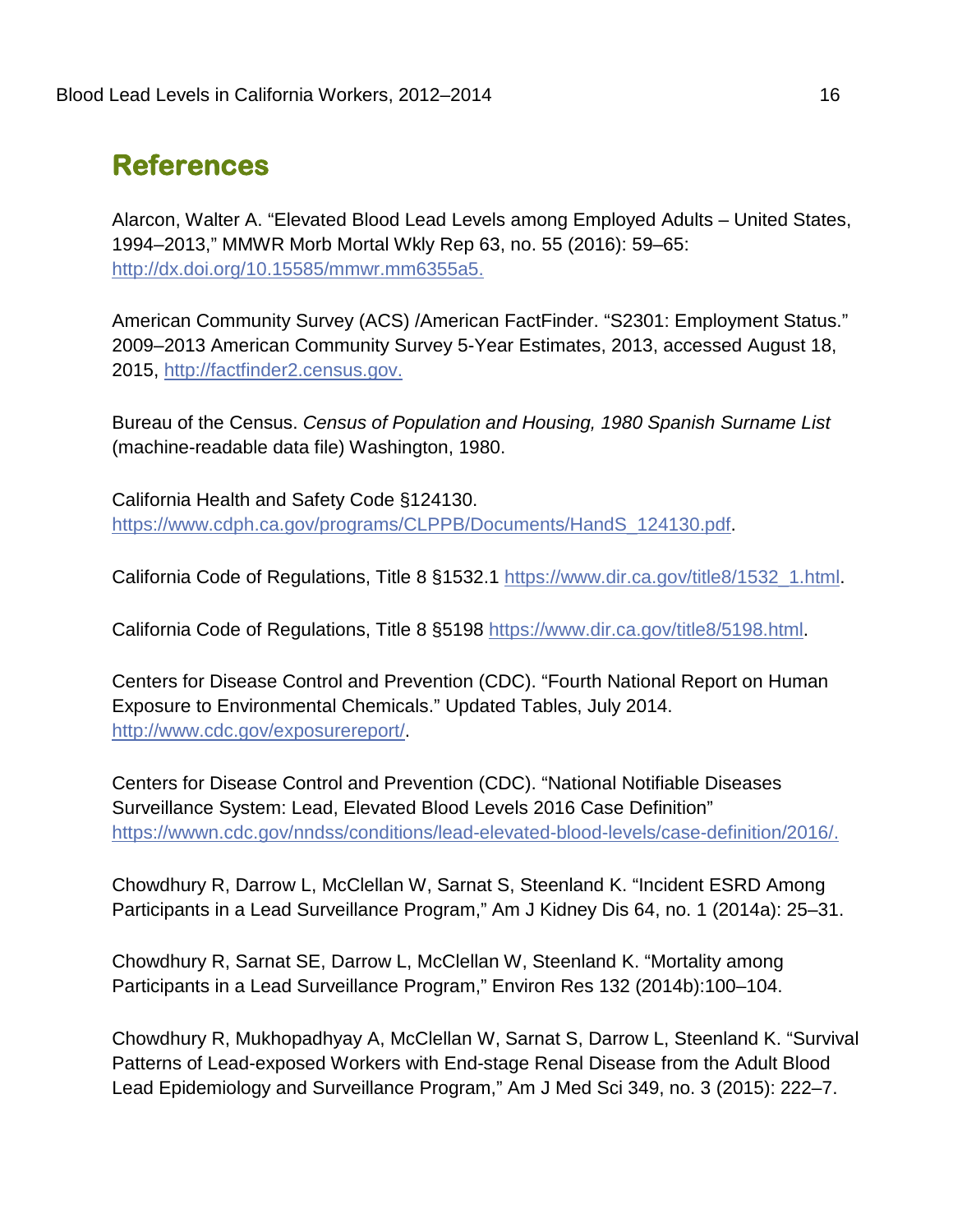## References

Alarcon, Walter A. "Elevated Blood Lead Levels among Employed Adults – United States, 1994–2013," MMWR Morb Mortal Wkly Rep 63, no. 55 (2016): 59–65: http://dx.doi.org/10.15585/mmwr.mm6355a5.

American Community Survey (ACS) /American FactFinder. "S2301: Employment Status." 2009–2013 American Community Survey 5-Year Estimates, 2013, accessed August 18, 2015, http://factfinder2.census.gov.

Bureau of the Census. *Census of Population and Housing, 1980 Spanish Surname List* (machine-readable data file) Washington, 1980.

California Health and Safety Code §124130. https://www.cdph.ca.gov/programs/CLPPB/Documents/HandS_124130.pdf.

California Code of Regulations, Title 8 §1532.1 https://www.dir.ca.gov/title8/1532_1.html.

California Code of Regulations, Title 8 §5198 https://www.dir.ca.gov/title8/5198.html.

Centers for Disease Control and Prevention (CDC). "Fourth National Report on Human Exposure to Environmental Chemicals." Updated Tables, July 2014. http://www.cdc.gov/exposurereport/.

Centers for Disease Control and Prevention (CDC). "National Notifiable Diseases Surveillance System: Lead, Elevated Blood Levels 2016 Case Definition" https://wwwn.cdc.gov/nndss/conditions/lead-elevated-blood-levels/case-definition/2016/.

Chowdhury R, Darrow L, McClellan W, Sarnat S, Steenland K. "Incident ESRD Among Participants in a Lead Surveillance Program," Am J Kidney Dis 64, no. 1 (2014a): 25–31.

Chowdhury R, Sarnat SE, Darrow L, McClellan W, Steenland K. "Mortality among Participants in a Lead Surveillance Program," Environ Res 132 (2014b):100–104.

Chowdhury R, Mukhopadhyay A, McClellan W, Sarnat S, Darrow L, Steenland K. "Survival Patterns of Lead-exposed Workers with End-stage Renal Disease from the Adult Blood Lead Epidemiology and Surveillance Program," Am J Med Sci 349, no. 3 (2015): 222–7.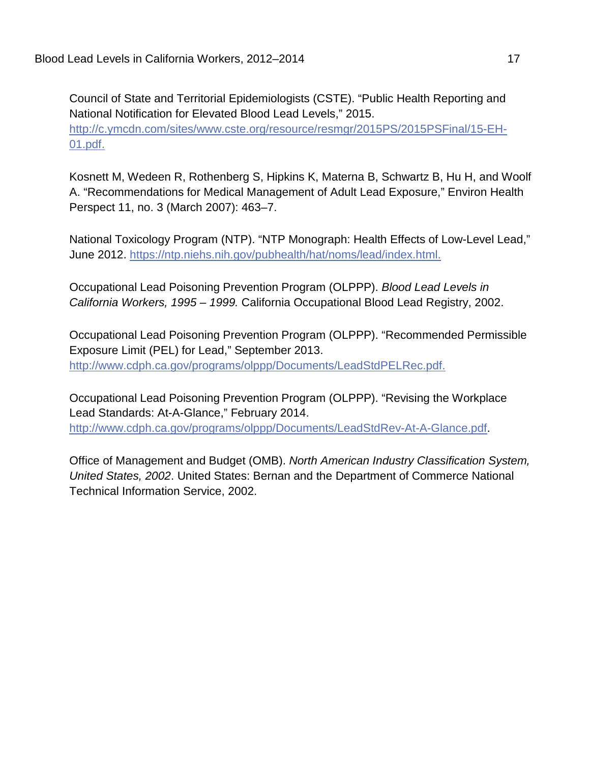Council of State and Territorial Epidemiologists (CSTE). “Public Health Reporting and National Notification for Elevated Blood Lead Levels,” 2015. http://c.ymcdn.com/sites/www.cste.org/resource/resmgr/2015PS/2015PSFinal/15-EH-01.pdf.

Kosnett M, Wedeen R, Rothenberg S, Hipkins K, Materna B, Schwartz B, Hu H, and Woolf A. “Recommendations for Medical Management of Adult Lead Exposure,” Environ Health Perspect 11, no. 3 (March 2007): 463–7.

National Toxicology Program (NTP). “NTP Monograph: Health Effects of Low-Level Lead,” June 2012. https://ntp.niehs.nih.gov/pubhealth/hat/noms/lead/index.html.

Occupational Lead Poisoning Prevention Program (OLPPP). *Blood Lead Levels in California Workers, 1995 – 1999.* California Occupational Blood Lead Registry, 2002.

Occupational Lead Poisoning Prevention Program (OLPPP). “Recommended Permissible Exposure Limit (PEL) for Lead,” September 2013. http://www.cdph.ca.gov/programs/olppp/Documents/LeadStdPELRec.pdf.

Occupational Lead Poisoning Prevention Program (OLPPP). “Revising the Workplace Lead Standards: At-A-Glance,” February 2014. http://www.cdph.ca.gov/programs/olppp/Documents/LeadStdRev-At-A-Glance.pdf.

Office of Management and Budget (OMB). *North American Industry Classification System, United States, 2002*. United States: Bernan and the Department of Commerce National Technical Information Service, 2002.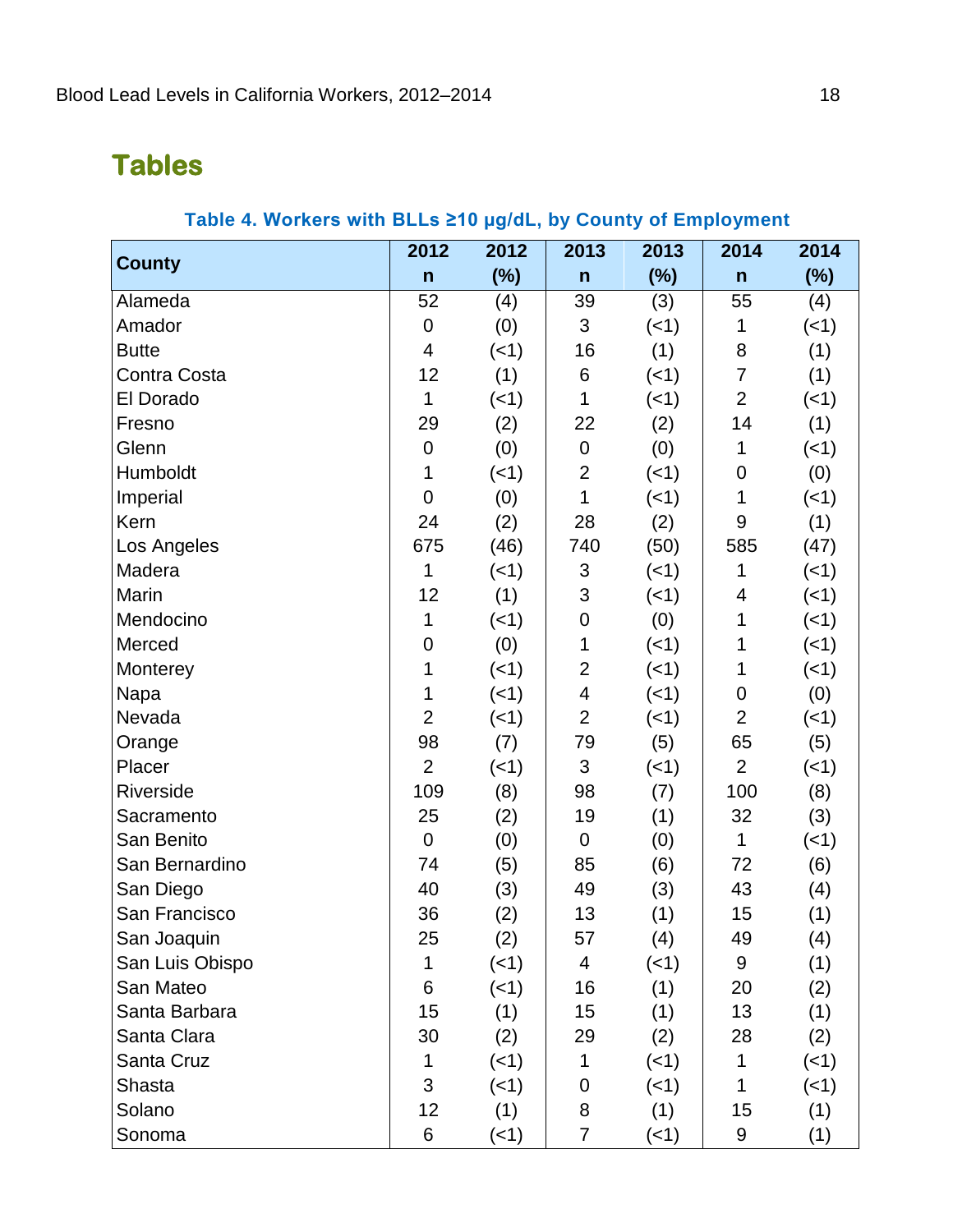## Tables

**Table 4. Workers with BLLs ≥10 µg/dL, by County of Employment**

| County | 2012 n | 2012 (%) | 2013 n | 2013 (%) | 2014 n | 2014 (%) |
|---|---|---|---|---|---|---|
| Alameda | 52 | (4) | 39 | (3) | 55 | (4) |
| Amador | 0 | (0) | 3 | (<1) | 1 | (<1) |
| Butte | 4 | (<1) | 16 | (1) | 8 | (1) |
| Contra Costa | 12 | (1) | 6 | (<1) | 7 | (1) |
| El Dorado | 1 | (<1) | 1 | (<1) | 2 | (<1) |
| Fresno | 29 | (2) | 22 | (2) | 14 | (1) |
| Glenn | 0 | (0) | 0 | (0) | 1 | (<1) |
| Humboldt | 1 | (<1) | 2 | (<1) | 0 | (0) |
| Imperial | 0 | (0) | 1 | (<1) | 1 | (<1) |
| Kern | 24 | (2) | 28 | (2) | 9 | (1) |
| Los Angeles | 675 | (46) | 740 | (50) | 585 | (47) |
| Madera | 1 | (<1) | 3 | (<1) | 1 | (<1) |
| Marin | 12 | (1) | 3 | (<1) | 4 | (<1) |
| Mendocino | 1 | (<1) | 0 | (0) | 1 | (<1) |
| Merced | 0 | (0) | 1 | (<1) | 1 | (<1) |
| Monterey | 1 | (<1) | 2 | (<1) | 1 | (<1) |
| Napa | 1 | (<1) | 4 | (<1) | 0 | (0) |
| Nevada | 2 | (<1) | 2 | (<1) | 2 | (<1) |
| Orange | 98 | (7) | 79 | (5) | 65 | (5) |
| Placer | 2 | (<1) | 3 | (<1) | 2 | (<1) |
| Riverside | 109 | (8) | 98 | (7) | 100 | (8) |
| Sacramento | 25 | (2) | 19 | (1) | 32 | (3) |
| San Benito | 0 | (0) | 0 | (0) | 1 | (<1) |
| San Bernardino | 74 | (5) | 85 | (6) | 72 | (6) |
| San Diego | 40 | (3) | 49 | (3) | 43 | (4) |
| San Francisco | 36 | (2) | 13 | (1) | 15 | (1) |
| San Joaquin | 25 | (2) | 57 | (4) | 49 | (4) |
| San Luis Obispo | 1 | (<1) | 4 | (<1) | 9 | (1) |
| San Mateo | 6 | (<1) | 16 | (1) | 20 | (2) |
| Santa Barbara | 15 | (1) | 15 | (1) | 13 | (1) |
| Santa Clara | 30 | (2) | 29 | (2) | 28 | (2) |
| Santa Cruz | 1 | (<1) | 1 | (<1) | 1 | (<1) |
| Shasta | 3 | (<1) | 0 | (<1) | 1 | (<1) |
| Solano | 12 | (1) | 8 | (1) | 15 | (1) |
| Sonoma | 6 | (<1) | 7 | (<1) | 9 | (1) |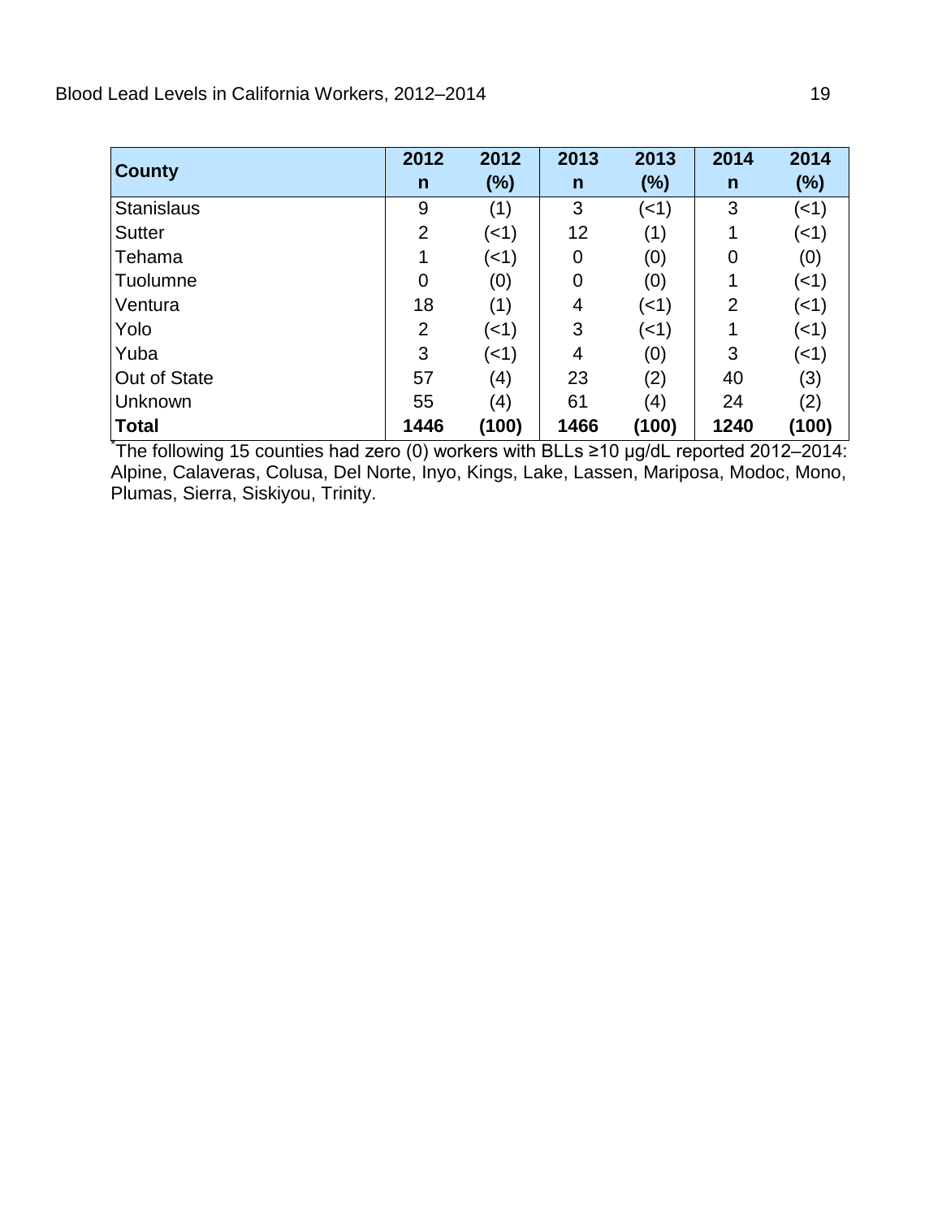| County | 2012 n | 2012 (%) | 2013 n | 2013 (%) | 2014 n | 2014 (%) |
|---|---|---|---|---|---|---|
| Stanislaus | 9 | (1) | 3 | (<1) | 3 | (<1) |
| Sutter | 2 | (<1) | 12 | (1) | 1 | (<1) |
| Tehama | 1 | (<1) | 0 | (0) | 0 | (0) |
| Tuolumne | 0 | (0) | 0 | (0) | 1 | (<1) |
| Ventura | 18 | (1) | 4 | (<1) | 2 | (<1) |
| Yolo | 2 | (<1) | 3 | (<1) | 1 | (<1) |
| Yuba | 3 | (<1) | 4 | (0) | 3 | (<1) |
| Out of State | 57 | (4) | 23 | (2) | 40 | (3) |
| Unknown | 55 | (4) | 61 | (4) | 24 | (2) |
| **Total** | **1446** | **(100)** | **1466** | **(100)** | **1240** | **(100)** |

*The following 15 counties had zero (0) workers with BLLs ≥10 µg/dL reported 2012–2014: Alpine, Calaveras, Colusa, Del Norte, Inyo, Kings, Lake, Lassen, Mariposa, Modoc, Mono, Plumas, Sierra, Siskiyou, Trinity.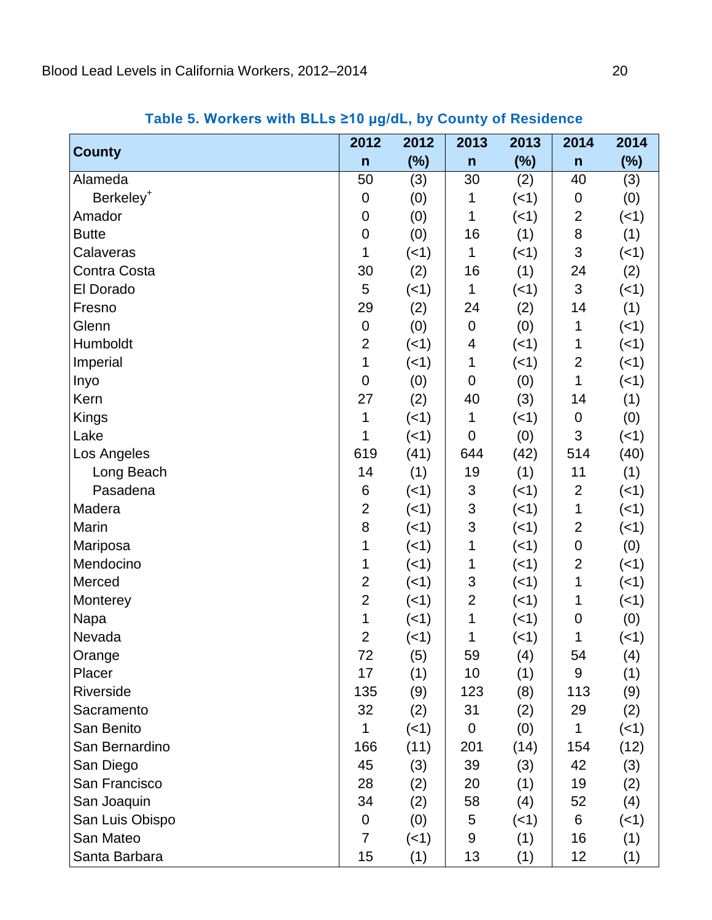**Table 5. Workers with BLLs ≥10 µg/dL, by County of Residence**

| County | 2012 n | 2012 (%) | 2013 n | 2013 (%) | 2014 n | 2014 (%) |
|---|---|---|---|---|---|---|
| Alameda | 50 | (3) | 30 | (2) | 40 | (3) |
| Berkeley[+] | 0 | (0) | 1 | (<1) | 0 | (0) |
| Amador | 0 | (0) | 1 | (<1) | 2 | (<1) |
| Butte | 0 | (0) | 16 | (1) | 8 | (1) |
| Calaveras | 1 | (<1) | 1 | (<1) | 3 | (<1) |
| Contra Costa | 30 | (2) | 16 | (1) | 24 | (2) |
| El Dorado | 5 | (<1) | 1 | (<1) | 3 | (<1) |
| Fresno | 29 | (2) | 24 | (2) | 14 | (1) |
| Glenn | 0 | (0) | 0 | (0) | 1 | (<1) |
| Humboldt | 2 | (<1) | 4 | (<1) | 1 | (<1) |
| Imperial | 1 | (<1) | 1 | (<1) | 2 | (<1) |
| Inyo | 0 | (0) | 0 | (0) | 1 | (<1) |
| Kern | 27 | (2) | 40 | (3) | 14 | (1) |
| Kings | 1 | (<1) | 1 | (<1) | 0 | (0) |
| Lake | 1 | (<1) | 0 | (0) | 3 | (<1) |
| Los Angeles | 619 | (41) | 644 | (42) | 514 | (40) |
| Long Beach | 14 | (1) | 19 | (1) | 11 | (1) |
| Pasadena | 6 | (<1) | 3 | (<1) | 2 | (<1) |
| Madera | 2 | (<1) | 3 | (<1) | 1 | (<1) |
| Marin | 8 | (<1) | 3 | (<1) | 2 | (<1) |
| Mariposa | 1 | (<1) | 1 | (<1) | 0 | (0) |
| Mendocino | 1 | (<1) | 1 | (<1) | 2 | (<1) |
| Merced | 2 | (<1) | 3 | (<1) | 1 | (<1) |
| Monterey | 2 | (<1) | 2 | (<1) | 1 | (<1) |
| Napa | 1 | (<1) | 1 | (<1) | 0 | (0) |
| Nevada | 2 | (<1) | 1 | (<1) | 1 | (<1) |
| Orange | 72 | (5) | 59 | (4) | 54 | (4) |
| Placer | 17 | (1) | 10 | (1) | 9 | (1) |
| Riverside | 135 | (9) | 123 | (8) | 113 | (9) |
| Sacramento | 32 | (2) | 31 | (2) | 29 | (2) |
| San Benito | 1 | (<1) | 0 | (0) | 1 | (<1) |
| San Bernardino | 166 | (11) | 201 | (14) | 154 | (12) |
| San Diego | 45 | (3) | 39 | (3) | 42 | (3) |
| San Francisco | 28 | (2) | 20 | (1) | 19 | (2) |
| San Joaquin | 34 | (2) | 58 | (4) | 52 | (4) |
| San Luis Obispo | 0 | (0) | 5 | (<1) | 6 | (<1) |
| San Mateo | 7 | (<1) | 9 | (1) | 16 | (1) |
| Santa Barbara | 15 | (1) | 13 | (1) | 12 | (1) |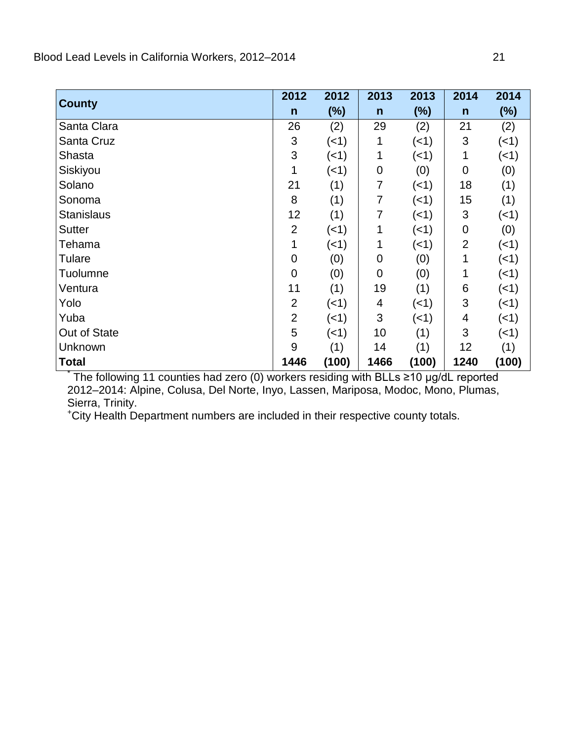| County | 2012 n | 2012 (%) | 2013 n | 2013 (%) | 2014 n | 2014 (%) |
|---|---|---|---|---|---|---|
| Santa Clara | 26 | (2) | 29 | (2) | 21 | (2) |
| Santa Cruz | 3 | (<1) | 1 | (<1) | 3 | (<1) |
| Shasta | 3 | (<1) | 1 | (<1) | 1 | (<1) |
| Siskiyou | 1 | (<1) | 0 | (0) | 0 | (0) |
| Solano | 21 | (1) | 7 | (<1) | 18 | (1) |
| Sonoma | 8 | (1) | 7 | (<1) | 15 | (1) |
| Stanislaus | 12 | (1) | 7 | (<1) | 3 | (<1) |
| Sutter | 2 | (<1) | 1 | (<1) | 0 | (0) |
| Tehama | 1 | (<1) | 1 | (<1) | 2 | (<1) |
| Tulare | 0 | (0) | 0 | (0) | 1 | (<1) |
| Tuolumne | 0 | (0) | 0 | (0) | 1 | (<1) |
| Ventura | 11 | (1) | 19 | (1) | 6 | (<1) |
| Yolo | 2 | (<1) | 4 | (<1) | 3 | (<1) |
| Yuba | 2 | (<1) | 3 | (<1) | 4 | (<1) |
| Out of State | 5 | (<1) | 10 | (1) | 3 | (<1) |
| Unknown | 9 | (1) | 14 | (1) | 12 | (1) |
| **Total** | **1446** | **(100)** | **1466** | **(100)** | **1240** | **(100)** |

* The following 11 counties had zero (0) workers residing with BLLs ≥10 µg/dL reported 2012–2014: Alpine, Colusa, Del Norte, Inyo, Lassen, Mariposa, Modoc, Mono, Plumas, Sierra, Trinity.

+City Health Department numbers are included in their respective county totals.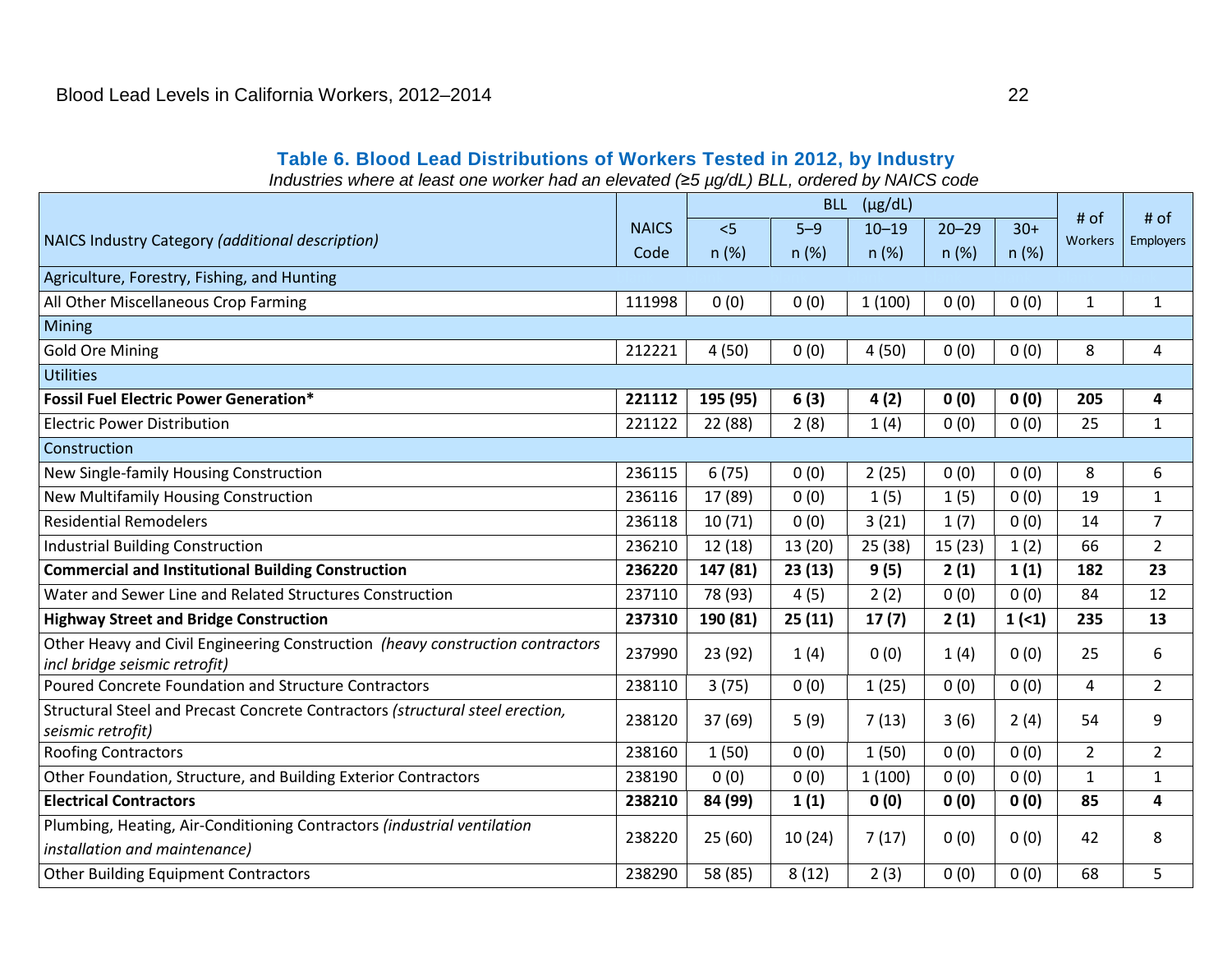### Table 6. Blood Lead Distributions of Workers Tested in 2012, by Industry

*Industries where at least one worker had an elevated (≥5 µg/dL) BLL, ordered by NAICS code*

| NAICS Industry Category *(additional description)* | NAICS Code | BLL (µg/dL) | | | | | # of Workers | # of Employers |
|---|---|---|---|---|---|---|---|---|
| | | <5 n (%) | 5–9 n (%) | 10–19 n (%) | 20–29 n (%) | 30+ n (%) | | |
| Agriculture, Forestry, Fishing, and Hunting | | | | | | | | |
| All Other Miscellaneous Crop Farming | 111998 | 0 (0) | 0 (0) | 1 (100) | 0 (0) | 0 (0) | 1 | 1 |
| Mining | | | | | | | | |
| Gold Ore Mining | 212221 | 4 (50) | 0 (0) | 4 (50) | 0 (0) | 0 (0) | 8 | 4 |
| Utilities | | | | | | | | |
| **Fossil Fuel Electric Power Generation*** | **221112** | **195 (95)** | **6 (3)** | **4 (2)** | **0 (0)** | **0 (0)** | **205** | **4** |
| Electric Power Distribution | 221122 | 22 (88) | 2 (8) | 1 (4) | 0 (0) | 0 (0) | 25 | 1 |
| Construction | | | | | | | | |
| New Single-family Housing Construction | 236115 | 6 (75) | 0 (0) | 2 (25) | 0 (0) | 0 (0) | 8 | 6 |
| New Multifamily Housing Construction | 236116 | 17 (89) | 0 (0) | 1 (5) | 1 (5) | 0 (0) | 19 | 1 |
| Residential Remodelers | 236118 | 10 (71) | 0 (0) | 3 (21) | 1 (7) | 0 (0) | 14 | 7 |
| Industrial Building Construction | 236210 | 12 (18) | 13 (20) | 25 (38) | 15 (23) | 1 (2) | 66 | 2 |
| **Commercial and Institutional Building Construction** | **236220** | **147 (81)** | **23 (13)** | **9 (5)** | **2 (1)** | **1 (1)** | **182** | **23** |
| Water and Sewer Line and Related Structures Construction | 237110 | 78 (93) | 4 (5) | 2 (2) | 0 (0) | 0 (0) | 84 | 12 |
| **Highway Street and Bridge Construction** | **237310** | **190 (81)** | **25 (11)** | **17 (7)** | **2 (1)** | **1 (<1)** | **235** | **13** |
| Other Heavy and Civil Engineering Construction *(heavy construction contractors incl bridge seismic retrofit)* | 237990 | 23 (92) | 1 (4) | 0 (0) | 1 (4) | 0 (0) | 25 | 6 |
| Poured Concrete Foundation and Structure Contractors | 238110 | 3 (75) | 0 (0) | 1 (25) | 0 (0) | 0 (0) | 4 | 2 |
| Structural Steel and Precast Concrete Contractors *(structural steel erection, seismic retrofit)* | 238120 | 37 (69) | 5 (9) | 7 (13) | 3 (6) | 2 (4) | 54 | 9 |
| Roofing Contractors | 238160 | 1 (50) | 0 (0) | 1 (50) | 0 (0) | 0 (0) | 2 | 2 |
| Other Foundation, Structure, and Building Exterior Contractors | 238190 | 0 (0) | 0 (0) | 1 (100) | 0 (0) | 0 (0) | 1 | 1 |
| **Electrical Contractors** | **238210** | **84 (99)** | **1 (1)** | **0 (0)** | **0 (0)** | **0 (0)** | **85** | **4** |
| Plumbing, Heating, Air-Conditioning Contractors *(industrial ventilation installation and maintenance)* | 238220 | 25 (60) | 10 (24) | 7 (17) | 0 (0) | 0 (0) | 42 | 8 |
| Other Building Equipment Contractors | 238290 | 58 (85) | 8 (12) | 2 (3) | 0 (0) | 0 (0) | 68 | 5 |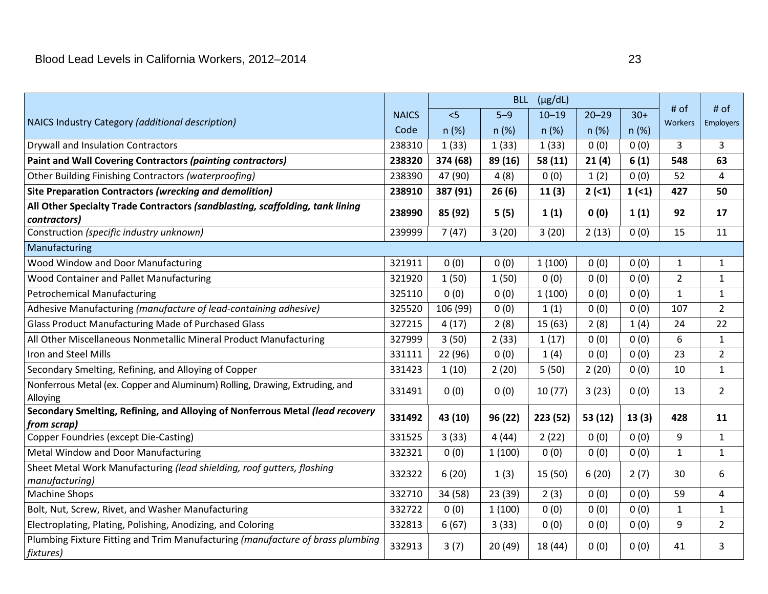| NAICS Industry Category *(additional description)* | NAICS Code | BLL (µg/dL) | | | | | # of Workers | # of Employers |
|---|---|---|---|---|---|---|---|---|
| | | <5 n (%) | 5–9 n (%) | 10–19 n (%) | 20–29 n (%) | 30+ n (%) | | |
| Drywall and Insulation Contractors | 238310 | 1 (33) | 1 (33) | 1 (33) | 0 (0) | 0 (0) | 3 | 3 |
| **Paint and Wall Covering Contractors *(painting contractors)*** | **238320** | **374 (68)** | **89 (16)** | **58 (11)** | **21 (4)** | **6 (1)** | **548** | **63** |
| Other Building Finishing Contractors *(waterproofing)* | 238390 | 47 (90) | 4 (8) | 0 (0) | 1 (2) | 0 (0) | 52 | 4 |
| **Site Preparation Contractors *(wrecking and demolition)*** | **238910** | **387 (91)** | **26 (6)** | **11 (3)** | **2 (<1)** | **1 (<1)** | **427** | **50** |
| **All Other Specialty Trade Contractors *(sandblasting, scaffolding, tank lining contractors)*** | **238990** | **85 (92)** | **5 (5)** | **1 (1)** | **0 (0)** | **1 (1)** | **92** | **17** |
| Construction *(specific industry unknown)* | 239999 | 7 (47) | 3 (20) | 3 (20) | 2 (13) | 0 (0) | 15 | 11 |
| Manufacturing | | | | | | | | |
| Wood Window and Door Manufacturing | 321911 | 0 (0) | 0 (0) | 1 (100) | 0 (0) | 0 (0) | 1 | 1 |
| Wood Container and Pallet Manufacturing | 321920 | 1 (50) | 1 (50) | 0 (0) | 0 (0) | 0 (0) | 2 | 1 |
| Petrochemical Manufacturing | 325110 | 0 (0) | 0 (0) | 1 (100) | 0 (0) | 0 (0) | 1 | 1 |
| Adhesive Manufacturing *(manufacture of lead-containing adhesive)* | 325520 | 106 (99) | 0 (0) | 1 (1) | 0 (0) | 0 (0) | 107 | 2 |
| Glass Product Manufacturing Made of Purchased Glass | 327215 | 4 (17) | 2 (8) | 15 (63) | 2 (8) | 1 (4) | 24 | 22 |
| All Other Miscellaneous Nonmetallic Mineral Product Manufacturing | 327999 | 3 (50) | 2 (33) | 1 (17) | 0 (0) | 0 (0) | 6 | 1 |
| Iron and Steel Mills | 331111 | 22 (96) | 0 (0) | 1 (4) | 0 (0) | 0 (0) | 23 | 2 |
| Secondary Smelting, Refining, and Alloying of Copper | 331423 | 1 (10) | 2 (20) | 5 (50) | 2 (20) | 0 (0) | 10 | 1 |
| Nonferrous Metal (ex. Copper and Aluminum) Rolling, Drawing, Extruding, and Alloying | 331491 | 0 (0) | 0 (0) | 10 (77) | 3 (23) | 0 (0) | 13 | 2 |
| **Secondary Smelting, Refining, and Alloying of Nonferrous Metal *(lead recovery from scrap)*** | **331492** | **43 (10)** | **96 (22)** | **223 (52)** | **53 (12)** | **13 (3)** | **428** | **11** |
| Copper Foundries (except Die-Casting) | 331525 | 3 (33) | 4 (44) | 2 (22) | 0 (0) | 0 (0) | 9 | 1 |
| Metal Window and Door Manufacturing | 332321 | 0 (0) | 1 (100) | 0 (0) | 0 (0) | 0 (0) | 1 | 1 |
| Sheet Metal Work Manufacturing *(lead shielding, roof gutters, flashing manufacturing)* | 332322 | 6 (20) | 1 (3) | 15 (50) | 6 (20) | 2 (7) | 30 | 6 |
| Machine Shops | 332710 | 34 (58) | 23 (39) | 2 (3) | 0 (0) | 0 (0) | 59 | 4 |
| Bolt, Nut, Screw, Rivet, and Washer Manufacturing | 332722 | 0 (0) | 1 (100) | 0 (0) | 0 (0) | 0 (0) | 1 | 1 |
| Electroplating, Plating, Polishing, Anodizing, and Coloring | 332813 | 6 (67) | 3 (33) | 0 (0) | 0 (0) | 0 (0) | 9 | 2 |
| Plumbing Fixture Fitting and Trim Manufacturing *(manufacture of brass plumbing fixtures)* | 332913 | 3 (7) | 20 (49) | 18 (44) | 0 (0) | 0 (0) | 41 | 3 |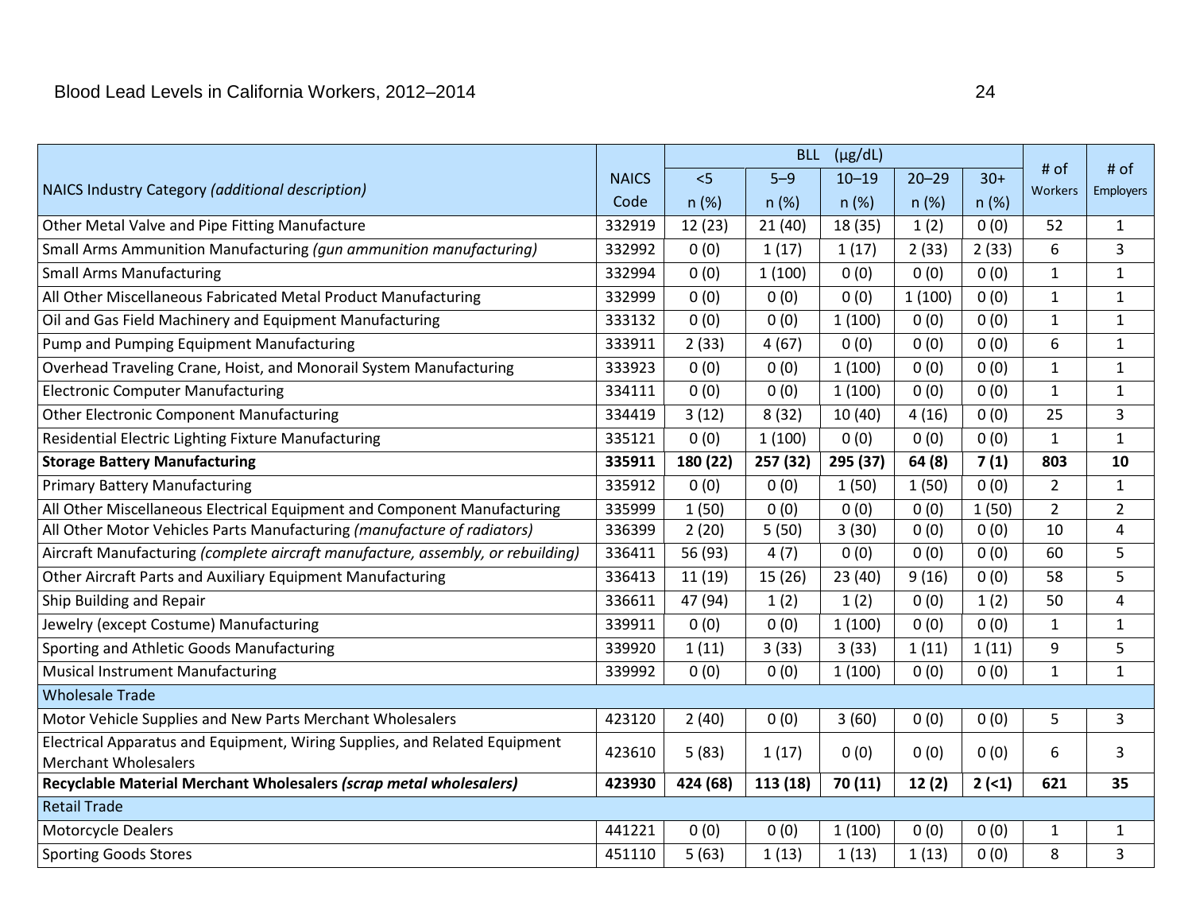| NAICS Industry Category *(additional description)* | NAICS Code | BLL (µg/dL) | | | | | # of Workers | # of Employers |
|---|---|---|---|---|---|---|---|---|
| | | <5 n (%) | 5–9 n (%) | 10–19 n (%) | 20–29 n (%) | 30+ n (%) | | |
| Other Metal Valve and Pipe Fitting Manufacture | 332919 | 12 (23) | 21 (40) | 18 (35) | 1 (2) | 0 (0) | 52 | 1 |
| Small Arms Ammunition Manufacturing *(gun ammunition manufacturing)* | 332992 | 0 (0) | 1 (17) | 1 (17) | 2 (33) | 2 (33) | 6 | 3 |
| Small Arms Manufacturing | 332994 | 0 (0) | 1 (100) | 0 (0) | 0 (0) | 0 (0) | 1 | 1 |
| All Other Miscellaneous Fabricated Metal Product Manufacturing | 332999 | 0 (0) | 0 (0) | 0 (0) | 1 (100) | 0 (0) | 1 | 1 |
| Oil and Gas Field Machinery and Equipment Manufacturing | 333132 | 0 (0) | 0 (0) | 1 (100) | 0 (0) | 0 (0) | 1 | 1 |
| Pump and Pumping Equipment Manufacturing | 333911 | 2 (33) | 4 (67) | 0 (0) | 0 (0) | 0 (0) | 6 | 1 |
| Overhead Traveling Crane, Hoist, and Monorail System Manufacturing | 333923 | 0 (0) | 0 (0) | 1 (100) | 0 (0) | 0 (0) | 1 | 1 |
| Electronic Computer Manufacturing | 334111 | 0 (0) | 0 (0) | 1 (100) | 0 (0) | 0 (0) | 1 | 1 |
| Other Electronic Component Manufacturing | 334419 | 3 (12) | 8 (32) | 10 (40) | 4 (16) | 0 (0) | 25 | 3 |
| Residential Electric Lighting Fixture Manufacturing | 335121 | 0 (0) | 1 (100) | 0 (0) | 0 (0) | 0 (0) | 1 | 1 |
| **Storage Battery Manufacturing** | **335911** | **180 (22)** | **257 (32)** | **295 (37)** | **64 (8)** | **7 (1)** | **803** | **10** |
| Primary Battery Manufacturing | 335912 | 0 (0) | 0 (0) | 1 (50) | 1 (50) | 0 (0) | 2 | 1 |
| All Other Miscellaneous Electrical Equipment and Component Manufacturing | 335999 | 1 (50) | 0 (0) | 0 (0) | 0 (0) | 1 (50) | 2 | 2 |
| All Other Motor Vehicles Parts Manufacturing *(manufacture of radiators)* | 336399 | 2 (20) | 5 (50) | 3 (30) | 0 (0) | 0 (0) | 10 | 4 |
| Aircraft Manufacturing *(complete aircraft manufacture, assembly, or rebuilding)* | 336411 | 56 (93) | 4 (7) | 0 (0) | 0 (0) | 0 (0) | 60 | 5 |
| Other Aircraft Parts and Auxiliary Equipment Manufacturing | 336413 | 11 (19) | 15 (26) | 23 (40) | 9 (16) | 0 (0) | 58 | 5 |
| Ship Building and Repair | 336611 | 47 (94) | 1 (2) | 1 (2) | 0 (0) | 1 (2) | 50 | 4 |
| Jewelry (except Costume) Manufacturing | 339911 | 0 (0) | 0 (0) | 1 (100) | 0 (0) | 0 (0) | 1 | 1 |
| Sporting and Athletic Goods Manufacturing | 339920 | 1 (11) | 3 (33) | 3 (33) | 1 (11) | 1 (11) | 9 | 5 |
| Musical Instrument Manufacturing | 339992 | 0 (0) | 0 (0) | 1 (100) | 0 (0) | 0 (0) | 1 | 1 |
| Wholesale Trade | | | | | | | | |
| Motor Vehicle Supplies and New Parts Merchant Wholesalers | 423120 | 2 (40) | 0 (0) | 3 (60) | 0 (0) | 0 (0) | 5 | 3 |
| Electrical Apparatus and Equipment, Wiring Supplies, and Related Equipment Merchant Wholesalers | 423610 | 5 (83) | 1 (17) | 0 (0) | 0 (0) | 0 (0) | 6 | 3 |
| **Recyclable Material Merchant Wholesalers *(scrap metal wholesalers)*** | **423930** | **424 (68)** | **113 (18)** | **70 (11)** | **12 (2)** | **2 (<1)** | **621** | **35** |
| Retail Trade | | | | | | | | |
| Motorcycle Dealers | 441221 | 0 (0) | 0 (0) | 1 (100) | 0 (0) | 0 (0) | 1 | 1 |
| Sporting Goods Stores | 451110 | 5 (63) | 1 (13) | 1 (13) | 1 (13) | 0 (0) | 8 | 3 |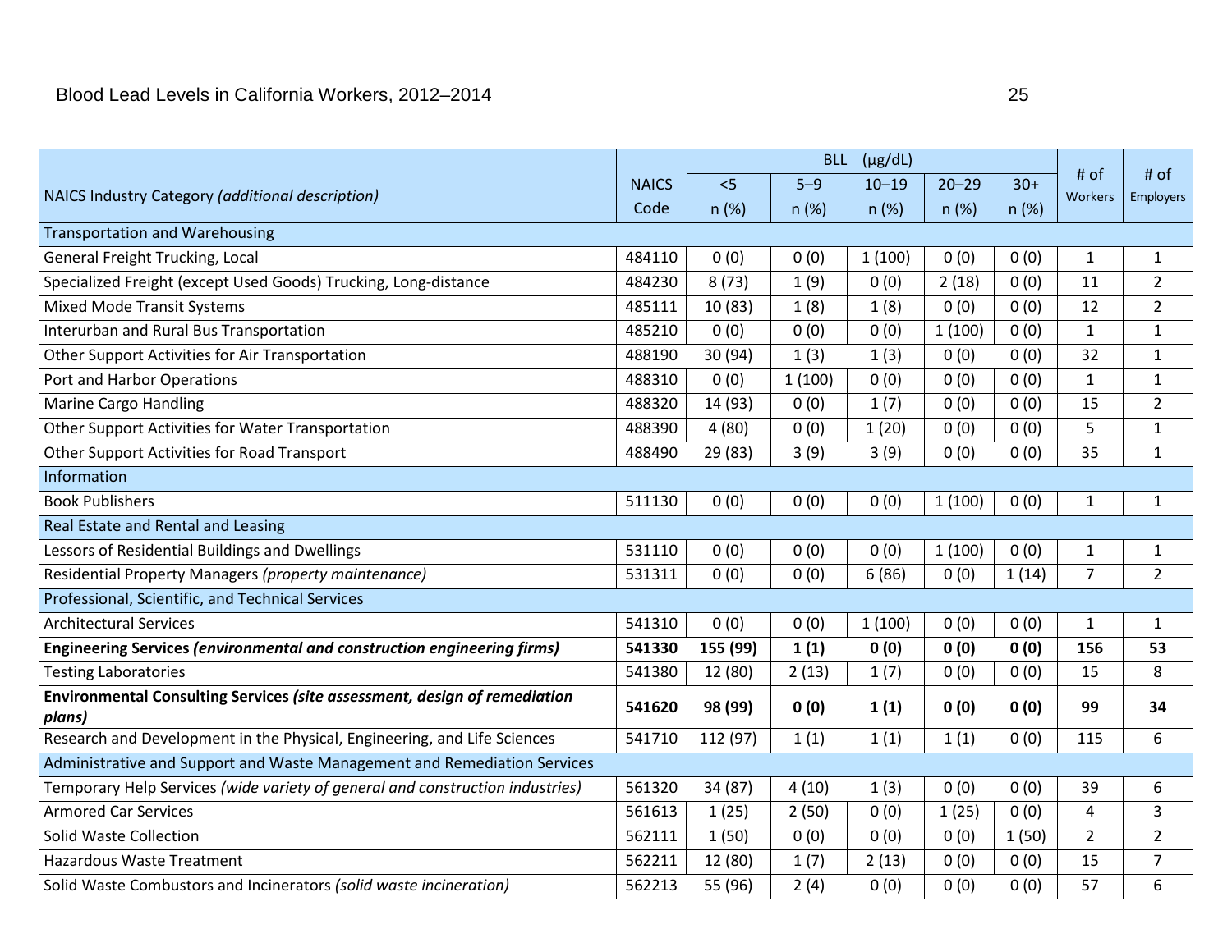| NAICS Industry Category *(additional description)* | NAICS Code | BLL (μg/dL) | | | | | # of Workers | # of Employers |
|---|---|---|---|---|---|---|---|---|
| | | <5 n (%) | 5–9 n (%) | 10–19 n (%) | 20–29 n (%) | 30+ n (%) | | |
| Transportation and Warehousing | | | | | | | | |
| General Freight Trucking, Local | 484110 | 0 (0) | 0 (0) | 1 (100) | 0 (0) | 0 (0) | 1 | 1 |
| Specialized Freight (except Used Goods) Trucking, Long-distance | 484230 | 8 (73) | 1 (9) | 0 (0) | 2 (18) | 0 (0) | 11 | 2 |
| Mixed Mode Transit Systems | 485111 | 10 (83) | 1 (8) | 1 (8) | 0 (0) | 0 (0) | 12 | 2 |
| Interurban and Rural Bus Transportation | 485210 | 0 (0) | 0 (0) | 0 (0) | 1 (100) | 0 (0) | 1 | 1 |
| Other Support Activities for Air Transportation | 488190 | 30 (94) | 1 (3) | 1 (3) | 0 (0) | 0 (0) | 32 | 1 |
| Port and Harbor Operations | 488310 | 0 (0) | 1 (100) | 0 (0) | 0 (0) | 0 (0) | 1 | 1 |
| Marine Cargo Handling | 488320 | 14 (93) | 0 (0) | 1 (7) | 0 (0) | 0 (0) | 15 | 2 |
| Other Support Activities for Water Transportation | 488390 | 4 (80) | 0 (0) | 1 (20) | 0 (0) | 0 (0) | 5 | 1 |
| Other Support Activities for Road Transport | 488490 | 29 (83) | 3 (9) | 3 (9) | 0 (0) | 0 (0) | 35 | 1 |
| Information | | | | | | | | |
| Book Publishers | 511130 | 0 (0) | 0 (0) | 0 (0) | 1 (100) | 0 (0) | 1 | 1 |
| Real Estate and Rental and Leasing | | | | | | | | |
| Lessors of Residential Buildings and Dwellings | 531110 | 0 (0) | 0 (0) | 0 (0) | 1 (100) | 0 (0) | 1 | 1 |
| Residential Property Managers *(property maintenance)* | 531311 | 0 (0) | 0 (0) | 6 (86) | 0 (0) | 1 (14) | 7 | 2 |
| Professional, Scientific, and Technical Services | | | | | | | | |
| Architectural Services | 541310 | 0 (0) | 0 (0) | 1 (100) | 0 (0) | 0 (0) | 1 | 1 |
| **Engineering Services *(environmental and construction engineering firms)*** | **541330** | **155 (99)** | **1 (1)** | **0 (0)** | **0 (0)** | **0 (0)** | **156** | **53** |
| Testing Laboratories | 541380 | 12 (80) | 2 (13) | 1 (7) | 0 (0) | 0 (0) | 15 | 8 |
| **Environmental Consulting Services *(site assessment, design of remediation plans)*** | **541620** | **98 (99)** | **0 (0)** | **1 (1)** | **0 (0)** | **0 (0)** | **99** | **34** |
| Research and Development in the Physical, Engineering, and Life Sciences | 541710 | 112 (97) | 1 (1) | 1 (1) | 1 (1) | 0 (0) | 115 | 6 |
| Administrative and Support and Waste Management and Remediation Services | | | | | | | | |
| Temporary Help Services *(wide variety of general and construction industries)* | 561320 | 34 (87) | 4 (10) | 1 (3) | 0 (0) | 0 (0) | 39 | 6 |
| Armored Car Services | 561613 | 1 (25) | 2 (50) | 0 (0) | 1 (25) | 0 (0) | 4 | 3 |
| Solid Waste Collection | 562111 | 1 (50) | 0 (0) | 0 (0) | 0 (0) | 1 (50) | 2 | 2 |
| Hazardous Waste Treatment | 562211 | 12 (80) | 1 (7) | 2 (13) | 0 (0) | 0 (0) | 15 | 7 |
| Solid Waste Combustors and Incinerators *(solid waste incineration)* | 562213 | 55 (96) | 2 (4) | 0 (0) | 0 (0) | 0 (0) | 57 | 6 |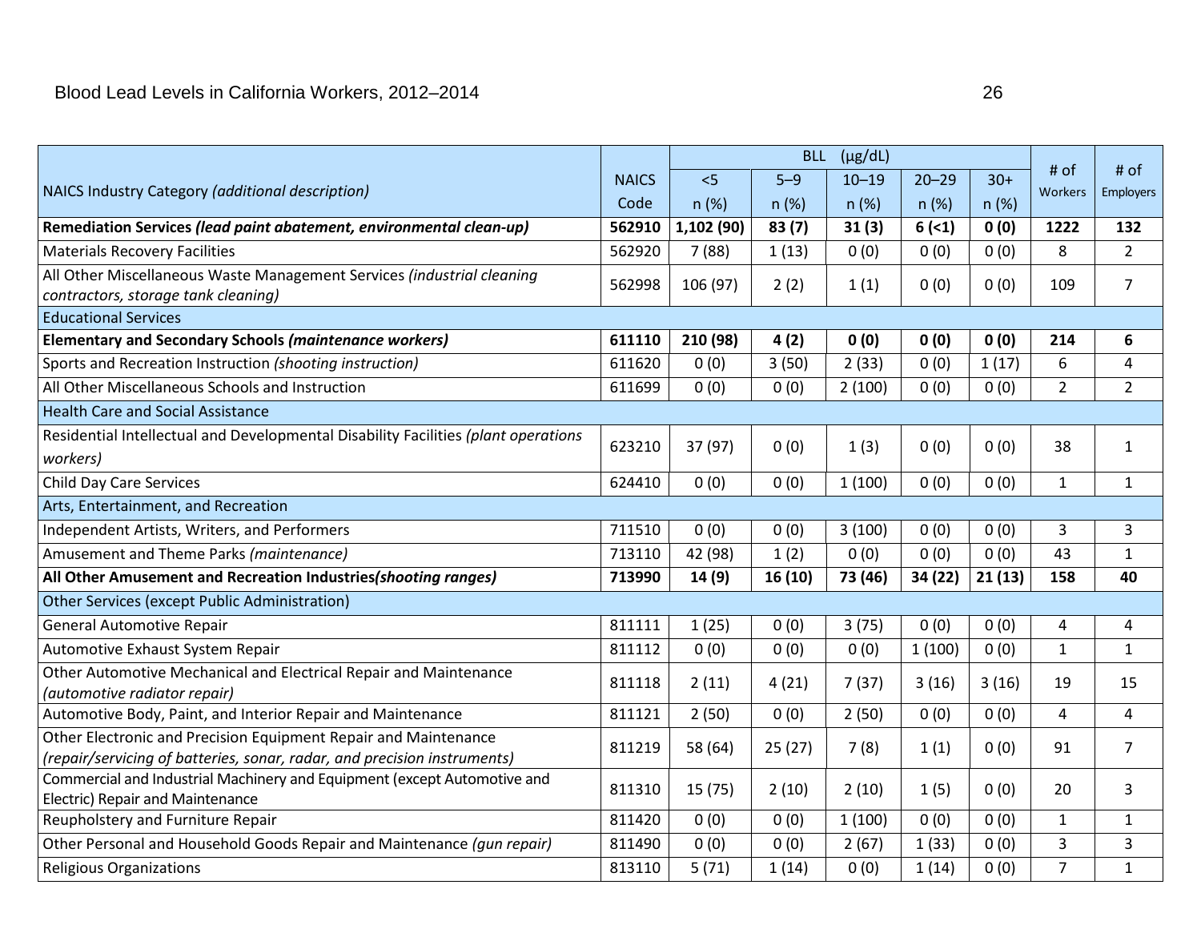| NAICS Industry Category *(additional description)* | NAICS Code | BLL (μg/dL) | | | | | # of Workers | # of Employers |
|---|---|---|---|---|---|---|---|---|
| | | <5 n (%) | 5–9 n (%) | 10–19 n (%) | 20–29 n (%) | 30+ n (%) | | |
| **Remediation Services *(lead paint abatement, environmental clean-up)*** | **562910** | **1,102 (90)** | **83 (7)** | **31 (3)** | **6 (<1)** | **0 (0)** | **1222** | **132** |
| Materials Recovery Facilities | 562920 | 7 (88) | 1 (13) | 0 (0) | 0 (0) | 0 (0) | 8 | 2 |
| All Other Miscellaneous Waste Management Services *(industrial cleaning contractors, storage tank cleaning)* | 562998 | 106 (97) | 2 (2) | 1 (1) | 0 (0) | 0 (0) | 109 | 7 |
| Educational Services | | | | | | | | |
| **Elementary and Secondary Schools *(maintenance workers)*** | **611110** | **210 (98)** | **4 (2)** | **0 (0)** | **0 (0)** | **0 (0)** | **214** | **6** |
| Sports and Recreation Instruction *(shooting instruction)* | 611620 | 0 (0) | 3 (50) | 2 (33) | 0 (0) | 1 (17) | 6 | 4 |
| All Other Miscellaneous Schools and Instruction | 611699 | 0 (0) | 0 (0) | 2 (100) | 0 (0) | 0 (0) | 2 | 2 |
| Health Care and Social Assistance | | | | | | | | |
| Residential Intellectual and Developmental Disability Facilities *(plant operations workers)* | 623210 | 37 (97) | 0 (0) | 1 (3) | 0 (0) | 0 (0) | 38 | 1 |
| Child Day Care Services | 624410 | 0 (0) | 0 (0) | 1 (100) | 0 (0) | 0 (0) | 1 | 1 |
| Arts, Entertainment, and Recreation | | | | | | | | |
| Independent Artists, Writers, and Performers | 711510 | 0 (0) | 0 (0) | 3 (100) | 0 (0) | 0 (0) | 3 | 3 |
| Amusement and Theme Parks *(maintenance)* | 713110 | 42 (98) | 1 (2) | 0 (0) | 0 (0) | 0 (0) | 43 | 1 |
| **All Other Amusement and Recreation Industries*(shooting ranges)*** | **713990** | **14 (9)** | **16 (10)** | **73 (46)** | **34 (22)** | **21 (13)** | **158** | **40** |
| Other Services (except Public Administration) | | | | | | | | |
| General Automotive Repair | 811111 | 1 (25) | 0 (0) | 3 (75) | 0 (0) | 0 (0) | 4 | 4 |
| Automotive Exhaust System Repair | 811112 | 0 (0) | 0 (0) | 0 (0) | 1 (100) | 0 (0) | 1 | 1 |
| Other Automotive Mechanical and Electrical Repair and Maintenance *(automotive radiator repair)* | 811118 | 2 (11) | 4 (21) | 7 (37) | 3 (16) | 3 (16) | 19 | 15 |
| Automotive Body, Paint, and Interior Repair and Maintenance | 811121 | 2 (50) | 0 (0) | 2 (50) | 0 (0) | 0 (0) | 4 | 4 |
| Other Electronic and Precision Equipment Repair and Maintenance *(repair/servicing of batteries, sonar, radar, and precision instruments)* | 811219 | 58 (64) | 25 (27) | 7 (8) | 1 (1) | 0 (0) | 91 | 7 |
| Commercial and Industrial Machinery and Equipment (except Automotive and Electric) Repair and Maintenance | 811310 | 15 (75) | 2 (10) | 2 (10) | 1 (5) | 0 (0) | 20 | 3 |
| Reupholstery and Furniture Repair | 811420 | 0 (0) | 0 (0) | 1 (100) | 0 (0) | 0 (0) | 1 | 1 |
| Other Personal and Household Goods Repair and Maintenance *(gun repair)* | 811490 | 0 (0) | 0 (0) | 2 (67) | 1 (33) | 0 (0) | 3 | 3 |
| Religious Organizations | 813110 | 5 (71) | 1 (14) | 0 (0) | 1 (14) | 0 (0) | 7 | 1 |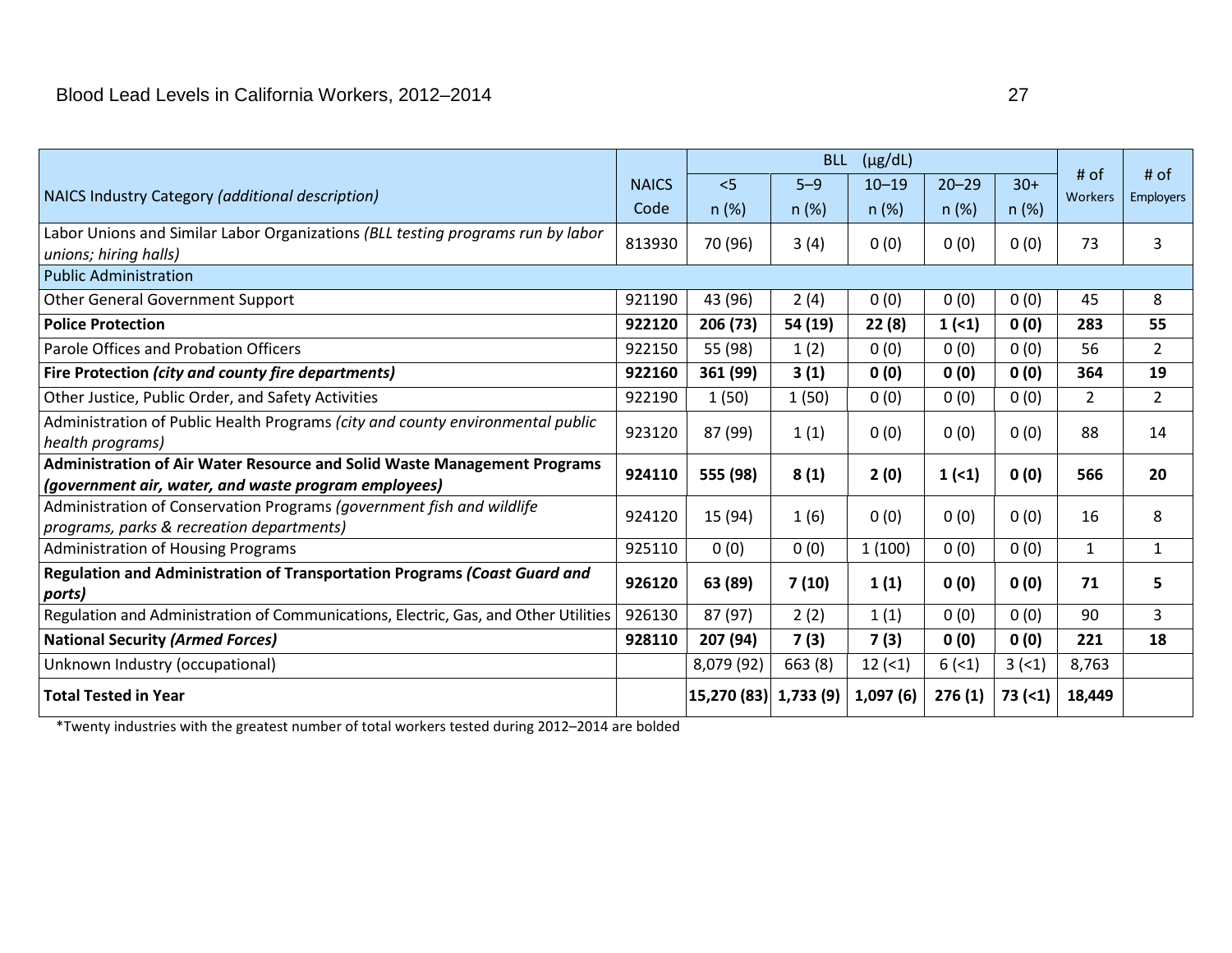| NAICS Industry Category *(additional description)* | NAICS Code | BLL (µg/dL) <5 n (%) | 5–9 n (%) | 10–19 n (%) | 20–29 n (%) | 30+ n (%) | # of Workers | # of Employers |
|---|---|---|---|---|---|---|---|---|
| Labor Unions and Similar Labor Organizations *(BLL testing programs run by labor unions; hiring halls)* | 813930 | 70 (96) | 3 (4) | 0 (0) | 0 (0) | 0 (0) | 73 | 3 |
| Public Administration | | | | | | | | |
| Other General Government Support | 921190 | 43 (96) | 2 (4) | 0 (0) | 0 (0) | 0 (0) | 45 | 8 |
| **Police Protection** | **922120** | **206 (73)** | **54 (19)** | **22 (8)** | **1 (<1)** | **0 (0)** | **283** | **55** |
| Parole Offices and Probation Officers | 922150 | 55 (98) | 1 (2) | 0 (0) | 0 (0) | 0 (0) | 56 | 2 |
| **Fire Protection *(city and county fire departments)*** | **922160** | **361 (99)** | **3 (1)** | **0 (0)** | **0 (0)** | **0 (0)** | **364** | **19** |
| Other Justice, Public Order, and Safety Activities | 922190 | 1 (50) | 1 (50) | 0 (0) | 0 (0) | 0 (0) | 2 | 2 |
| Administration of Public Health Programs *(city and county environmental public health programs)* | 923120 | 87 (99) | 1 (1) | 0 (0) | 0 (0) | 0 (0) | 88 | 14 |
| **Administration of Air Water Resource and Solid Waste Management Programs *(government air, water, and waste program employees)*** | **924110** | **555 (98)** | **8 (1)** | **2 (0)** | **1 (<1)** | **0 (0)** | **566** | **20** |
| Administration of Conservation Programs *(government fish and wildlife programs, parks & recreation departments)* | 924120 | 15 (94) | 1 (6) | 0 (0) | 0 (0) | 0 (0) | 16 | 8 |
| Administration of Housing Programs | 925110 | 0 (0) | 0 (0) | 1 (100) | 0 (0) | 0 (0) | 1 | 1 |
| **Regulation and Administration of Transportation Programs *(Coast Guard and ports)*** | **926120** | **63 (89)** | **7 (10)** | **1 (1)** | **0 (0)** | **0 (0)** | **71** | **5** |
| Regulation and Administration of Communications, Electric, Gas, and Other Utilities | 926130 | 87 (97) | 2 (2) | 1 (1) | 0 (0) | 0 (0) | 90 | 3 |
| **National Security *(Armed Forces)*** | **928110** | **207 (94)** | **7 (3)** | **7 (3)** | **0 (0)** | **0 (0)** | **221** | **18** |
| Unknown Industry (occupational) | | 8,079 (92) | 663 (8) | 12 (<1) | 6 (<1) | 3 (<1) | 8,763 | |
| **Total Tested in Year** | | **15,270 (83)** | **1,733 (9)** | **1,097 (6)** | **276 (1)** | **73 (<1)** | **18,449** | |

*Twenty industries with the greatest number of total workers tested during 2012–2014 are bolded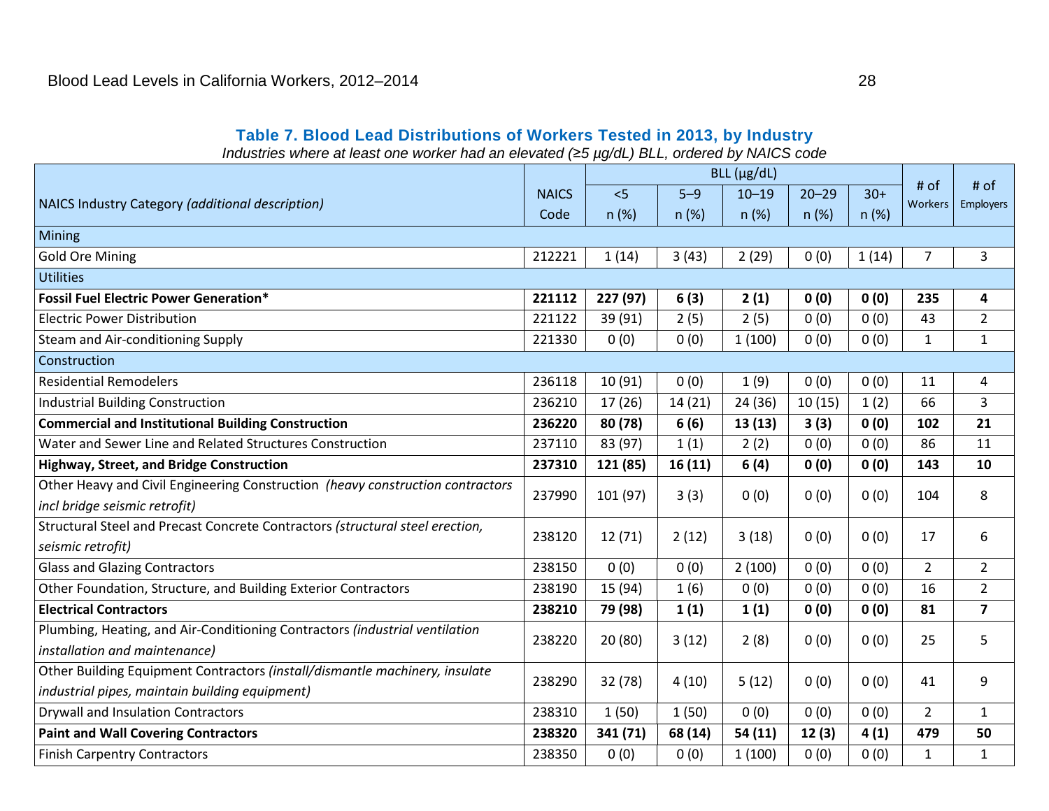## Table 7. Blood Lead Distributions of Workers Tested in 2013, by Industry

*Industries where at least one worker had an elevated (≥5 µg/dL) BLL, ordered by NAICS code*

| NAICS Industry Category *(additional description)* | NAICS Code | BLL (µg/dL) <5 n (%) | 5–9 n (%) | 10–19 n (%) | 20–29 n (%) | 30+ n (%) | # of Workers | # of Employers |
|---|---|---|---|---|---|---|---|---|
| Mining | | | | | | | | |
| Gold Ore Mining | 212221 | 1 (14) | 3 (43) | 2 (29) | 0 (0) | 1 (14) | 7 | 3 |
| Utilities | | | | | | | | |
| **Fossil Fuel Electric Power Generation*** | **221112** | **227 (97)** | **6 (3)** | **2 (1)** | **0 (0)** | **0 (0)** | **235** | **4** |
| Electric Power Distribution | 221122 | 39 (91) | 2 (5) | 2 (5) | 0 (0) | 0 (0) | 43 | 2 |
| Steam and Air-conditioning Supply | 221330 | 0 (0) | 0 (0) | 1 (100) | 0 (0) | 0 (0) | 1 | 1 |
| Construction | | | | | | | | |
| Residential Remodelers | 236118 | 10 (91) | 0 (0) | 1 (9) | 0 (0) | 0 (0) | 11 | 4 |
| Industrial Building Construction | 236210 | 17 (26) | 14 (21) | 24 (36) | 10 (15) | 1 (2) | 66 | 3 |
| **Commercial and Institutional Building Construction** | **236220** | **80 (78)** | **6 (6)** | **13 (13)** | **3 (3)** | **0 (0)** | **102** | **21** |
| Water and Sewer Line and Related Structures Construction | 237110 | 83 (97) | 1 (1) | 2 (2) | 0 (0) | 0 (0) | 86 | 11 |
| **Highway, Street, and Bridge Construction** | **237310** | **121 (85)** | **16 (11)** | **6 (4)** | **0 (0)** | **0 (0)** | **143** | **10** |
| Other Heavy and Civil Engineering Construction *(heavy construction contractors incl bridge seismic retrofit)* | 237990 | 101 (97) | 3 (3) | 0 (0) | 0 (0) | 0 (0) | 104 | 8 |
| Structural Steel and Precast Concrete Contractors *(structural steel erection, seismic retrofit)* | 238120 | 12 (71) | 2 (12) | 3 (18) | 0 (0) | 0 (0) | 17 | 6 |
| Glass and Glazing Contractors | 238150 | 0 (0) | 0 (0) | 2 (100) | 0 (0) | 0 (0) | 2 | 2 |
| Other Foundation, Structure, and Building Exterior Contractors | 238190 | 15 (94) | 1 (6) | 0 (0) | 0 (0) | 0 (0) | 16 | 2 |
| **Electrical Contractors** | **238210** | **79 (98)** | **1 (1)** | **1 (1)** | **0 (0)** | **0 (0)** | **81** | **7** |
| Plumbing, Heating, and Air-Conditioning Contractors *(industrial ventilation installation and maintenance)* | 238220 | 20 (80) | 3 (12) | 2 (8) | 0 (0) | 0 (0) | 25 | 5 |
| Other Building Equipment Contractors *(install/dismantle machinery, insulate industrial pipes, maintain building equipment)* | 238290 | 32 (78) | 4 (10) | 5 (12) | 0 (0) | 0 (0) | 41 | 9 |
| Drywall and Insulation Contractors | 238310 | 1 (50) | 1 (50) | 0 (0) | 0 (0) | 0 (0) | 2 | 1 |
| **Paint and Wall Covering Contractors** | **238320** | **341 (71)** | **68 (14)** | **54 (11)** | **12 (3)** | **4 (1)** | **479** | **50** |
| Finish Carpentry Contractors | 238350 | 0 (0) | 0 (0) | 1 (100) | 0 (0) | 0 (0) | 1 | 1 |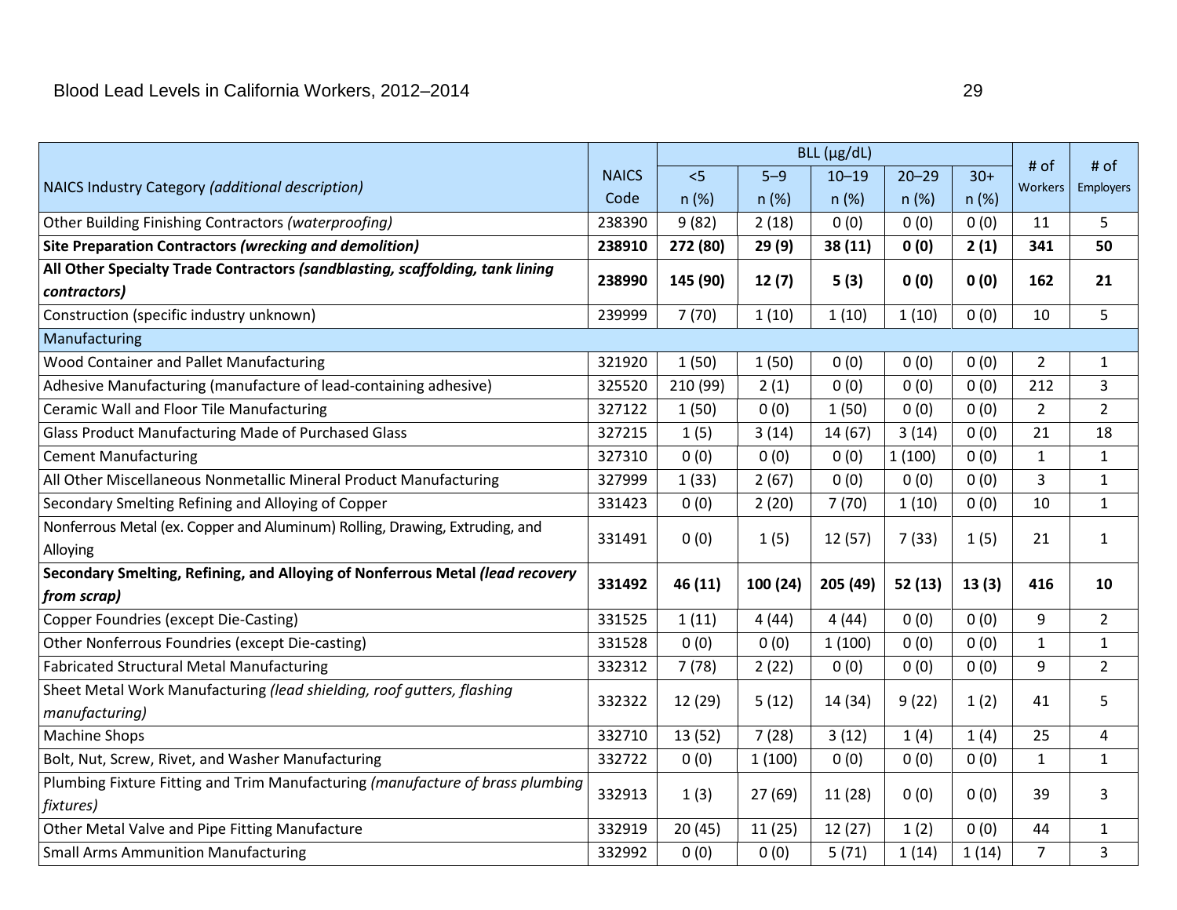| NAICS Industry Category *(additional description)* | NAICS Code | BLL (µg/dL) | | | | | # of Workers | # of Employers |
|---|---|---|---|---|---|---|---|---|
| | | <5 n (%) | 5–9 n (%) | 10–19 n (%) | 20–29 n (%) | 30+ n (%) | | |
| Other Building Finishing Contractors *(waterproofing)* | 238390 | 9 (82) | 2 (18) | 0 (0) | 0 (0) | 0 (0) | 11 | 5 |
| **Site Preparation Contractors *(wrecking and demolition)*** | **238910** | **272 (80)** | **29 (9)** | **38 (11)** | **0 (0)** | **2 (1)** | **341** | **50** |
| **All Other Specialty Trade Contractors *(sandblasting, scaffolding, tank lining contractors)*** | **238990** | **145 (90)** | **12 (7)** | **5 (3)** | **0 (0)** | **0 (0)** | **162** | **21** |
| Construction (specific industry unknown) | 239999 | 7 (70) | 1 (10) | 1 (10) | 1 (10) | 0 (0) | 10 | 5 |
| Manufacturing | | | | | | | | |
| Wood Container and Pallet Manufacturing | 321920 | 1 (50) | 1 (50) | 0 (0) | 0 (0) | 0 (0) | 2 | 1 |
| Adhesive Manufacturing (manufacture of lead-containing adhesive) | 325520 | 210 (99) | 2 (1) | 0 (0) | 0 (0) | 0 (0) | 212 | 3 |
| Ceramic Wall and Floor Tile Manufacturing | 327122 | 1 (50) | 0 (0) | 1 (50) | 0 (0) | 0 (0) | 2 | 2 |
| Glass Product Manufacturing Made of Purchased Glass | 327215 | 1 (5) | 3 (14) | 14 (67) | 3 (14) | 0 (0) | 21 | 18 |
| Cement Manufacturing | 327310 | 0 (0) | 0 (0) | 0 (0) | 1 (100) | 0 (0) | 1 | 1 |
| All Other Miscellaneous Nonmetallic Mineral Product Manufacturing | 327999 | 1 (33) | 2 (67) | 0 (0) | 0 (0) | 0 (0) | 3 | 1 |
| Secondary Smelting Refining and Alloying of Copper | 331423 | 0 (0) | 2 (20) | 7 (70) | 1 (10) | 0 (0) | 10 | 1 |
| Nonferrous Metal (ex. Copper and Aluminum) Rolling, Drawing, Extruding, and Alloying | 331491 | 0 (0) | 1 (5) | 12 (57) | 7 (33) | 1 (5) | 21 | 1 |
| **Secondary Smelting, Refining, and Alloying of Nonferrous Metal *(lead recovery from scrap)*** | **331492** | **46 (11)** | **100 (24)** | **205 (49)** | **52 (13)** | **13 (3)** | **416** | **10** |
| Copper Foundries (except Die-Casting) | 331525 | 1 (11) | 4 (44) | 4 (44) | 0 (0) | 0 (0) | 9 | 2 |
| Other Nonferrous Foundries (except Die-casting) | 331528 | 0 (0) | 0 (0) | 1 (100) | 0 (0) | 0 (0) | 1 | 1 |
| Fabricated Structural Metal Manufacturing | 332312 | 7 (78) | 2 (22) | 0 (0) | 0 (0) | 0 (0) | 9 | 2 |
| Sheet Metal Work Manufacturing *(lead shielding, roof gutters, flashing manufacturing)* | 332322 | 12 (29) | 5 (12) | 14 (34) | 9 (22) | 1 (2) | 41 | 5 |
| Machine Shops | 332710 | 13 (52) | 7 (28) | 3 (12) | 1 (4) | 1 (4) | 25 | 4 |
| Bolt, Nut, Screw, Rivet, and Washer Manufacturing | 332722 | 0 (0) | 1 (100) | 0 (0) | 0 (0) | 0 (0) | 1 | 1 |
| Plumbing Fixture Fitting and Trim Manufacturing *(manufacture of brass plumbing fixtures)* | 332913 | 1 (3) | 27 (69) | 11 (28) | 0 (0) | 0 (0) | 39 | 3 |
| Other Metal Valve and Pipe Fitting Manufacture | 332919 | 20 (45) | 11 (25) | 12 (27) | 1 (2) | 0 (0) | 44 | 1 |
| Small Arms Ammunition Manufacturing | 332992 | 0 (0) | 0 (0) | 5 (71) | 1 (14) | 1 (14) | 7 | 3 |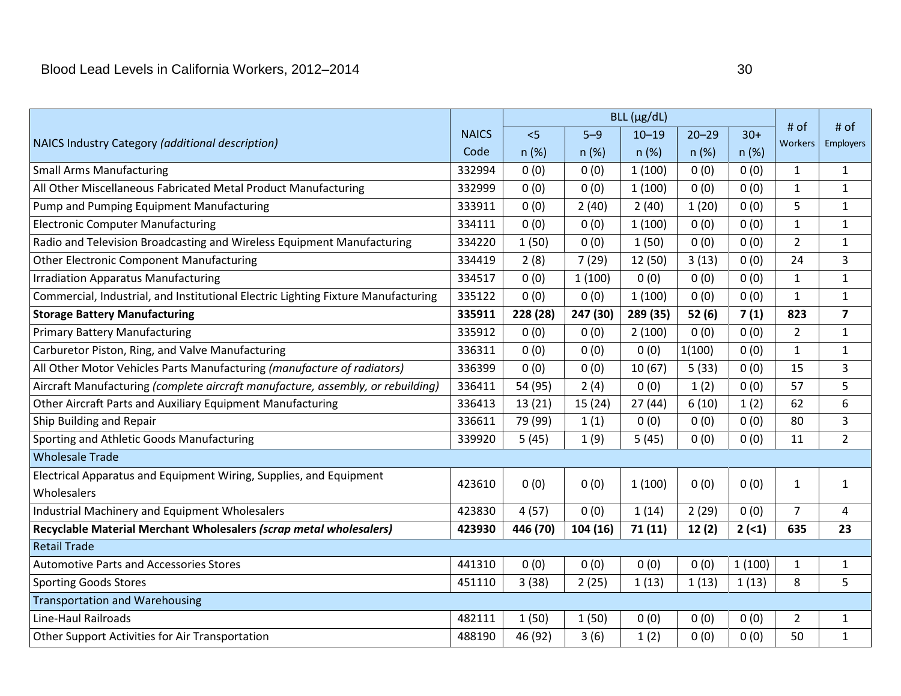| NAICS Industry Category *(additional description)* | NAICS Code | BLL (µg/dL) | | | | | # of Workers | # of Employers |
|---|---|---|---|---|---|---|---|---|
| | | <5 n (%) | 5–9 n (%) | 10–19 n (%) | 20–29 n (%) | 30+ n (%) | | |
| Small Arms Manufacturing | 332994 | 0 (0) | 0 (0) | 1 (100) | 0 (0) | 0 (0) | 1 | 1 |
| All Other Miscellaneous Fabricated Metal Product Manufacturing | 332999 | 0 (0) | 0 (0) | 1 (100) | 0 (0) | 0 (0) | 1 | 1 |
| Pump and Pumping Equipment Manufacturing | 333911 | 0 (0) | 2 (40) | 2 (40) | 1 (20) | 0 (0) | 5 | 1 |
| Electronic Computer Manufacturing | 334111 | 0 (0) | 0 (0) | 1 (100) | 0 (0) | 0 (0) | 1 | 1 |
| Radio and Television Broadcasting and Wireless Equipment Manufacturing | 334220 | 1 (50) | 0 (0) | 1 (50) | 0 (0) | 0 (0) | 2 | 1 |
| Other Electronic Component Manufacturing | 334419 | 2 (8) | 7 (29) | 12 (50) | 3 (13) | 0 (0) | 24 | 3 |
| Irradiation Apparatus Manufacturing | 334517 | 0 (0) | 1 (100) | 0 (0) | 0 (0) | 0 (0) | 1 | 1 |
| Commercial, Industrial, and Institutional Electric Lighting Fixture Manufacturing | 335122 | 0 (0) | 0 (0) | 1 (100) | 0 (0) | 0 (0) | 1 | 1 |
| **Storage Battery Manufacturing** | **335911** | **228 (28)** | **247 (30)** | **289 (35)** | **52 (6)** | **7 (1)** | **823** | **7** |
| Primary Battery Manufacturing | 335912 | 0 (0) | 0 (0) | 2 (100) | 0 (0) | 0 (0) | 2 | 1 |
| Carburetor Piston, Ring, and Valve Manufacturing | 336311 | 0 (0) | 0 (0) | 0 (0) | 1(100) | 0 (0) | 1 | 1 |
| All Other Motor Vehicles Parts Manufacturing *(manufacture of radiators)* | 336399 | 0 (0) | 0 (0) | 10 (67) | 5 (33) | 0 (0) | 15 | 3 |
| Aircraft Manufacturing *(complete aircraft manufacture, assembly, or rebuilding)* | 336411 | 54 (95) | 2 (4) | 0 (0) | 1 (2) | 0 (0) | 57 | 5 |
| Other Aircraft Parts and Auxiliary Equipment Manufacturing | 336413 | 13 (21) | 15 (24) | 27 (44) | 6 (10) | 1 (2) | 62 | 6 |
| Ship Building and Repair | 336611 | 79 (99) | 1 (1) | 0 (0) | 0 (0) | 0 (0) | 80 | 3 |
| Sporting and Athletic Goods Manufacturing | 339920 | 5 (45) | 1 (9) | 5 (45) | 0 (0) | 0 (0) | 11 | 2 |
| Wholesale Trade | | | | | | | | |
| Electrical Apparatus and Equipment Wiring, Supplies, and Equipment Wholesalers | 423610 | 0 (0) | 0 (0) | 1 (100) | 0 (0) | 0 (0) | 1 | 1 |
| Industrial Machinery and Equipment Wholesalers | 423830 | 4 (57) | 0 (0) | 1 (14) | 2 (29) | 0 (0) | 7 | 4 |
| **Recyclable Material Merchant Wholesalers *(scrap metal wholesalers)*** | **423930** | **446 (70)** | **104 (16)** | **71 (11)** | **12 (2)** | **2 (<1)** | **635** | **23** |
| Retail Trade | | | | | | | | |
| Automotive Parts and Accessories Stores | 441310 | 0 (0) | 0 (0) | 0 (0) | 0 (0) | 1 (100) | 1 | 1 |
| Sporting Goods Stores | 451110 | 3 (38) | 2 (25) | 1 (13) | 1 (13) | 1 (13) | 8 | 5 |
| Transportation and Warehousing | | | | | | | | |
| Line-Haul Railroads | 482111 | 1 (50) | 1 (50) | 0 (0) | 0 (0) | 0 (0) | 2 | 1 |
| Other Support Activities for Air Transportation | 488190 | 46 (92) | 3 (6) | 1 (2) | 0 (0) | 0 (0) | 50 | 1 |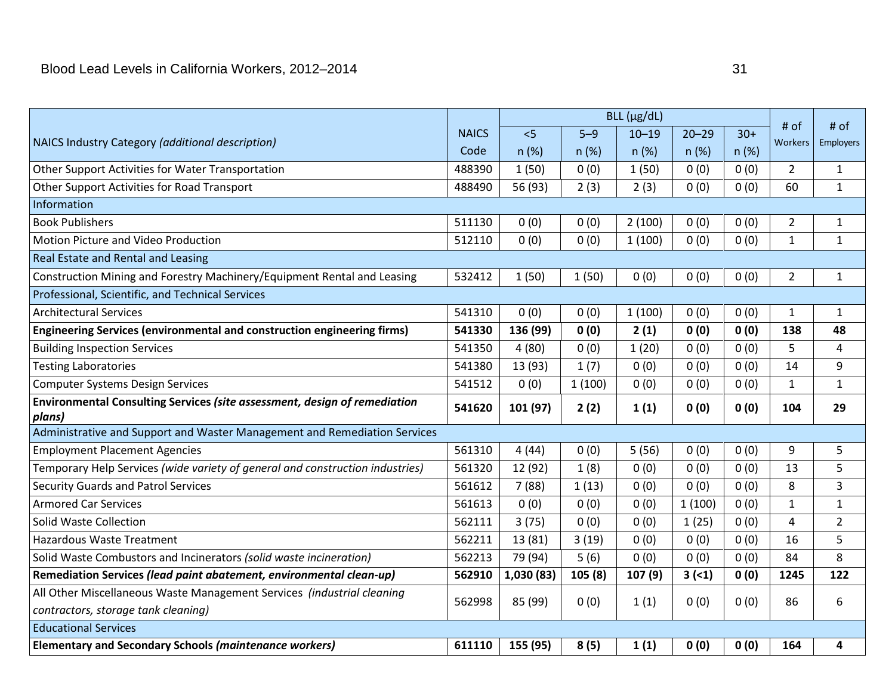| NAICS Industry Category *(additional description)* | NAICS Code | BLL (µg/dL) | | | | | # of Workers | # of Employers |
|---|---|---|---|---|---|---|---|---|
| | | <5 n (%) | 5–9 n (%) | 10–19 n (%) | 20–29 n (%) | 30+ n (%) | | |
| Other Support Activities for Water Transportation | 488390 | 1 (50) | 0 (0) | 1 (50) | 0 (0) | 0 (0) | 2 | 1 |
| Other Support Activities for Road Transport | 488490 | 56 (93) | 2 (3) | 2 (3) | 0 (0) | 0 (0) | 60 | 1 |
| Information | | | | | | | | |
| Book Publishers | 511130 | 0 (0) | 0 (0) | 2 (100) | 0 (0) | 0 (0) | 2 | 1 |
| Motion Picture and Video Production | 512110 | 0 (0) | 0 (0) | 1 (100) | 0 (0) | 0 (0) | 1 | 1 |
| Real Estate and Rental and Leasing | | | | | | | | |
| Construction Mining and Forestry Machinery/Equipment Rental and Leasing | 532412 | 1 (50) | 1 (50) | 0 (0) | 0 (0) | 0 (0) | 2 | 1 |
| Professional, Scientific, and Technical Services | | | | | | | | |
| Architectural Services | 541310 | 0 (0) | 0 (0) | 1 (100) | 0 (0) | 0 (0) | 1 | 1 |
| **Engineering Services (environmental and construction engineering firms)** | **541330** | **136 (99)** | **0 (0)** | **2 (1)** | **0 (0)** | **0 (0)** | **138** | **48** |
| Building Inspection Services | 541350 | 4 (80) | 0 (0) | 1 (20) | 0 (0) | 0 (0) | 5 | 4 |
| Testing Laboratories | 541380 | 13 (93) | 1 (7) | 0 (0) | 0 (0) | 0 (0) | 14 | 9 |
| Computer Systems Design Services | 541512 | 0 (0) | 1 (100) | 0 (0) | 0 (0) | 0 (0) | 1 | 1 |
| **Environmental Consulting Services *(site assessment, design of remediation plans)*** | **541620** | **101 (97)** | **2 (2)** | **1 (1)** | **0 (0)** | **0 (0)** | **104** | **29** |
| Administrative and Support and Waster Management and Remediation Services | | | | | | | | |
| Employment Placement Agencies | 561310 | 4 (44) | 0 (0) | 5 (56) | 0 (0) | 0 (0) | 9 | 5 |
| Temporary Help Services *(wide variety of general and construction industries)* | 561320 | 12 (92) | 1 (8) | 0 (0) | 0 (0) | 0 (0) | 13 | 5 |
| Security Guards and Patrol Services | 561612 | 7 (88) | 1 (13) | 0 (0) | 0 (0) | 0 (0) | 8 | 3 |
| Armored Car Services | 561613 | 0 (0) | 0 (0) | 0 (0) | 1 (100) | 0 (0) | 1 | 1 |
| Solid Waste Collection | 562111 | 3 (75) | 0 (0) | 0 (0) | 1 (25) | 0 (0) | 4 | 2 |
| Hazardous Waste Treatment | 562211 | 13 (81) | 3 (19) | 0 (0) | 0 (0) | 0 (0) | 16 | 5 |
| Solid Waste Combustors and Incinerators *(solid waste incineration)* | 562213 | 79 (94) | 5 (6) | 0 (0) | 0 (0) | 0 (0) | 84 | 8 |
| **Remediation Services *(lead paint abatement, environmental clean-up)*** | **562910** | **1,030 (83)** | **105 (8)** | **107 (9)** | **3 (<1)** | **0 (0)** | **1245** | **122** |
| All Other Miscellaneous Waste Management Services *(industrial cleaning contractors, storage tank cleaning)* | 562998 | 85 (99) | 0 (0) | 1 (1) | 0 (0) | 0 (0) | 86 | 6 |
| Educational Services | | | | | | | | |
| **Elementary and Secondary Schools *(maintenance workers)*** | **611110** | **155 (95)** | **8 (5)** | **1 (1)** | **0 (0)** | **0 (0)** | **164** | **4** |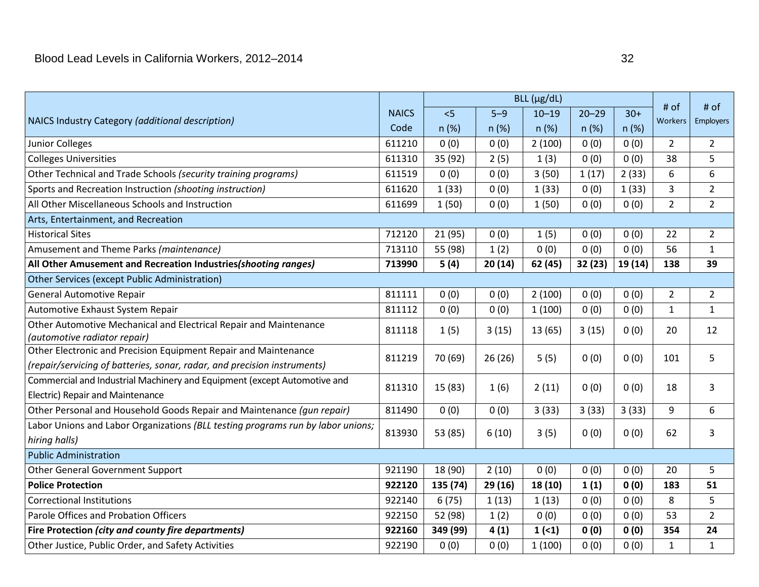| NAICS Industry Category *(additional description)* | NAICS Code | BLL (µg/dL) | | | | | # of Workers | # of Employers |
|---|---|---|---|---|---|---|---|---|
| | | <5 n (%) | 5–9 n (%) | 10–19 n (%) | 20–29 n (%) | 30+ n (%) | | |
| Junior Colleges | 611210 | 0 (0) | 0 (0) | 2 (100) | 0 (0) | 0 (0) | 2 | 2 |
| Colleges Universities | 611310 | 35 (92) | 2 (5) | 1 (3) | 0 (0) | 0 (0) | 38 | 5 |
| Other Technical and Trade Schools *(security training programs)* | 611519 | 0 (0) | 0 (0) | 3 (50) | 1 (17) | 2 (33) | 6 | 6 |
| Sports and Recreation Instruction *(shooting instruction)* | 611620 | 1 (33) | 0 (0) | 1 (33) | 0 (0) | 1 (33) | 3 | 2 |
| All Other Miscellaneous Schools and Instruction | 611699 | 1 (50) | 0 (0) | 1 (50) | 0 (0) | 0 (0) | 2 | 2 |
| Arts, Entertainment, and Recreation | | | | | | | | |
| Historical Sites | 712120 | 21 (95) | 0 (0) | 1 (5) | 0 (0) | 0 (0) | 22 | 2 |
| Amusement and Theme Parks *(maintenance)* | 713110 | 55 (98) | 1 (2) | 0 (0) | 0 (0) | 0 (0) | 56 | 1 |
| **All Other Amusement and Recreation Industries*(shooting ranges)*** | **713990** | **5 (4)** | **20 (14)** | **62 (45)** | **32 (23)** | **19 (14)** | **138** | **39** |
| Other Services (except Public Administration) | | | | | | | | |
| General Automotive Repair | 811111 | 0 (0) | 0 (0) | 2 (100) | 0 (0) | 0 (0) | 2 | 2 |
| Automotive Exhaust System Repair | 811112 | 0 (0) | 0 (0) | 1 (100) | 0 (0) | 0 (0) | 1 | 1 |
| Other Automotive Mechanical and Electrical Repair and Maintenance *(automotive radiator repair)* | 811118 | 1 (5) | 3 (15) | 13 (65) | 3 (15) | 0 (0) | 20 | 12 |
| Other Electronic and Precision Equipment Repair and Maintenance *(repair/servicing of batteries, sonar, radar, and precision instruments)* | 811219 | 70 (69) | 26 (26) | 5 (5) | 0 (0) | 0 (0) | 101 | 5 |
| Commercial and Industrial Machinery and Equipment (except Automotive and Electric) Repair and Maintenance | 811310 | 15 (83) | 1 (6) | 2 (11) | 0 (0) | 0 (0) | 18 | 3 |
| Other Personal and Household Goods Repair and Maintenance *(gun repair)* | 811490 | 0 (0) | 0 (0) | 3 (33) | 3 (33) | 3 (33) | 9 | 6 |
| Labor Unions and Labor Organizations *(BLL testing programs run by labor unions; hiring halls)* | 813930 | 53 (85) | 6 (10) | 3 (5) | 0 (0) | 0 (0) | 62 | 3 |
| Public Administration | | | | | | | | |
| Other General Government Support | 921190 | 18 (90) | 2 (10) | 0 (0) | 0 (0) | 0 (0) | 20 | 5 |
| **Police Protection** | **922120** | **135 (74)** | **29 (16)** | **18 (10)** | **1 (1)** | **0 (0)** | **183** | **51** |
| Correctional Institutions | 922140 | 6 (75) | 1 (13) | 1 (13) | 0 (0) | 0 (0) | 8 | 5 |
| Parole Offices and Probation Officers | 922150 | 52 (98) | 1 (2) | 0 (0) | 0 (0) | 0 (0) | 53 | 2 |
| **Fire Protection *(city and county fire departments)*** | **922160** | **349 (99)** | **4 (1)** | **1 (<1)** | **0 (0)** | **0 (0)** | **354** | **24** |
| Other Justice, Public Order, and Safety Activities | 922190 | 0 (0) | 0 (0) | 1 (100) | 0 (0) | 0 (0) | 1 | 1 |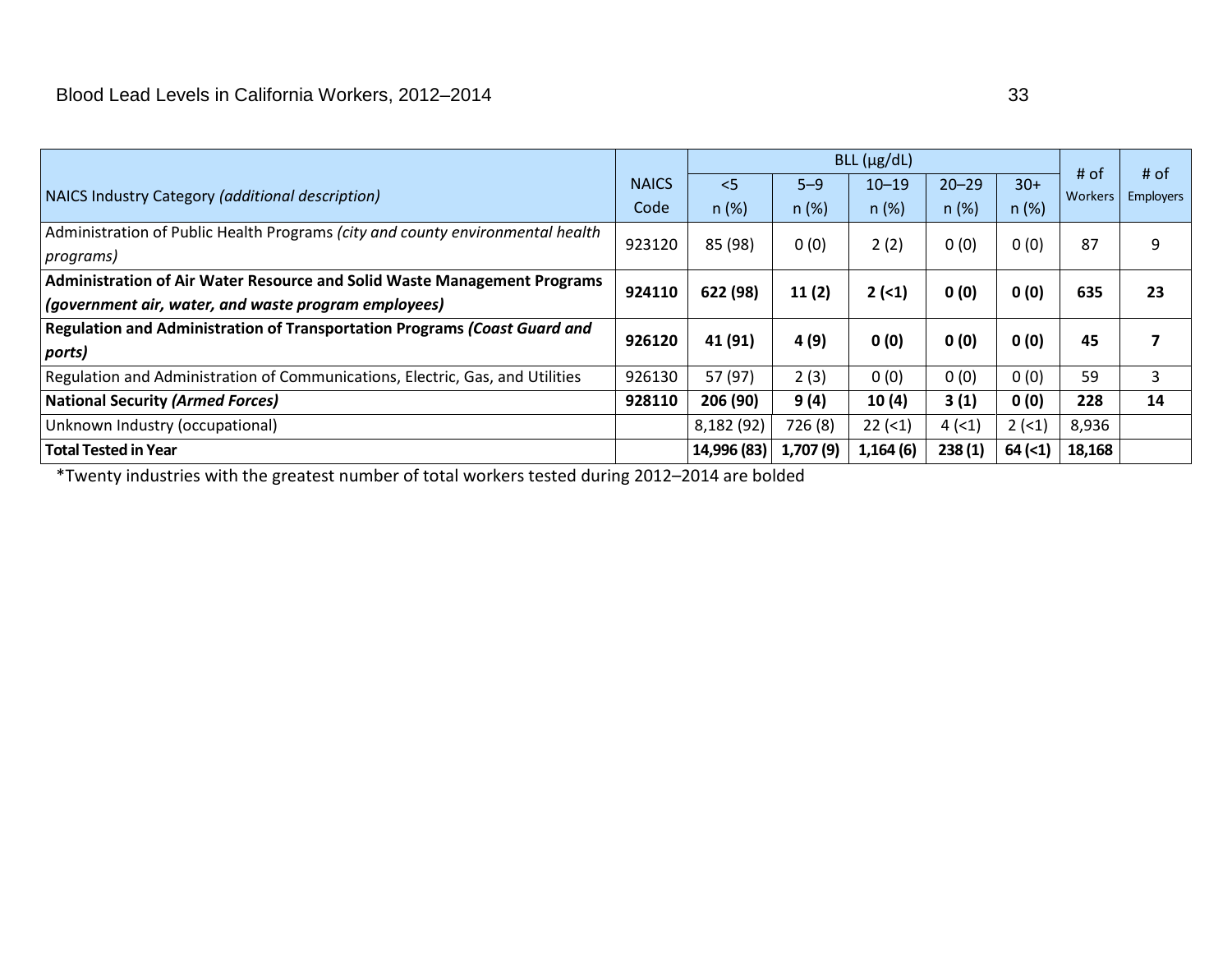| NAICS Industry Category *(additional description)* | NAICS Code | BLL (µg/dL) <5 n (%) | 5–9 n (%) | 10–19 n (%) | 20–29 n (%) | 30+ n (%) | # of Workers | # of Employers |
|---|---|---|---|---|---|---|---|---|
| Administration of Public Health Programs *(city and county environmental health programs)* | 923120 | 85 (98) | 0 (0) | 2 (2) | 0 (0) | 0 (0) | 87 | 9 |
| **Administration of Air Water Resource and Solid Waste Management Programs *(government air, water, and waste program employees)*** | **924110** | **622 (98)** | **11 (2)** | **2 (<1)** | **0 (0)** | **0 (0)** | **635** | **23** |
| **Regulation and Administration of Transportation Programs *(Coast Guard and ports)*** | **926120** | **41 (91)** | **4 (9)** | **0 (0)** | **0 (0)** | **0 (0)** | **45** | **7** |
| Regulation and Administration of Communications, Electric, Gas, and Utilities | 926130 | 57 (97) | 2 (3) | 0 (0) | 0 (0) | 0 (0) | 59 | 3 |
| **National Security *(Armed Forces)*** | **928110** | **206 (90)** | **9 (4)** | **10 (4)** | **3 (1)** | **0 (0)** | **228** | **14** |
| Unknown Industry (occupational) | | 8,182 (92) | 726 (8) | 22 (<1) | 4 (<1) | 2 (<1) | 8,936 | |
| **Total Tested in Year** | | **14,996 (83)** | **1,707 (9)** | **1,164 (6)** | **238 (1)** | **64 (<1)** | **18,168** | |

*Twenty industries with the greatest number of total workers tested during 2012–2014 are bolded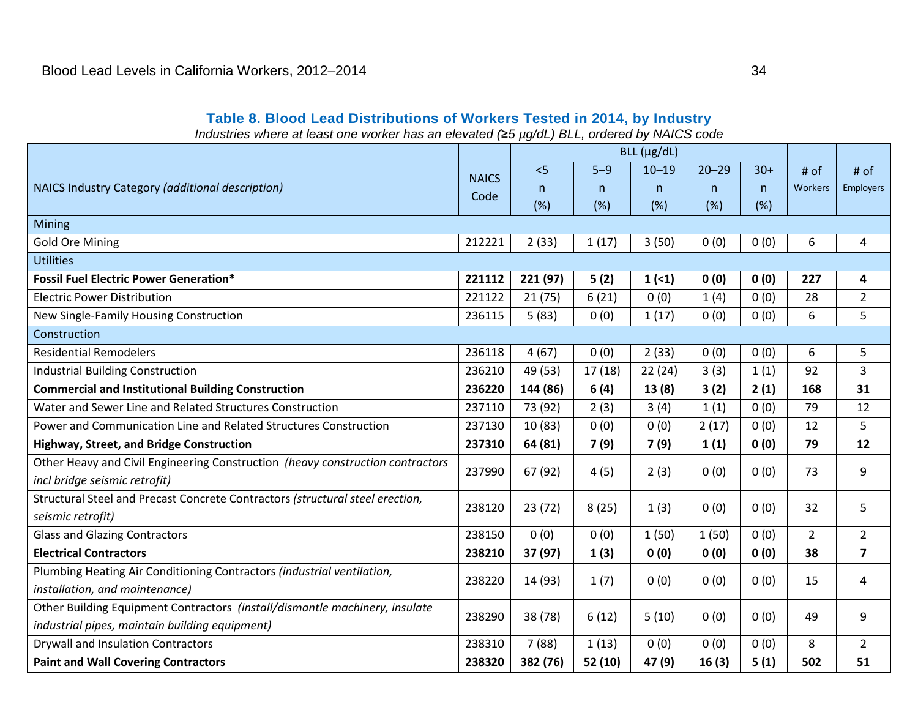**Table 8. Blood Lead Distributions of Workers Tested in 2014, by Industry**

*Industries where at least one worker has an elevated (≥5 µg/dL) BLL, ordered by NAICS code*

| NAICS Industry Category *(additional description)* | NAICS Code | BLL (µg/dL) | | | | | # of Workers | # of Employers |
|---|---|---|---|---|---|---|---|---|
| | | <5 n (%) | 5–9 n (%) | 10–19 n (%) | 20–29 n (%) | 30+ n (%) | | |
| Mining | | | | | | | | |
| Gold Ore Mining | 212221 | 2 (33) | 1 (17) | 3 (50) | 0 (0) | 0 (0) | 6 | 4 |
| Utilities | | | | | | | | |
| **Fossil Fuel Electric Power Generation*** | **221112** | **221 (97)** | **5 (2)** | **1 (<1)** | **0 (0)** | **0 (0)** | **227** | **4** |
| Electric Power Distribution | 221122 | 21 (75) | 6 (21) | 0 (0) | 1 (4) | 0 (0) | 28 | 2 |
| New Single-Family Housing Construction | 236115 | 5 (83) | 0 (0) | 1 (17) | 0 (0) | 0 (0) | 6 | 5 |
| Construction | | | | | | | | |
| Residential Remodelers | 236118 | 4 (67) | 0 (0) | 2 (33) | 0 (0) | 0 (0) | 6 | 5 |
| Industrial Building Construction | 236210 | 49 (53) | 17 (18) | 22 (24) | 3 (3) | 1 (1) | 92 | 3 |
| **Commercial and Institutional Building Construction** | **236220** | **144 (86)** | **6 (4)** | **13 (8)** | **3 (2)** | **2 (1)** | **168** | **31** |
| Water and Sewer Line and Related Structures Construction | 237110 | 73 (92) | 2 (3) | 3 (4) | 1 (1) | 0 (0) | 79 | 12 |
| Power and Communication Line and Related Structures Construction | 237130 | 10 (83) | 0 (0) | 0 (0) | 2 (17) | 0 (0) | 12 | 5 |
| **Highway, Street, and Bridge Construction** | **237310** | **64 (81)** | **7 (9)** | **7 (9)** | **1 (1)** | **0 (0)** | **79** | **12** |
| Other Heavy and Civil Engineering Construction *(heavy construction contractors incl bridge seismic retrofit)* | 237990 | 67 (92) | 4 (5) | 2 (3) | 0 (0) | 0 (0) | 73 | 9 |
| Structural Steel and Precast Concrete Contractors *(structural steel erection, seismic retrofit)* | 238120 | 23 (72) | 8 (25) | 1 (3) | 0 (0) | 0 (0) | 32 | 5 |
| Glass and Glazing Contractors | 238150 | 0 (0) | 0 (0) | 1 (50) | 1 (50) | 0 (0) | 2 | 2 |
| **Electrical Contractors** | **238210** | **37 (97)** | **1 (3)** | **0 (0)** | **0 (0)** | **0 (0)** | **38** | **7** |
| Plumbing Heating Air Conditioning Contractors *(industrial ventilation, installation, and maintenance)* | 238220 | 14 (93) | 1 (7) | 0 (0) | 0 (0) | 0 (0) | 15 | 4 |
| Other Building Equipment Contractors *(install/dismantle machinery, insulate industrial pipes, maintain building equipment)* | 238290 | 38 (78) | 6 (12) | 5 (10) | 0 (0) | 0 (0) | 49 | 9 |
| Drywall and Insulation Contractors | 238310 | 7 (88) | 1 (13) | 0 (0) | 0 (0) | 0 (0) | 8 | 2 |
| **Paint and Wall Covering Contractors** | **238320** | **382 (76)** | **52 (10)** | **47 (9)** | **16 (3)** | **5 (1)** | **502** | **51** |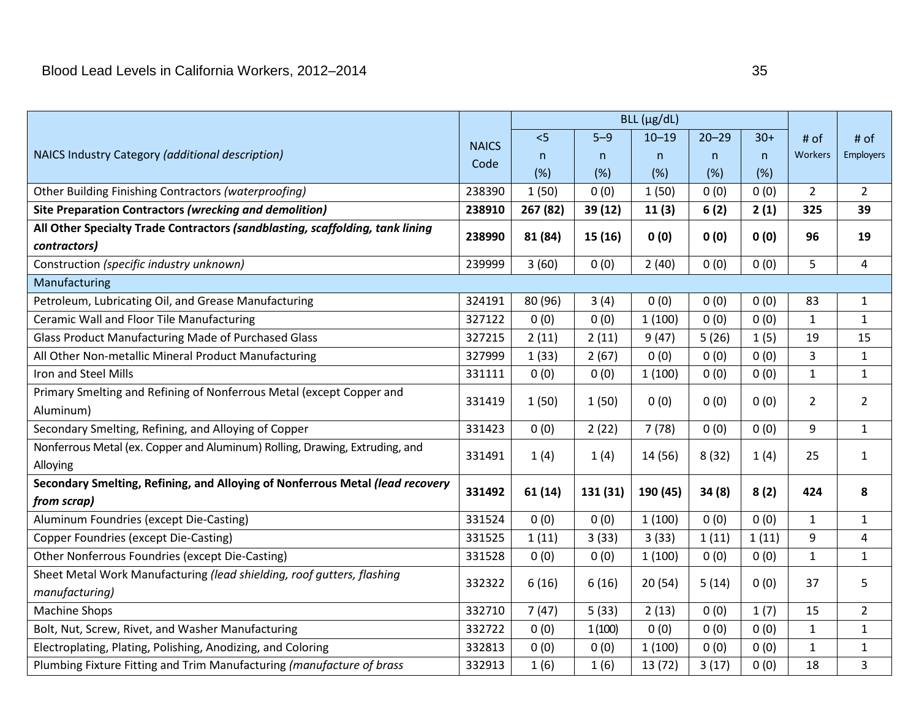| NAICS Industry Category *(additional description)* | NAICS Code | BLL (µg/dL) | | | | | # of Workers | # of Employers |
|---|---|---|---|---|---|---|---|---|
| | | <5 n (%) | 5–9 n (%) | 10–19 n (%) | 20–29 n (%) | 30+ n (%) | | |
| Other Building Finishing Contractors *(waterproofing)* | 238390 | 1 (50) | 0 (0) | 1 (50) | 0 (0) | 0 (0) | 2 | 2 |
| **Site Preparation Contractors *(wrecking and demolition)*** | **238910** | **267 (82)** | **39 (12)** | **11 (3)** | **6 (2)** | **2 (1)** | **325** | **39** |
| **All Other Specialty Trade Contractors *(sandblasting, scaffolding, tank lining contractors)*** | **238990** | **81 (84)** | **15 (16)** | **0 (0)** | **0 (0)** | **0 (0)** | **96** | **19** |
| Construction *(specific industry unknown)* | 239999 | 3 (60) | 0 (0) | 2 (40) | 0 (0) | 0 (0) | 5 | 4 |
| Manufacturing | | | | | | | | |
| Petroleum, Lubricating Oil, and Grease Manufacturing | 324191 | 80 (96) | 3 (4) | 0 (0) | 0 (0) | 0 (0) | 83 | 1 |
| Ceramic Wall and Floor Tile Manufacturing | 327122 | 0 (0) | 0 (0) | 1 (100) | 0 (0) | 0 (0) | 1 | 1 |
| Glass Product Manufacturing Made of Purchased Glass | 327215 | 2 (11) | 2 (11) | 9 (47) | 5 (26) | 1 (5) | 19 | 15 |
| All Other Non-metallic Mineral Product Manufacturing | 327999 | 1 (33) | 2 (67) | 0 (0) | 0 (0) | 0 (0) | 3 | 1 |
| Iron and Steel Mills | 331111 | 0 (0) | 0 (0) | 1 (100) | 0 (0) | 0 (0) | 1 | 1 |
| Primary Smelting and Refining of Nonferrous Metal (except Copper and Aluminum) | 331419 | 1 (50) | 1 (50) | 0 (0) | 0 (0) | 0 (0) | 2 | 2 |
| Secondary Smelting, Refining, and Alloying of Copper | 331423 | 0 (0) | 2 (22) | 7 (78) | 0 (0) | 0 (0) | 9 | 1 |
| Nonferrous Metal (ex. Copper and Aluminum) Rolling, Drawing, Extruding, and Alloying | 331491 | 1 (4) | 1 (4) | 14 (56) | 8 (32) | 1 (4) | 25 | 1 |
| **Secondary Smelting, Refining, and Alloying of Nonferrous Metal *(lead recovery from scrap)*** | **331492** | **61 (14)** | **131 (31)** | **190 (45)** | **34 (8)** | **8 (2)** | **424** | **8** |
| Aluminum Foundries (except Die-Casting) | 331524 | 0 (0) | 0 (0) | 1 (100) | 0 (0) | 0 (0) | 1 | 1 |
| Copper Foundries (except Die-Casting) | 331525 | 1 (11) | 3 (33) | 3 (33) | 1 (11) | 1 (11) | 9 | 4 |
| Other Nonferrous Foundries (except Die-Casting) | 331528 | 0 (0) | 0 (0) | 1 (100) | 0 (0) | 0 (0) | 1 | 1 |
| Sheet Metal Work Manufacturing *(lead shielding, roof gutters, flashing manufacturing)* | 332322 | 6 (16) | 6 (16) | 20 (54) | 5 (14) | 0 (0) | 37 | 5 |
| Machine Shops | 332710 | 7 (47) | 5 (33) | 2 (13) | 0 (0) | 1 (7) | 15 | 2 |
| Bolt, Nut, Screw, Rivet, and Washer Manufacturing | 332722 | 0 (0) | 1 (100) | 0 (0) | 0 (0) | 0 (0) | 1 | 1 |
| Electroplating, Plating, Polishing, Anodizing, and Coloring | 332813 | 0 (0) | 0 (0) | 1 (100) | 0 (0) | 0 (0) | 1 | 1 |
| Plumbing Fixture Fitting and Trim Manufacturing *(manufacture of brass* | 332913 | 1 (6) | 1 (6) | 13 (72) | 3 (17) | 0 (0) | 18 | 3 |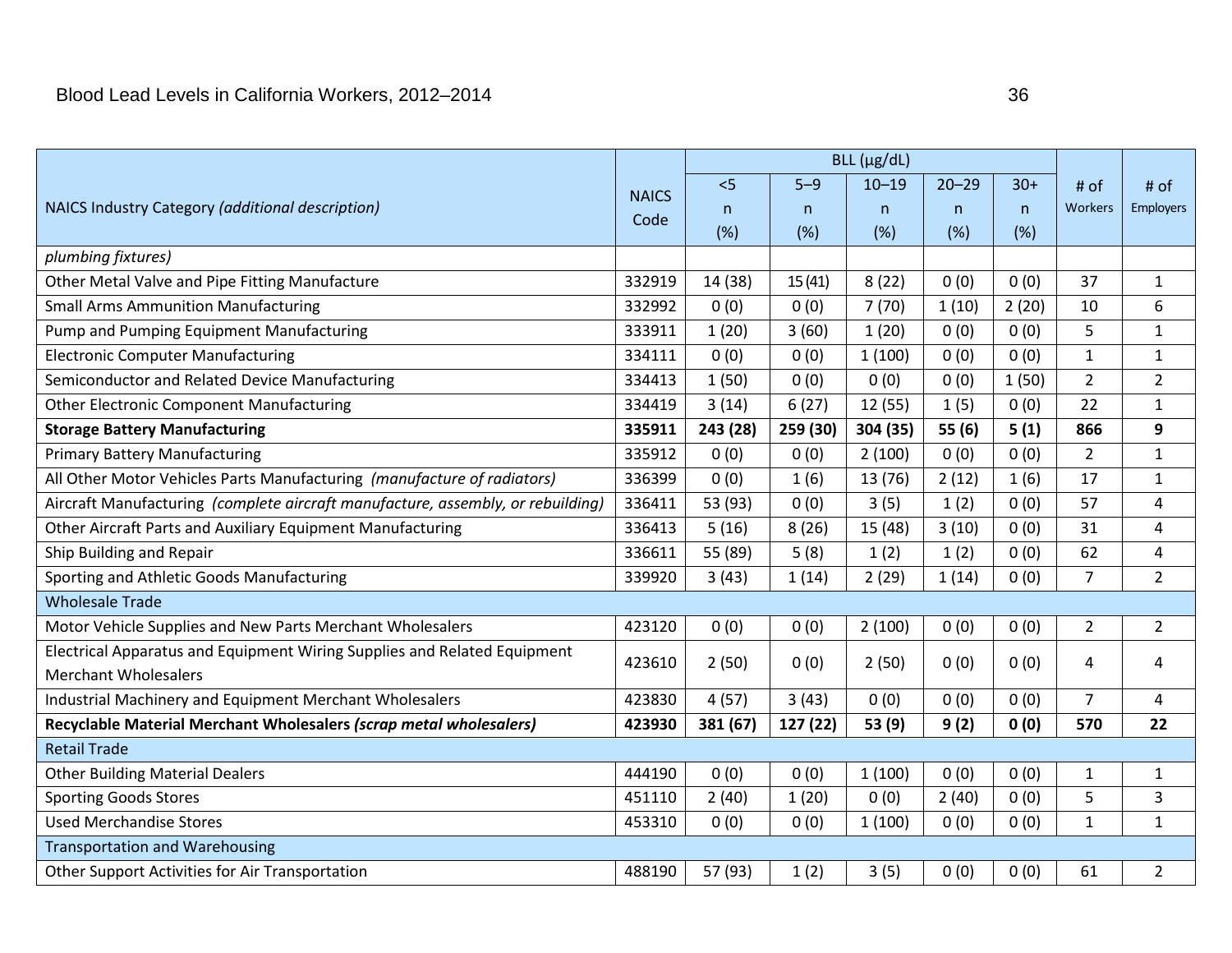| NAICS Industry Category *(additional description)* | NAICS Code | BLL (µg/dL) | | | | | # of Workers | # of Employers |
|---|---|---|---|---|---|---|---|---|
| | | <5 n (%) | 5–9 n (%) | 10–19 n (%) | 20–29 n (%) | 30+ n (%) | | |
| *plumbing fixtures)* | | | | | | | | |
| Other Metal Valve and Pipe Fitting Manufacture | 332919 | 14 (38) | 15 (41) | 8 (22) | 0 (0) | 0 (0) | 37 | 1 |
| Small Arms Ammunition Manufacturing | 332992 | 0 (0) | 0 (0) | 7 (70) | 1 (10) | 2 (20) | 10 | 6 |
| Pump and Pumping Equipment Manufacturing | 333911 | 1 (20) | 3 (60) | 1 (20) | 0 (0) | 0 (0) | 5 | 1 |
| Electronic Computer Manufacturing | 334111 | 0 (0) | 0 (0) | 1 (100) | 0 (0) | 0 (0) | 1 | 1 |
| Semiconductor and Related Device Manufacturing | 334413 | 1 (50) | 0 (0) | 0 (0) | 0 (0) | 1 (50) | 2 | 2 |
| Other Electronic Component Manufacturing | 334419 | 3 (14) | 6 (27) | 12 (55) | 1 (5) | 0 (0) | 22 | 1 |
| **Storage Battery Manufacturing** | **335911** | **243 (28)** | **259 (30)** | **304 (35)** | **55 (6)** | **5 (1)** | **866** | **9** |
| Primary Battery Manufacturing | 335912 | 0 (0) | 0 (0) | 2 (100) | 0 (0) | 0 (0) | 2 | 1 |
| All Other Motor Vehicles Parts Manufacturing *(manufacture of radiators)* | 336399 | 0 (0) | 1 (6) | 13 (76) | 2 (12) | 1 (6) | 17 | 1 |
| Aircraft Manufacturing *(complete aircraft manufacture, assembly, or rebuilding)* | 336411 | 53 (93) | 0 (0) | 3 (5) | 1 (2) | 0 (0) | 57 | 4 |
| Other Aircraft Parts and Auxiliary Equipment Manufacturing | 336413 | 5 (16) | 8 (26) | 15 (48) | 3 (10) | 0 (0) | 31 | 4 |
| Ship Building and Repair | 336611 | 55 (89) | 5 (8) | 1 (2) | 1 (2) | 0 (0) | 62 | 4 |
| Sporting and Athletic Goods Manufacturing | 339920 | 3 (43) | 1 (14) | 2 (29) | 1 (14) | 0 (0) | 7 | 2 |
| Wholesale Trade | | | | | | | | |
| Motor Vehicle Supplies and New Parts Merchant Wholesalers | 423120 | 0 (0) | 0 (0) | 2 (100) | 0 (0) | 0 (0) | 2 | 2 |
| Electrical Apparatus and Equipment Wiring Supplies and Related Equipment Merchant Wholesalers | 423610 | 2 (50) | 0 (0) | 2 (50) | 0 (0) | 0 (0) | 4 | 4 |
| Industrial Machinery and Equipment Merchant Wholesalers | 423830 | 4 (57) | 3 (43) | 0 (0) | 0 (0) | 0 (0) | 7 | 4 |
| **Recyclable Material Merchant Wholesalers *(scrap metal wholesalers)*** | **423930** | **381 (67)** | **127 (22)** | **53 (9)** | **9 (2)** | **0 (0)** | **570** | **22** |
| Retail Trade | | | | | | | | |
| Other Building Material Dealers | 444190 | 0 (0) | 0 (0) | 1 (100) | 0 (0) | 0 (0) | 1 | 1 |
| Sporting Goods Stores | 451110 | 2 (40) | 1 (20) | 0 (0) | 2 (40) | 0 (0) | 5 | 3 |
| Used Merchandise Stores | 453310 | 0 (0) | 0 (0) | 1 (100) | 0 (0) | 0 (0) | 1 | 1 |
| Transportation and Warehousing | | | | | | | | |
| Other Support Activities for Air Transportation | 488190 | 57 (93) | 1 (2) | 3 (5) | 0 (0) | 0 (0) | 61 | 2 |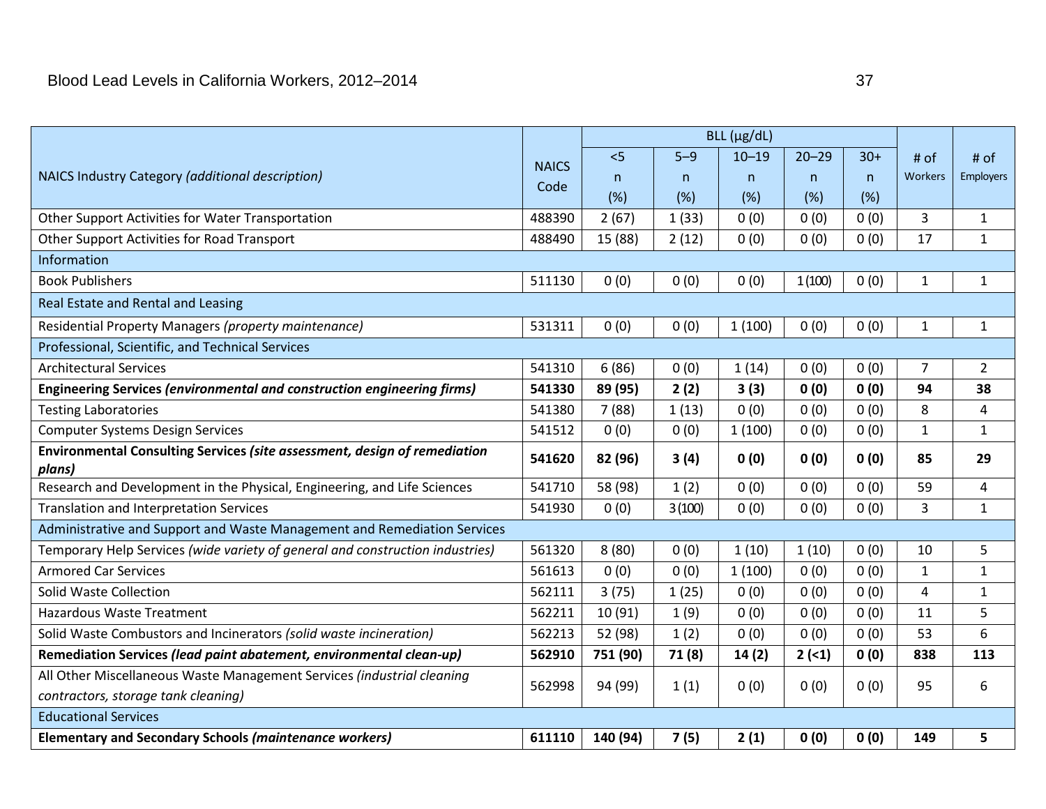| NAICS Industry Category *(additional description)* | NAICS Code | BLL (µg/dL) | | | | | # of Workers | # of Employers |
|---|---|---|---|---|---|---|---|---|
| | | <5 n (%) | 5–9 n (%) | 10–19 n (%) | 20–29 n (%) | 30+ n (%) | | |
| Other Support Activities for Water Transportation | 488390 | 2 (67) | 1 (33) | 0 (0) | 0 (0) | 0 (0) | 3 | 1 |
| Other Support Activities for Road Transport | 488490 | 15 (88) | 2 (12) | 0 (0) | 0 (0) | 0 (0) | 17 | 1 |
| Information | | | | | | | | |
| Book Publishers | 511130 | 0 (0) | 0 (0) | 0 (0) | 1 (100) | 0 (0) | 1 | 1 |
| Real Estate and Rental and Leasing | | | | | | | | |
| Residential Property Managers *(property maintenance)* | 531311 | 0 (0) | 0 (0) | 1 (100) | 0 (0) | 0 (0) | 1 | 1 |
| Professional, Scientific, and Technical Services | | | | | | | | |
| Architectural Services | 541310 | 6 (86) | 0 (0) | 1 (14) | 0 (0) | 0 (0) | 7 | 2 |
| **Engineering Services *(environmental and construction engineering firms)*** | **541330** | **89 (95)** | **2 (2)** | **3 (3)** | **0 (0)** | **0 (0)** | **94** | **38** |
| Testing Laboratories | 541380 | 7 (88) | 1 (13) | 0 (0) | 0 (0) | 0 (0) | 8 | 4 |
| Computer Systems Design Services | 541512 | 0 (0) | 0 (0) | 1 (100) | 0 (0) | 0 (0) | 1 | 1 |
| **Environmental Consulting Services *(site assessment, design of remediation plans)*** | **541620** | **82 (96)** | **3 (4)** | **0 (0)** | **0 (0)** | **0 (0)** | **85** | **29** |
| Research and Development in the Physical, Engineering, and Life Sciences | 541710 | 58 (98) | 1 (2) | 0 (0) | 0 (0) | 0 (0) | 59 | 4 |
| Translation and Interpretation Services | 541930 | 0 (0) | 3 (100) | 0 (0) | 0 (0) | 0 (0) | 3 | 1 |
| Administrative and Support and Waste Management and Remediation Services | | | | | | | | |
| Temporary Help Services *(wide variety of general and construction industries)* | 561320 | 8 (80) | 0 (0) | 1 (10) | 1 (10) | 0 (0) | 10 | 5 |
| Armored Car Services | 561613 | 0 (0) | 0 (0) | 1 (100) | 0 (0) | 0 (0) | 1 | 1 |
| Solid Waste Collection | 562111 | 3 (75) | 1 (25) | 0 (0) | 0 (0) | 0 (0) | 4 | 1 |
| Hazardous Waste Treatment | 562211 | 10 (91) | 1 (9) | 0 (0) | 0 (0) | 0 (0) | 11 | 5 |
| Solid Waste Combustors and Incinerators *(solid waste incineration)* | 562213 | 52 (98) | 1 (2) | 0 (0) | 0 (0) | 0 (0) | 53 | 6 |
| **Remediation Services *(lead paint abatement, environmental clean-up)*** | **562910** | **751 (90)** | **71 (8)** | **14 (2)** | **2 (<1)** | **0 (0)** | **838** | **113** |
| All Other Miscellaneous Waste Management Services *(industrial cleaning contractors, storage tank cleaning)* | 562998 | 94 (99) | 1 (1) | 0 (0) | 0 (0) | 0 (0) | 95 | 6 |
| Educational Services | | | | | | | | |
| **Elementary and Secondary Schools *(maintenance workers)*** | **611110** | **140 (94)** | **7 (5)** | **2 (1)** | **0 (0)** | **0 (0)** | **149** | **5** |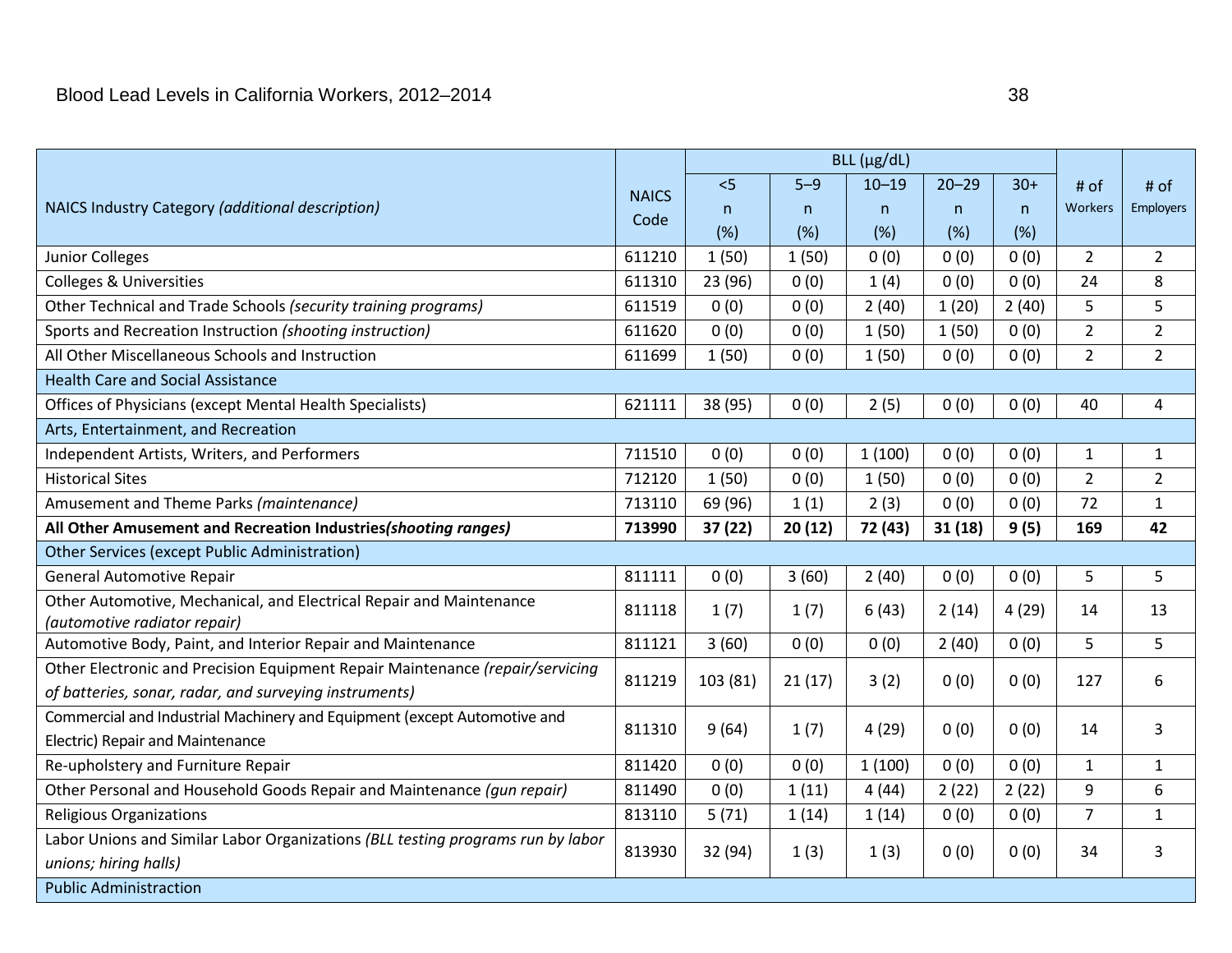| NAICS Industry Category *(additional description)* | NAICS Code | BLL (µg/dL) | | | | | # of Workers | # of Employers |
|---|---|---|---|---|---|---|---|---|
| | | <5 n (%) | 5–9 n (%) | 10–19 n (%) | 20–29 n (%) | 30+ n (%) | | |
| Junior Colleges | 611210 | 1 (50) | 1 (50) | 0 (0) | 0 (0) | 0 (0) | 2 | 2 |
| Colleges & Universities | 611310 | 23 (96) | 0 (0) | 1 (4) | 0 (0) | 0 (0) | 24 | 8 |
| Other Technical and Trade Schools *(security training programs)* | 611519 | 0 (0) | 0 (0) | 2 (40) | 1 (20) | 2 (40) | 5 | 5 |
| Sports and Recreation Instruction *(shooting instruction)* | 611620 | 0 (0) | 0 (0) | 1 (50) | 1 (50) | 0 (0) | 2 | 2 |
| All Other Miscellaneous Schools and Instruction | 611699 | 1 (50) | 0 (0) | 1 (50) | 0 (0) | 0 (0) | 2 | 2 |
| Health Care and Social Assistance | | | | | | | | |
| Offices of Physicians (except Mental Health Specialists) | 621111 | 38 (95) | 0 (0) | 2 (5) | 0 (0) | 0 (0) | 40 | 4 |
| Arts, Entertainment, and Recreation | | | | | | | | |
| Independent Artists, Writers, and Performers | 711510 | 0 (0) | 0 (0) | 1 (100) | 0 (0) | 0 (0) | 1 | 1 |
| Historical Sites | 712120 | 1 (50) | 0 (0) | 1 (50) | 0 (0) | 0 (0) | 2 | 2 |
| Amusement and Theme Parks *(maintenance)* | 713110 | 69 (96) | 1 (1) | 2 (3) | 0 (0) | 0 (0) | 72 | 1 |
| **All Other Amusement and Recreation Industries*(shooting ranges)*** | **713990** | **37 (22)** | **20 (12)** | **72 (43)** | **31 (18)** | **9 (5)** | **169** | **42** |
| Other Services (except Public Administration) | | | | | | | | |
| General Automotive Repair | 811111 | 0 (0) | 3 (60) | 2 (40) | 0 (0) | 0 (0) | 5 | 5 |
| Other Automotive, Mechanical, and Electrical Repair and Maintenance *(automotive radiator repair)* | 811118 | 1 (7) | 1 (7) | 6 (43) | 2 (14) | 4 (29) | 14 | 13 |
| Automotive Body, Paint, and Interior Repair and Maintenance | 811121 | 3 (60) | 0 (0) | 0 (0) | 2 (40) | 0 (0) | 5 | 5 |
| Other Electronic and Precision Equipment Repair Maintenance *(repair/servicing of batteries, sonar, radar, and surveying instruments)* | 811219 | 103 (81) | 21 (17) | 3 (2) | 0 (0) | 0 (0) | 127 | 6 |
| Commercial and Industrial Machinery and Equipment (except Automotive and Electric) Repair and Maintenance | 811310 | 9 (64) | 1 (7) | 4 (29) | 0 (0) | 0 (0) | 14 | 3 |
| Re-upholstery and Furniture Repair | 811420 | 0 (0) | 0 (0) | 1 (100) | 0 (0) | 0 (0) | 1 | 1 |
| Other Personal and Household Goods Repair and Maintenance *(gun repair)* | 811490 | 0 (0) | 1 (11) | 4 (44) | 2 (22) | 2 (22) | 9 | 6 |
| Religious Organizations | 813110 | 5 (71) | 1 (14) | 1 (14) | 0 (0) | 0 (0) | 7 | 1 |
| Labor Unions and Similar Labor Organizations *(BLL testing programs run by labor unions; hiring halls)* | 813930 | 32 (94) | 1 (3) | 1 (3) | 0 (0) | 0 (0) | 34 | 3 |
| Public Administraction | | | | | | | | |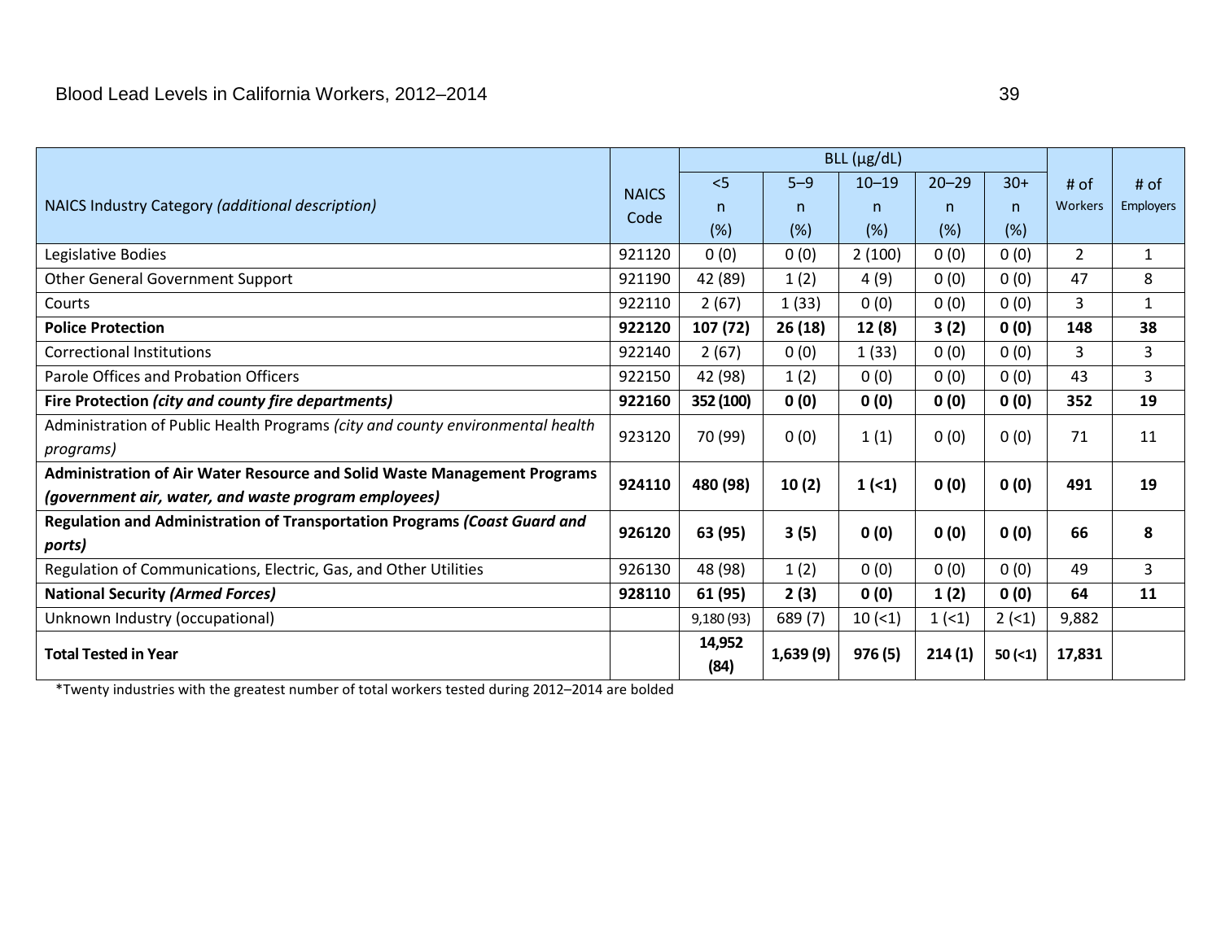| NAICS Industry Category *(additional description)* | NAICS Code | BLL (µg/dL) | | | | | # of Workers | # of Employers |
|---|---|---|---|---|---|---|---|---|
| | | <5 n (%) | 5–9 n (%) | 10–19 n (%) | 20–29 n (%) | 30+ n (%) | | |
| Legislative Bodies | 921120 | 0 (0) | 0 (0) | 2 (100) | 0 (0) | 0 (0) | 2 | 1 |
| Other General Government Support | 921190 | 42 (89) | 1 (2) | 4 (9) | 0 (0) | 0 (0) | 47 | 8 |
| Courts | 922110 | 2 (67) | 1 (33) | 0 (0) | 0 (0) | 0 (0) | 3 | 1 |
| **Police Protection** | **922120** | **107 (72)** | **26 (18)** | **12 (8)** | **3 (2)** | **0 (0)** | **148** | **38** |
| Correctional Institutions | 922140 | 2 (67) | 0 (0) | 1 (33) | 0 (0) | 0 (0) | 3 | 3 |
| Parole Offices and Probation Officers | 922150 | 42 (98) | 1 (2) | 0 (0) | 0 (0) | 0 (0) | 43 | 3 |
| **Fire Protection *(city and county fire departments)*** | **922160** | **352 (100)** | **0 (0)** | **0 (0)** | **0 (0)** | **0 (0)** | **352** | **19** |
| Administration of Public Health Programs *(city and county environmental health programs)* | 923120 | 70 (99) | 0 (0) | 1 (1) | 0 (0) | 0 (0) | 71 | 11 |
| **Administration of Air Water Resource and Solid Waste Management Programs *(government air, water, and waste program employees)*** | **924110** | **480 (98)** | **10 (2)** | **1 (<1)** | **0 (0)** | **0 (0)** | **491** | **19** |
| **Regulation and Administration of Transportation Programs *(Coast Guard and ports)*** | **926120** | **63 (95)** | **3 (5)** | **0 (0)** | **0 (0)** | **0 (0)** | **66** | **8** |
| Regulation of Communications, Electric, Gas, and Other Utilities | 926130 | 48 (98) | 1 (2) | 0 (0) | 0 (0) | 0 (0) | 49 | 3 |
| **National Security *(Armed Forces)*** | **928110** | **61 (95)** | **2 (3)** | **0 (0)** | **1 (2)** | **0 (0)** | **64** | **11** |
| Unknown Industry (occupational) | | 9,180 (93) | 689 (7) | 10 (<1) | 1 (<1) | 2 (<1) | 9,882 | |
| **Total Tested in Year** | | **14,952 (84)** | **1,639 (9)** | **976 (5)** | **214 (1)** | **50 (<1)** | **17,831** | |

*Twenty industries with the greatest number of total workers tested during 2012–2014 are bolded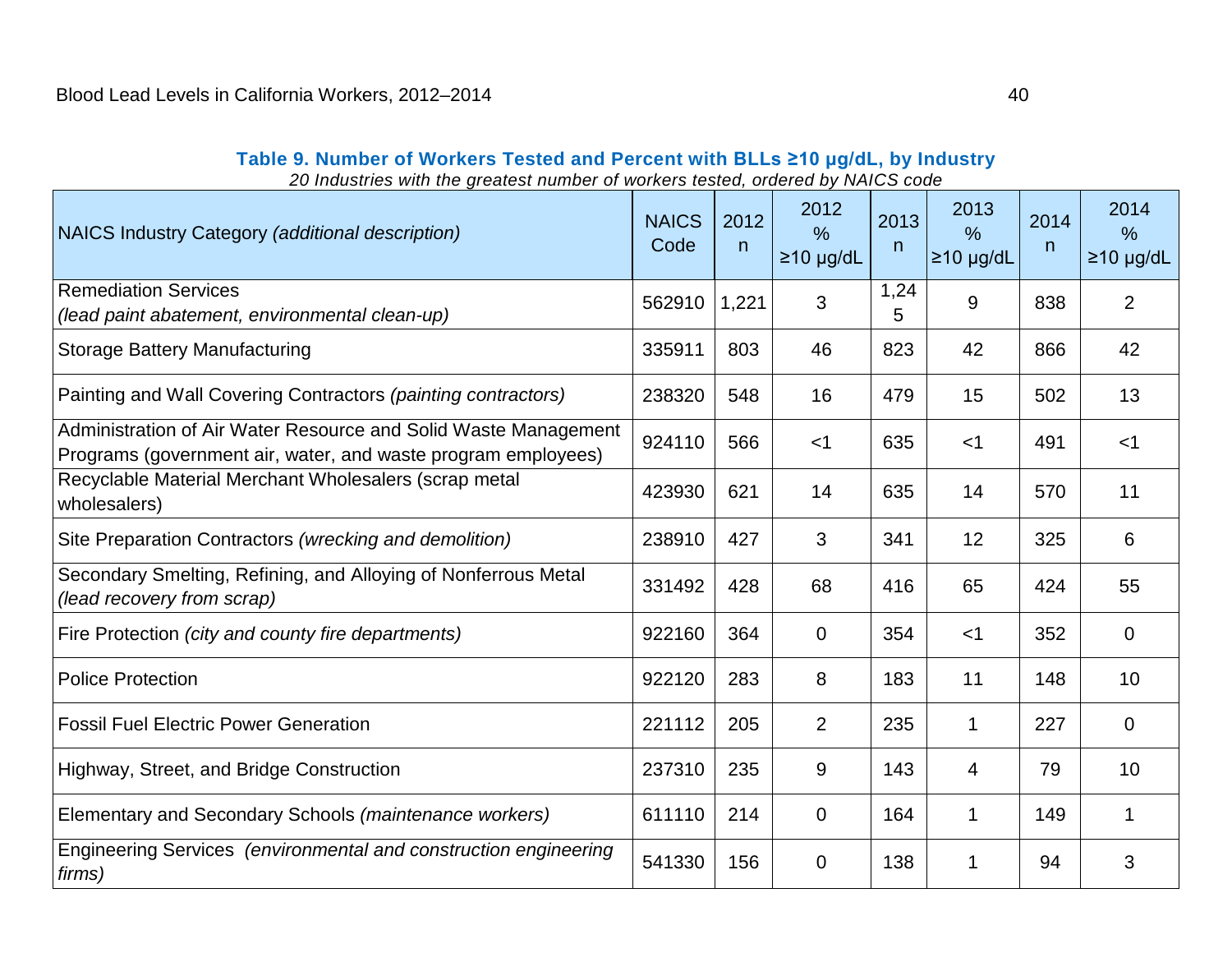**Table 9. Number of Workers Tested and Percent with BLLs ≥10 µg/dL, by Industry**

*20 Industries with the greatest number of workers tested, ordered by NAICS code*

| NAICS Industry Category *(additional description)* | NAICS Code | 2012 n | 2012 % ≥10 µg/dL | 2013 n | 2013 % ≥10 µg/dL | 2014 n | 2014 % ≥10 µg/dL |
|---|---|---|---|---|---|---|---|
| Remediation Services *(lead paint abatement, environmental clean-up)* | 562910 | 1,221 | 3 | 1,245 | 9 | 838 | 2 |
| Storage Battery Manufacturing | 335911 | 803 | 46 | 823 | 42 | 866 | 42 |
| Painting and Wall Covering Contractors *(painting contractors)* | 238320 | 548 | 16 | 479 | 15 | 502 | 13 |
| Administration of Air Water Resource and Solid Waste Management Programs (government air, water, and waste program employees) | 924110 | 566 | <1 | 635 | <1 | 491 | <1 |
| Recyclable Material Merchant Wholesalers (scrap metal wholesalers) | 423930 | 621 | 14 | 635 | 14 | 570 | 11 |
| Site Preparation Contractors *(wrecking and demolition)* | 238910 | 427 | 3 | 341 | 12 | 325 | 6 |
| Secondary Smelting, Refining, and Alloying of Nonferrous Metal *(lead recovery from scrap)* | 331492 | 428 | 68 | 416 | 65 | 424 | 55 |
| Fire Protection *(city and county fire departments)* | 922160 | 364 | 0 | 354 | <1 | 352 | 0 |
| Police Protection | 922120 | 283 | 8 | 183 | 11 | 148 | 10 |
| Fossil Fuel Electric Power Generation | 221112 | 205 | 2 | 235 | 1 | 227 | 0 |
| Highway, Street, and Bridge Construction | 237310 | 235 | 9 | 143 | 4 | 79 | 10 |
| Elementary and Secondary Schools *(maintenance workers)* | 611110 | 214 | 0 | 164 | 1 | 149 | 1 |
| Engineering Services *(environmental and construction engineering firms)* | 541330 | 156 | 0 | 138 | 1 | 94 | 3 |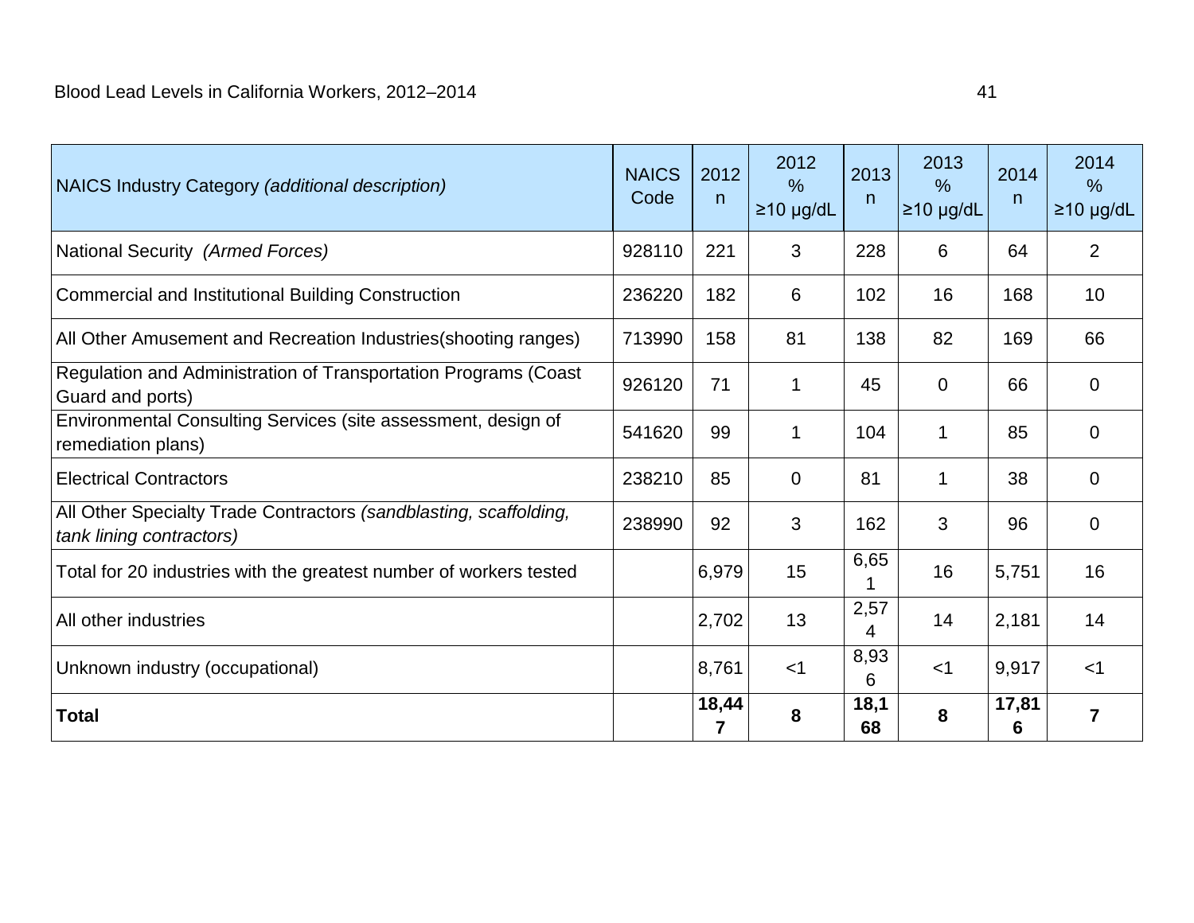| NAICS Industry Category *(additional description)* | NAICS Code | 2012 n | 2012 % ≥10 µg/dL | 2013 n | 2013 % ≥10 µg/dL | 2014 n | 2014 % ≥10 µg/dL |
|---|---|---|---|---|---|---|---|
| National Security *(Armed Forces)* | 928110 | 221 | 3 | 228 | 6 | 64 | 2 |
| Commercial and Institutional Building Construction | 236220 | 182 | 6 | 102 | 16 | 168 | 10 |
| All Other Amusement and Recreation Industries(shooting ranges) | 713990 | 158 | 81 | 138 | 82 | 169 | 66 |
| Regulation and Administration of Transportation Programs (Coast Guard and ports) | 926120 | 71 | 1 | 45 | 0 | 66 | 0 |
| Environmental Consulting Services (site assessment, design of remediation plans) | 541620 | 99 | 1 | 104 | 1 | 85 | 0 |
| Electrical Contractors | 238210 | 85 | 0 | 81 | 1 | 38 | 0 |
| All Other Specialty Trade Contractors *(sandblasting, scaffolding, tank lining contractors)* | 238990 | 92 | 3 | 162 | 3 | 96 | 0 |
| Total for 20 industries with the greatest number of workers tested | | 6,979 | 15 | 6,651 | 16 | 5,751 | 16 |
| All other industries | | 2,702 | 13 | 2,574 | 14 | 2,181 | 14 |
| Unknown industry (occupational) | | 8,761 | <1 | 8,936 | <1 | 9,917 | <1 |
| **Total** | | **18,447** | **8** | **18,168** | **8** | **17,816** | **7** |